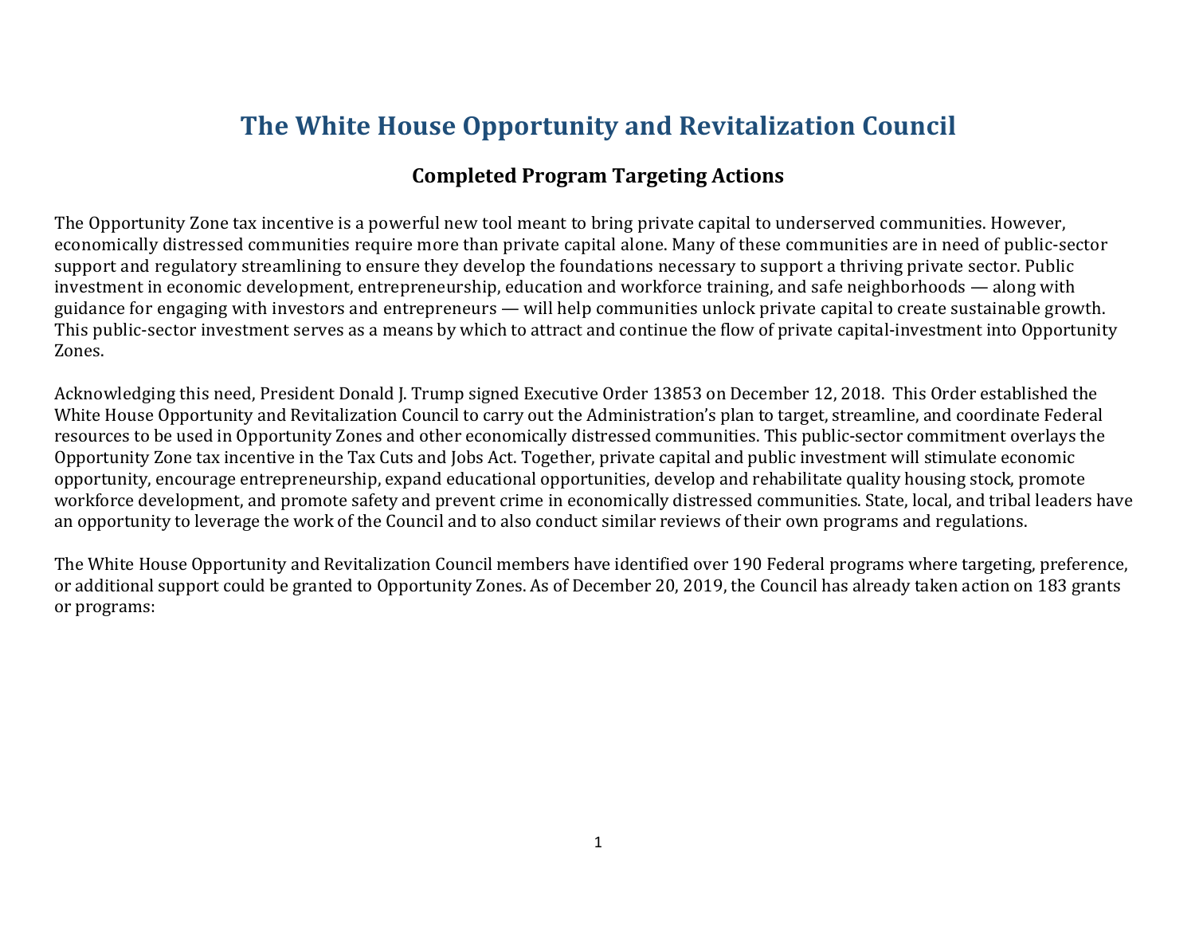# The White House Opportunity and Revitalization Council

## Completed Program Targeting Actions

The Opportunity Zone tax incentive is a powerful new tool meant to bring private capital to underserved communities. However, economically distressed communities require more than private capital alone. Many of these communities are in need of public-sector support and regulatory streamlining to ensure they develop the foundations necessary to support a thriving private sector. Public investment in economic development, entrepreneurship, education and workforce training, and safe neighborhoods — along with guidance for engaging with investors and entrepreneurs — will help communities unlock private capital to create sustainable growth. This public-sector investment serves as a means by which to attract and continue the flow of private capital-investment into Opportunity Zones.

Acknowledging this need, President Donald J. Trump signed Executive Order 13853 on December 12, 2018. This Order established the White House Opportunity and Revitalization Council to carry out the Administration's plan to target, streamline, and coordinate Federal resources to be used in Opportunity Zones and other economically distressed communities. This public-sector commitment overlays the Opportunity Zone tax incentive in the Tax Cuts and Jobs Act. Together, private capital and public investment will stimulate economic opportunity, encourage entrepreneurship, expand educational opportunities, develop and rehabilitate quality housing stock, promote workforce development, and promote safety and prevent crime in economically distressed communities. State, local, and tribal leaders have an opportunity to leverage the work of the Council and to also conduct similar reviews of their own programs and regulations.

The White House Opportunity and Revitalization Council members have identified over 190 Federal programs where targeting, preference, or additional support could be granted to Opportunity Zones. As of December 20, 2019, the Council has already taken action on 183 grants or programs: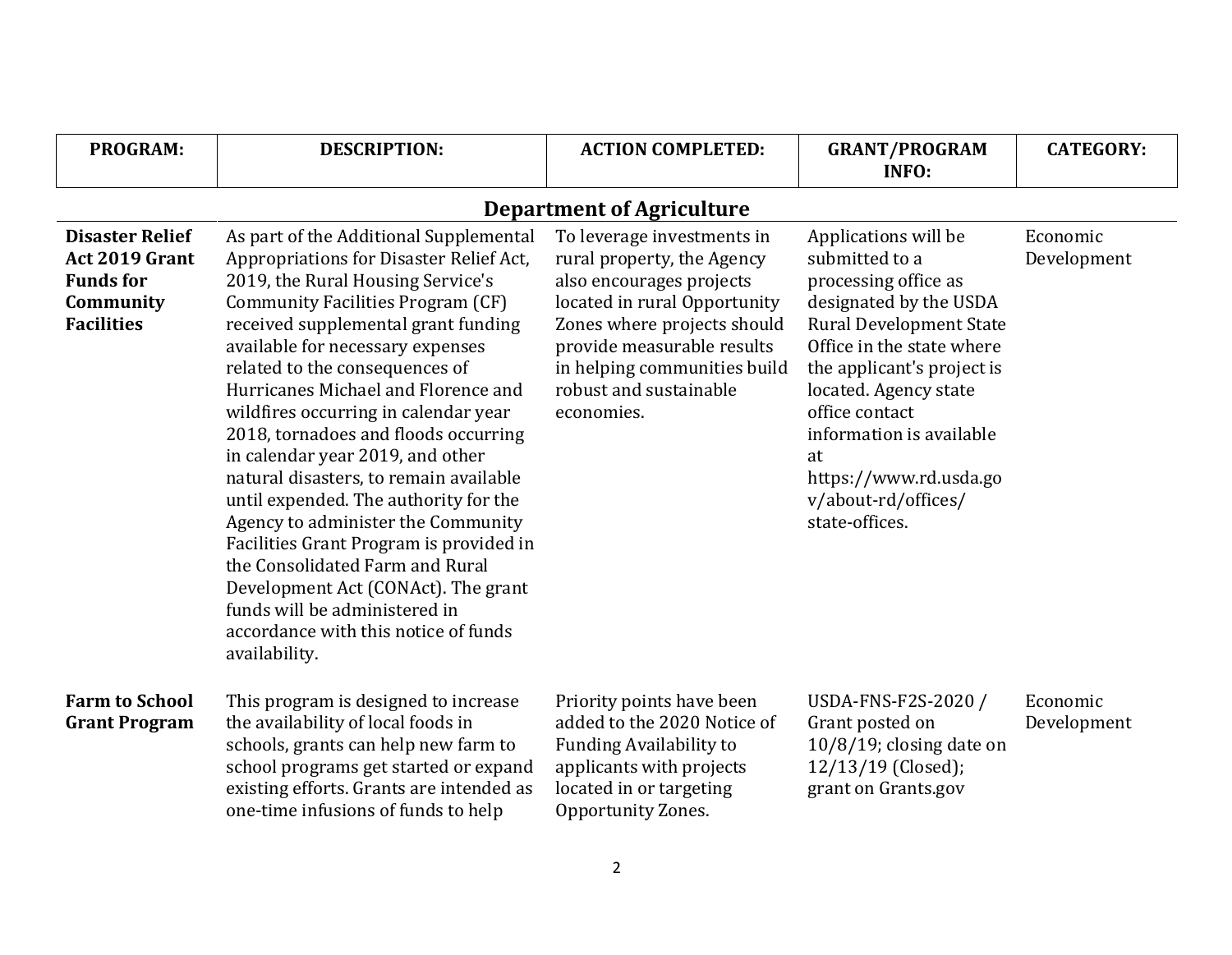| PROGRAM: | DESCRIPTION: | ACTION COMPLETED: | GRANT/PROGRAM INFO: | CATEGORY: |
|---|---|---|---|---|
| | **Department of Agriculture** | | | |
| **Disaster Relief Act 2019 Grant Funds for Community Facilities** | As part of the Additional Supplemental Appropriations for Disaster Relief Act, 2019, the Rural Housing Service's Community Facilities Program (CF) received supplemental grant funding available for necessary expenses related to the consequences of Hurricanes Michael and Florence and wildfires occurring in calendar year 2018, tornadoes and floods occurring in calendar year 2019, and other natural disasters, to remain available until expended. The authority for the Agency to administer the Community Facilities Grant Program is provided in the Consolidated Farm and Rural Development Act (CONAct). The grant funds will be administered in accordance with this notice of funds availability. | To leverage investments in rural property, the Agency also encourages projects located in rural Opportunity Zones where projects should provide measurable results in helping communities build robust and sustainable economies. | Applications will be submitted to a processing office as designated by the USDA Rural Development State Office in the state where the applicant's project is located. Agency state office contact information is available at https://www.rd.usda.gov/about-rd/offices/state-offices. | Economic Development |
| **Farm to School Grant Program** | This program is designed to increase the availability of local foods in schools, grants can help new farm to school programs get started or expand existing efforts. Grants are intended as one-time infusions of funds to help | Priority points have been added to the 2020 Notice of Funding Availability to applicants with projects located in or targeting Opportunity Zones. | USDA-FNS-F2S-2020 / Grant posted on 10/8/19; closing date on 12/13/19 (Closed); grant on Grants.gov | Economic Development |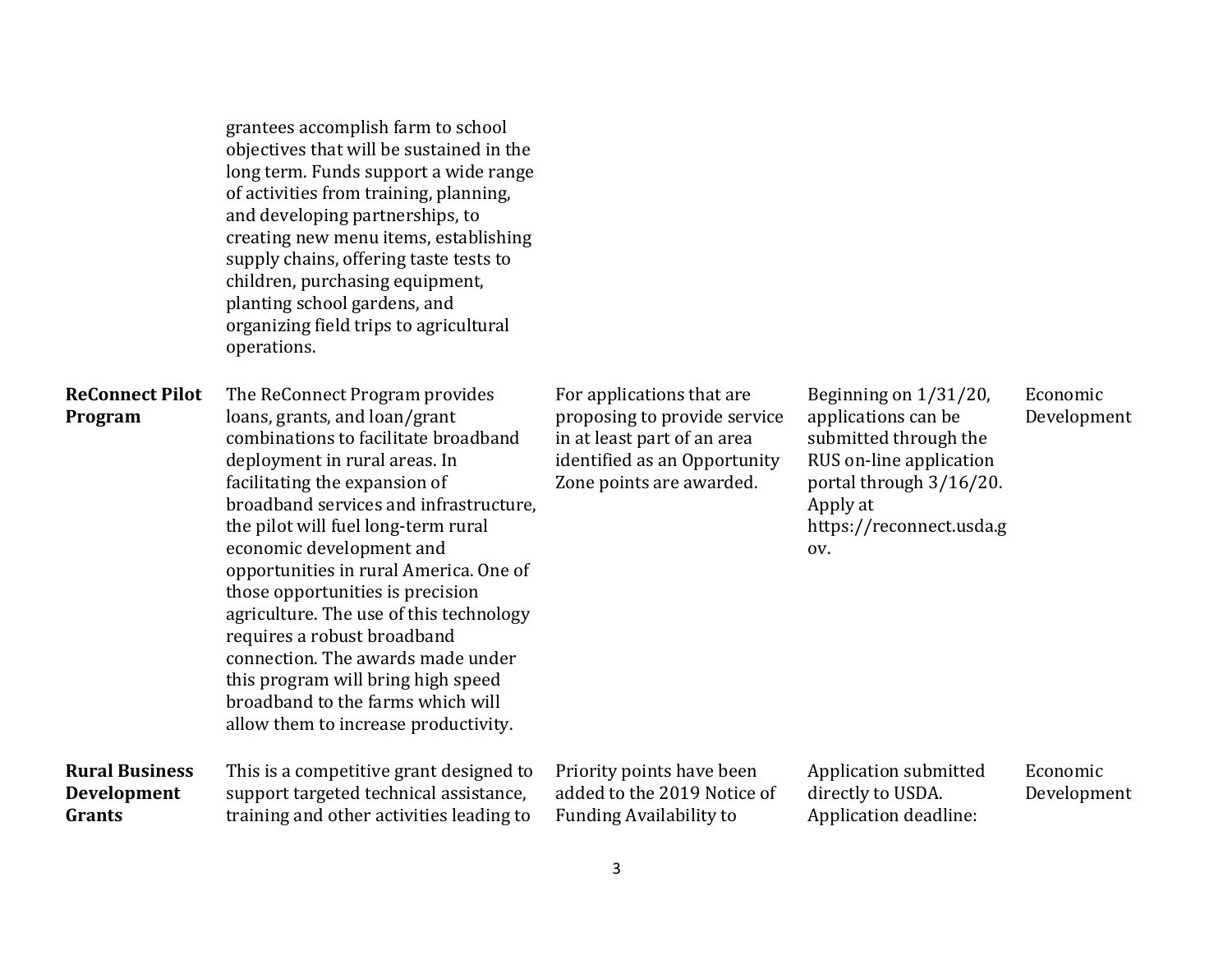| | | | | |
|---|---|---|---|---|
| | grantees accomplish farm to school objectives that will be sustained in the long term. Funds support a wide range of activities from training, planning, and developing partnerships, to creating new menu items, establishing supply chains, offering taste tests to children, purchasing equipment, planting school gardens, and organizing field trips to agricultural operations. | | | |
| **ReConnect Pilot Program** | The ReConnect Program provides loans, grants, and loan/grant combinations to facilitate broadband deployment in rural areas. In facilitating the expansion of broadband services and infrastructure, the pilot will fuel long-term rural economic development and opportunities in rural America. One of those opportunities is precision agriculture. The use of this technology requires a robust broadband connection. The awards made under this program will bring high speed broadband to the farms which will allow them to increase productivity. | For applications that are proposing to provide service in at least part of an area identified as an Opportunity Zone points are awarded. | Beginning on 1/31/20, applications can be submitted through the RUS on-line application portal through 3/16/20. Apply at https://reconnect.usda.gov. | Economic Development |
| **Rural Business Development Grants** | This is a competitive grant designed to support targeted technical assistance, training and other activities leading to | Priority points have been added to the 2019 Notice of Funding Availability to | Application submitted directly to USDA. Application deadline: | Economic Development |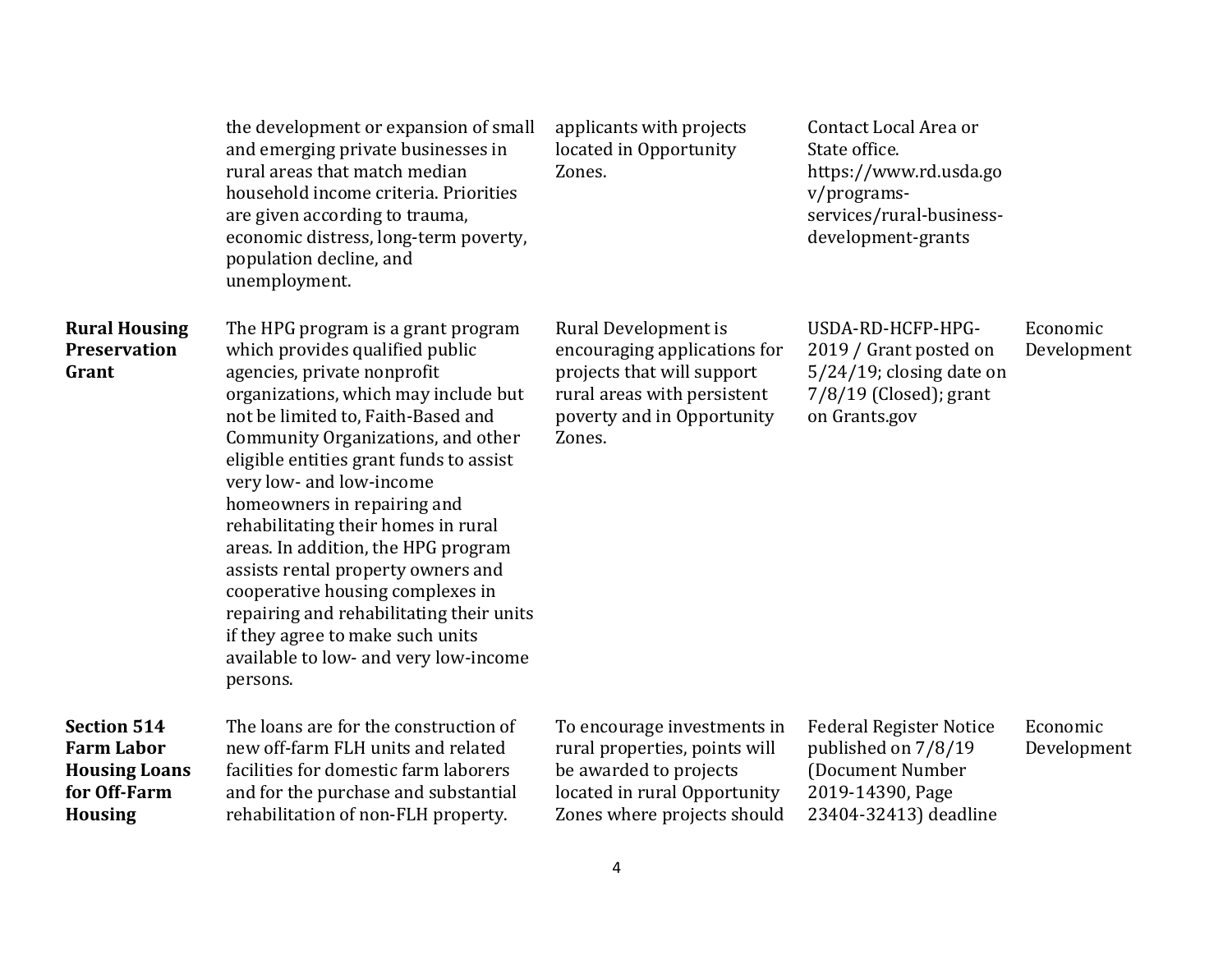| | | | | |
|---|---|---|---|---|
| | the development or expansion of small and emerging private businesses in rural areas that match median household income criteria. Priorities are given according to trauma, economic distress, long-term poverty, population decline, and unemployment. | applicants with projects located in Opportunity Zones. | Contact Local Area or State office. https://www.rd.usda.gov/programs-services/rural-business-development-grants | |
| **Rural Housing Preservation Grant** | The HPG program is a grant program which provides qualified public agencies, private nonprofit organizations, which may include but not be limited to, Faith-Based and Community Organizations, and other eligible entities grant funds to assist very low- and low-income homeowners in repairing and rehabilitating their homes in rural areas. In addition, the HPG program assists rental property owners and cooperative housing complexes in repairing and rehabilitating their units if they agree to make such units available to low- and very low-income persons. | Rural Development is encouraging applications for projects that will support rural areas with persistent poverty and in Opportunity Zones. | USDA-RD-HCFP-HPG-2019 / Grant posted on 5/24/19; closing date on 7/8/19 (Closed); grant on Grants.gov | Economic Development |
| **Section 514 Farm Labor Housing Loans for Off-Farm Housing** | The loans are for the construction of new off-farm FLH units and related facilities for domestic farm laborers and for the purchase and substantial rehabilitation of non-FLH property. | To encourage investments in rural properties, points will be awarded to projects located in rural Opportunity Zones where projects should | Federal Register Notice published on 7/8/19 (Document Number 2019-14390, Page 23404-32413) deadline | Economic Development |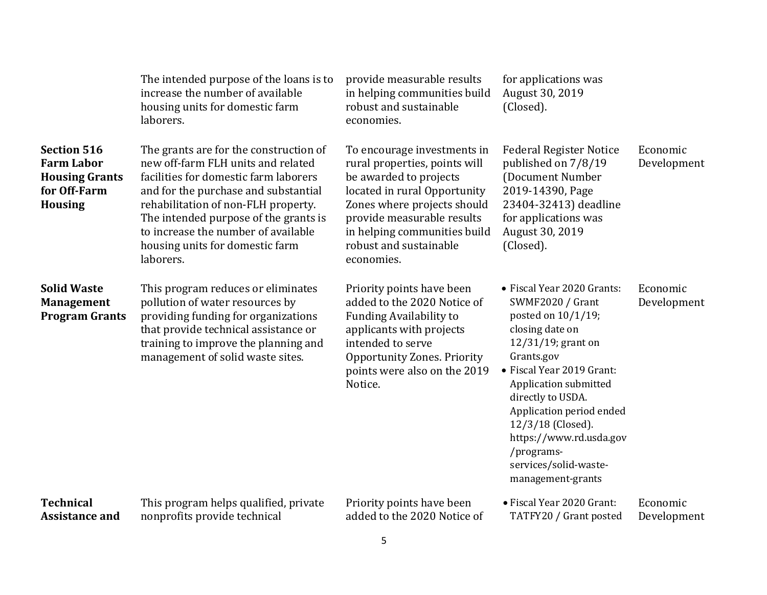| | | | | |
|---|---|---|---|---|
| | The intended purpose of the loans is to increase the number of available housing units for domestic farm laborers. | provide measurable results in helping communities build robust and sustainable economies. | for applications was August 30, 2019 (Closed). | |
| **Section 516 Farm Labor Housing Grants for Off-Farm Housing** | The grants are for the construction of new off-farm FLH units and related facilities for domestic farm laborers and for the purchase and substantial rehabilitation of non-FLH property. The intended purpose of the grants is to increase the number of available housing units for domestic farm laborers. | To encourage investments in rural properties, points will be awarded to projects located in rural Opportunity Zones where projects should provide measurable results in helping communities build robust and sustainable economies. | Federal Register Notice published on 7/8/19 (Document Number 2019-14390, Page 23404-32413) deadline for applications was August 30, 2019 (Closed). | Economic Development |
| **Solid Waste Management Program Grants** | This program reduces or eliminates pollution of water resources by providing funding for organizations that provide technical assistance or training to improve the planning and management of solid waste sites. | Priority points have been added to the 2020 Notice of Funding Availability to applicants with projects intended to serve Opportunity Zones. Priority points were also on the 2019 Notice. | • Fiscal Year 2020 Grants: SWMF2020 / Grant posted on 10/1/19; closing date on 12/31/19; grant on Grants.gov<br>• Fiscal Year 2019 Grant: Application submitted directly to USDA. Application period ended 12/3/18 (Closed). https://www.rd.usda.gov/programs-services/solid-waste-management-grants | Economic Development |
| **Technical Assistance and** | This program helps qualified, private nonprofits provide technical | Priority points have been added to the 2020 Notice of | • Fiscal Year 2020 Grant: TATFY20 / Grant posted | Economic Development |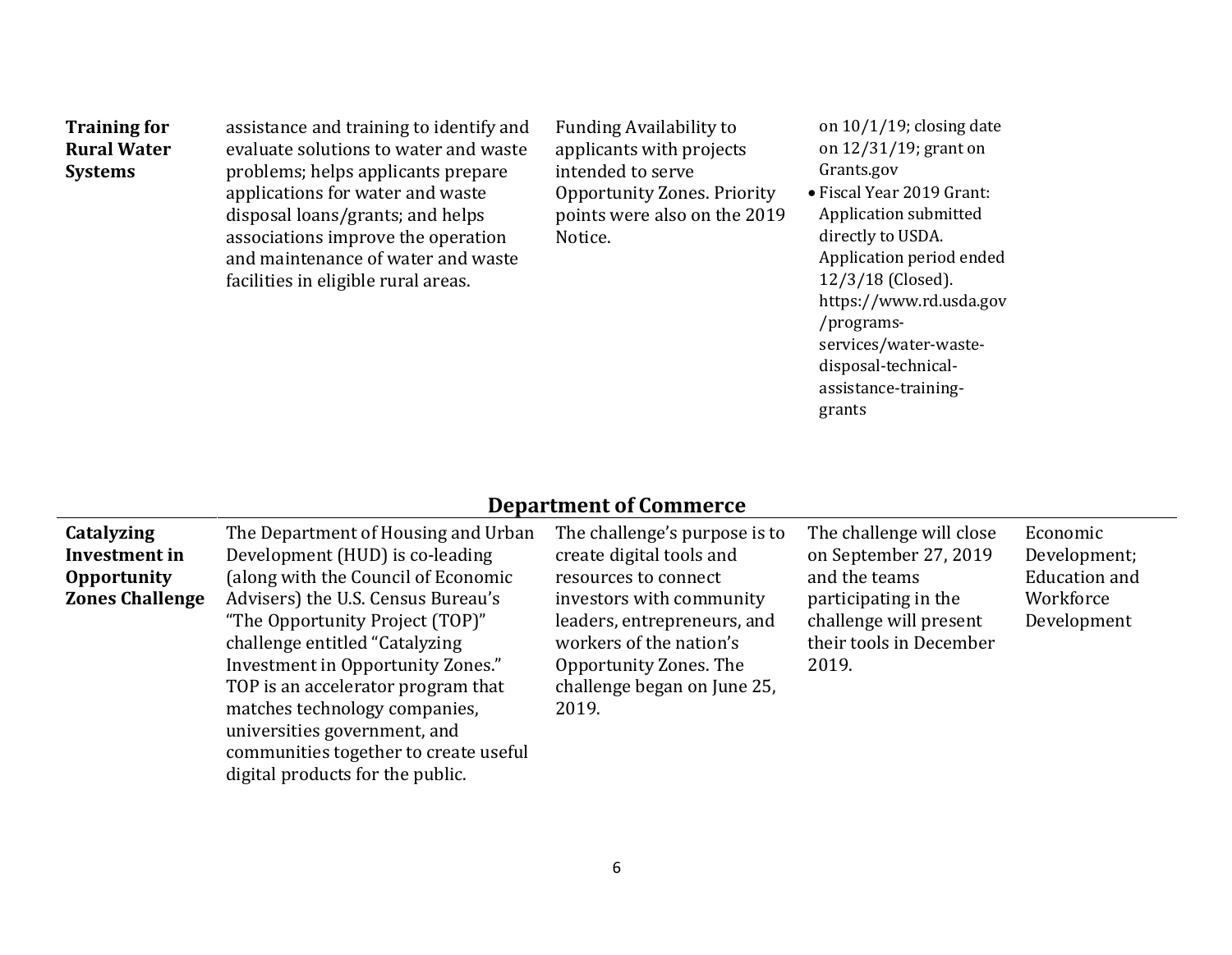| | | | | |
|---|---|---|---|---|
| **Training for Rural Water Systems** | assistance and training to identify and evaluate solutions to water and waste problems; helps applicants prepare applications for water and waste disposal loans/grants; and helps associations improve the operation and maintenance of water and waste facilities in eligible rural areas. | Funding Availability to applicants with projects intended to serve Opportunity Zones. Priority points were also on the 2019 Notice. | on 10/1/19; closing date on 12/31/19; grant on Grants.gov<br>• Fiscal Year 2019 Grant: Application submitted directly to USDA. Application period ended 12/3/18 (Closed). https://www.rd.usda.gov/programs-services/water-waste-disposal-technical-assistance-training-grants | |

## Department of Commerce

| | | | | |
|---|---|---|---|---|
| **Catalyzing Investment in Opportunity Zones Challenge** | The Department of Housing and Urban Development (HUD) is co-leading (along with the Council of Economic Advisers) the U.S. Census Bureau's "The Opportunity Project (TOP)" challenge entitled "Catalyzing Investment in Opportunity Zones." TOP is an accelerator program that matches technology companies, universities government, and communities together to create useful digital products for the public. | The challenge's purpose is to create digital tools and resources to connect investors with community leaders, entrepreneurs, and workers of the nation's Opportunity Zones. The challenge began on June 25, 2019. | The challenge will close on September 27, 2019 and the teams participating in the challenge will present their tools in December 2019. | Economic Development; Education and Workforce Development |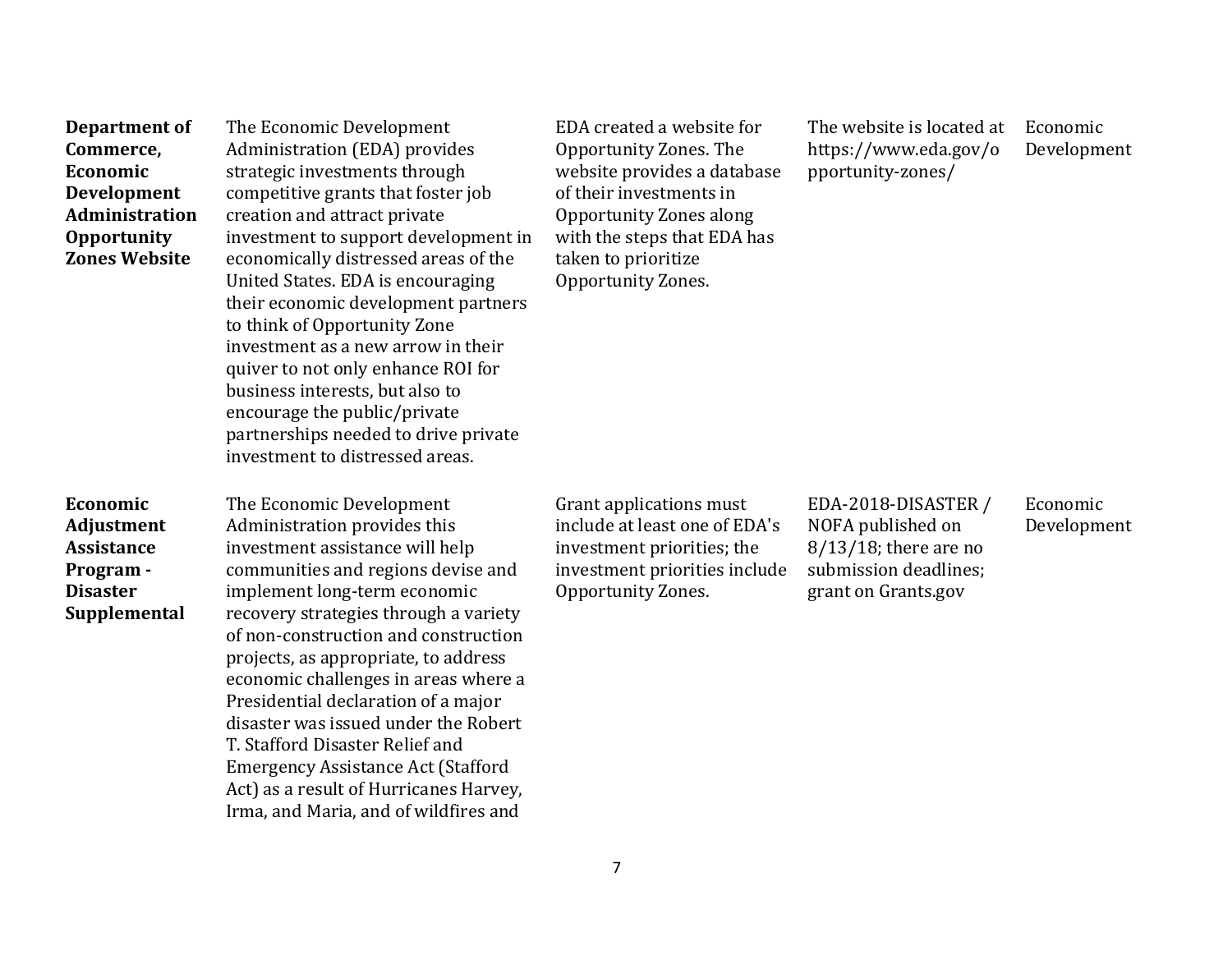| | | | | |
|---|---|---|---|---|
| **Department of Commerce, Economic Development Administration Opportunity Zones Website** | The Economic Development Administration (EDA) provides strategic investments through competitive grants that foster job creation and attract private investment to support development in economically distressed areas of the United States. EDA is encouraging their economic development partners to think of Opportunity Zone investment as a new arrow in their quiver to not only enhance ROI for business interests, but also to encourage the public/private partnerships needed to drive private investment to distressed areas. | EDA created a website for Opportunity Zones. The website provides a database of their investments in Opportunity Zones along with the steps that EDA has taken to prioritize Opportunity Zones. | The website is located at https://www.eda.gov/opportunity-zones/ | Economic Development |
| **Economic Adjustment Assistance Program - Disaster Supplemental** | The Economic Development Administration provides this investment assistance will help communities and regions devise and implement long-term economic recovery strategies through a variety of non-construction and construction projects, as appropriate, to address economic challenges in areas where a Presidential declaration of a major disaster was issued under the Robert T. Stafford Disaster Relief and Emergency Assistance Act (Stafford Act) as a result of Hurricanes Harvey, Irma, and Maria, and of wildfires and | Grant applications must include at least one of EDA's investment priorities; the investment priorities include Opportunity Zones. | EDA-2018-DISASTER / NOFA published on 8/13/18; there are no submission deadlines; grant on Grants.gov | Economic Development |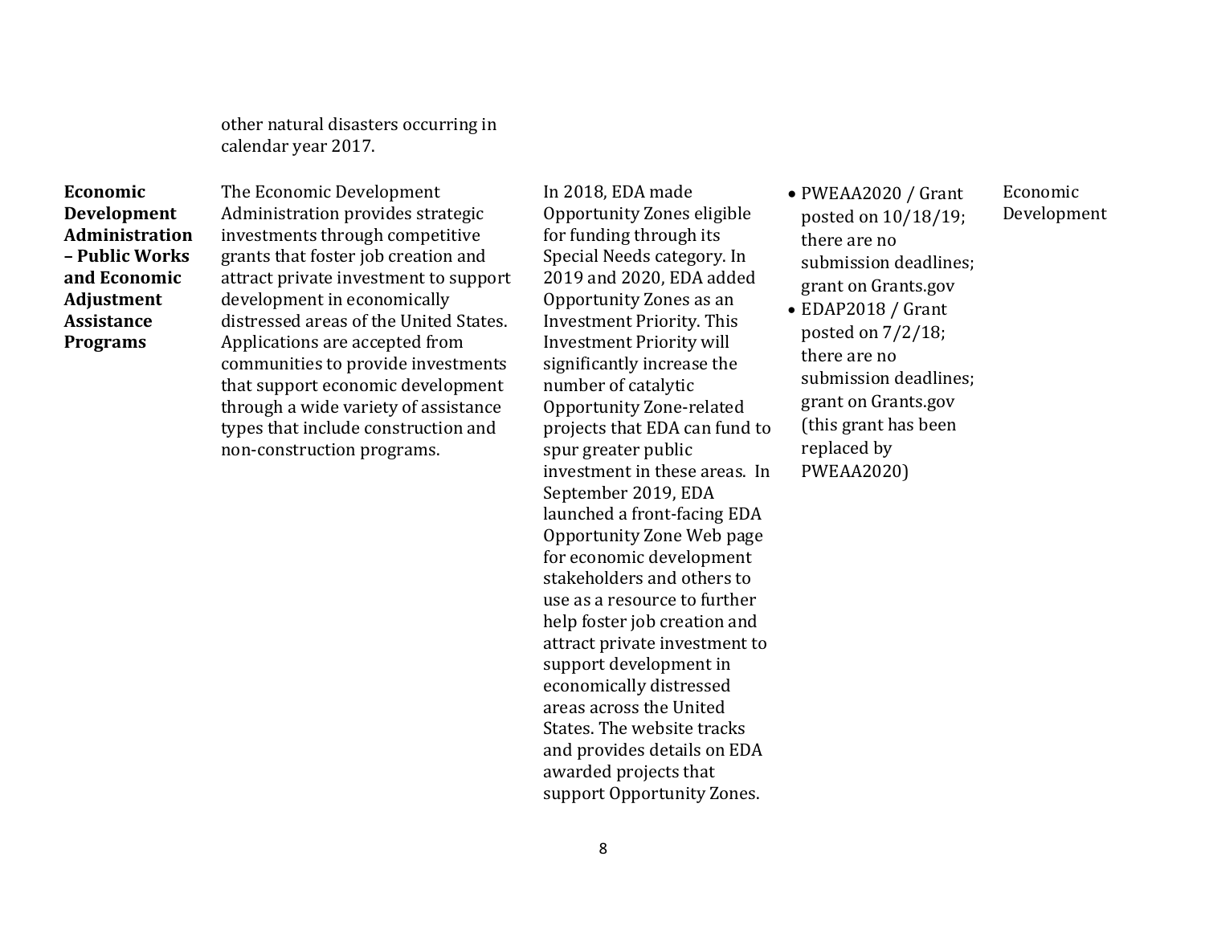| | | | | |
|---|---|---|---|---|
| | other natural disasters occurring in calendar year 2017. | | | |
| **Economic Development Administration – Public Works and Economic Adjustment Assistance Programs** | The Economic Development Administration provides strategic investments through competitive grants that foster job creation and attract private investment to support development in economically distressed areas of the United States. Applications are accepted from communities to provide investments that support economic development through a wide variety of assistance types that include construction and non-construction programs. | In 2018, EDA made Opportunity Zones eligible for funding through its Special Needs category. In 2019 and 2020, EDA added Opportunity Zones as an Investment Priority. This Investment Priority will significantly increase the number of catalytic Opportunity Zone-related projects that EDA can fund to spur greater public investment in these areas. In September 2019, EDA launched a front-facing EDA Opportunity Zone Web page for economic development stakeholders and others to use as a resource to further help foster job creation and attract private investment to support development in economically distressed areas across the United States. The website tracks and provides details on EDA awarded projects that support Opportunity Zones. | • PWEAA2020 / Grant posted on 10/18/19; there are no submission deadlines; grant on Grants.gov<br>• EDAP2018 / Grant posted on 7/2/18; there are no submission deadlines; grant on Grants.gov (this grant has been replaced by PWEAA2020) | Economic Development |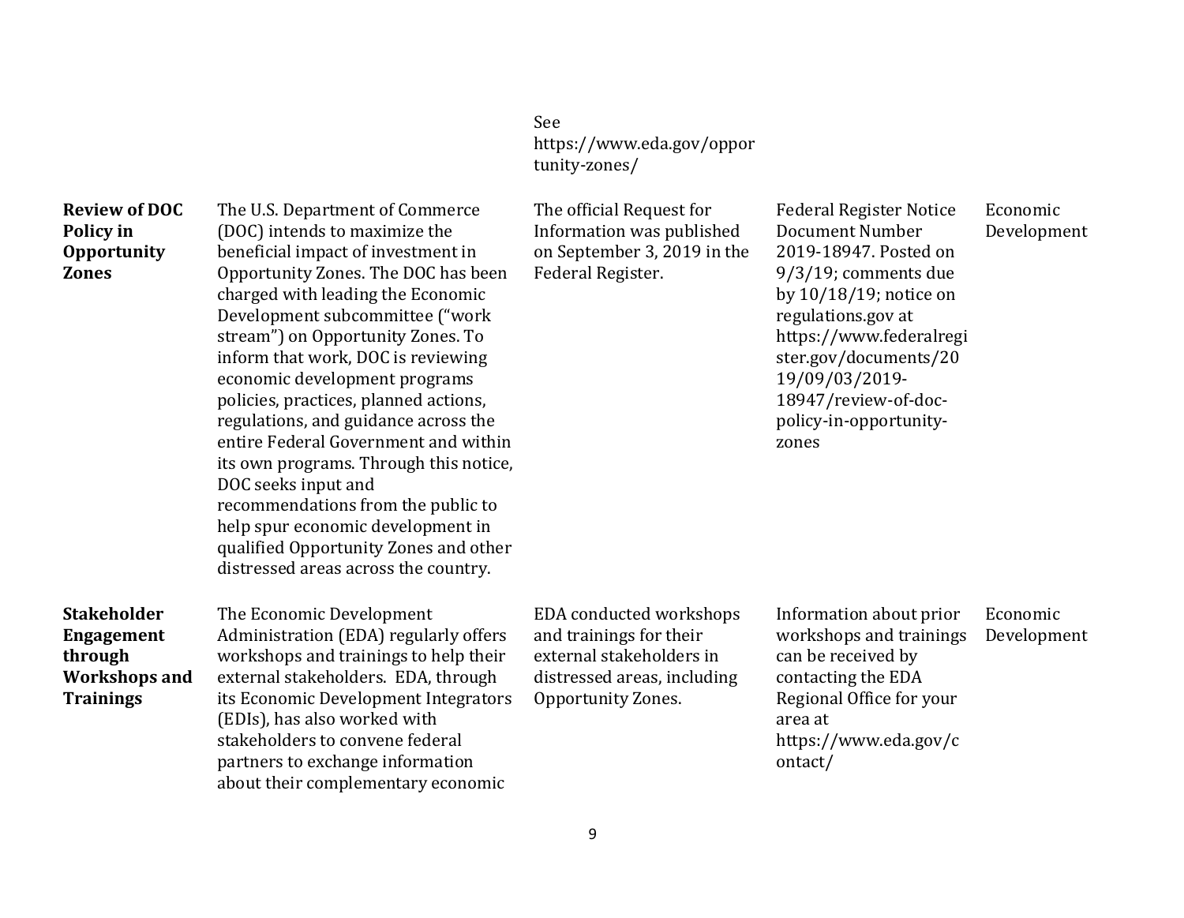| | | See https://www.eda.gov/opportunity-zones/ | | |
|---|---|---|---|---|
| **Review of DOC Policy in Opportunity Zones** | The U.S. Department of Commerce (DOC) intends to maximize the beneficial impact of investment in Opportunity Zones. The DOC has been charged with leading the Economic Development subcommittee ("work stream") on Opportunity Zones. To inform that work, DOC is reviewing economic development programs policies, practices, planned actions, regulations, and guidance across the entire Federal Government and within its own programs. Through this notice, DOC seeks input and recommendations from the public to help spur economic development in qualified Opportunity Zones and other distressed areas across the country. | The official Request for Information was published on September 3, 2019 in the Federal Register. | Federal Register Notice Document Number 2019-18947. Posted on 9/3/19; comments due by 10/18/19; notice on regulations.gov at https://www.federalregister.gov/documents/2019/09/03/2019-18947/review-of-doc-policy-in-opportunity-zones | Economic Development |
| **Stakeholder Engagement through Workshops and Trainings** | The Economic Development Administration (EDA) regularly offers workshops and trainings to help their external stakeholders. EDA, through its Economic Development Integrators (EDIs), has also worked with stakeholders to convene federal partners to exchange information about their complementary economic | EDA conducted workshops and trainings for their external stakeholders in distressed areas, including Opportunity Zones. | Information about prior workshops and trainings can be received by contacting the EDA Regional Office for your area at https://www.eda.gov/contact/ | Economic Development |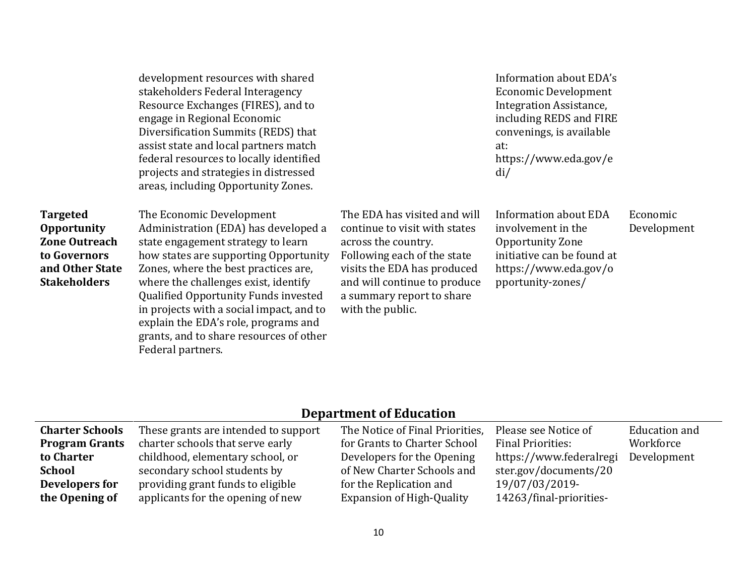| | | | | |
|---|---|---|---|---|
| | development resources with shared stakeholders Federal Interagency Resource Exchanges (FIRES), and to engage in Regional Economic Diversification Summits (REDS) that assist state and local partners match federal resources to locally identified projects and strategies in distressed areas, including Opportunity Zones. | | Information about EDA's Economic Development Integration Assistance, including REDS and FIRE convenings, is available at: https://www.eda.gov/edi/ | |
| **Targeted Opportunity Zone Outreach to Governors and Other State Stakeholders** | The Economic Development Administration (EDA) has developed a state engagement strategy to learn how states are supporting Opportunity Zones, where the best practices are, where the challenges exist, identify Qualified Opportunity Funds invested in projects with a social impact, and to explain the EDA's role, programs and grants, and to share resources of other Federal partners. | The EDA has visited and will continue to visit with states across the country. Following each of the state visits the EDA has produced and will continue to produce a summary report to share with the public. | Information about EDA involvement in the Opportunity Zone initiative can be found at https://www.eda.gov/opportunity-zones/ | Economic Development |

## Department of Education

| | | | | |
|---|---|---|---|---|
| **Charter Schools Program Grants to Charter School Developers for the Opening of** | These grants are intended to support charter schools that serve early childhood, elementary school, or secondary school students by providing grant funds to eligible applicants for the opening of new | The Notice of Final Priorities, for Grants to Charter School Developers for the Opening of New Charter Schools and for the Replication and Expansion of High-Quality | Please see Notice of Final Priorities: https://www.federalregister.gov/documents/2019/07/03/2019-14263/final-priorities- | Education and Workforce Development |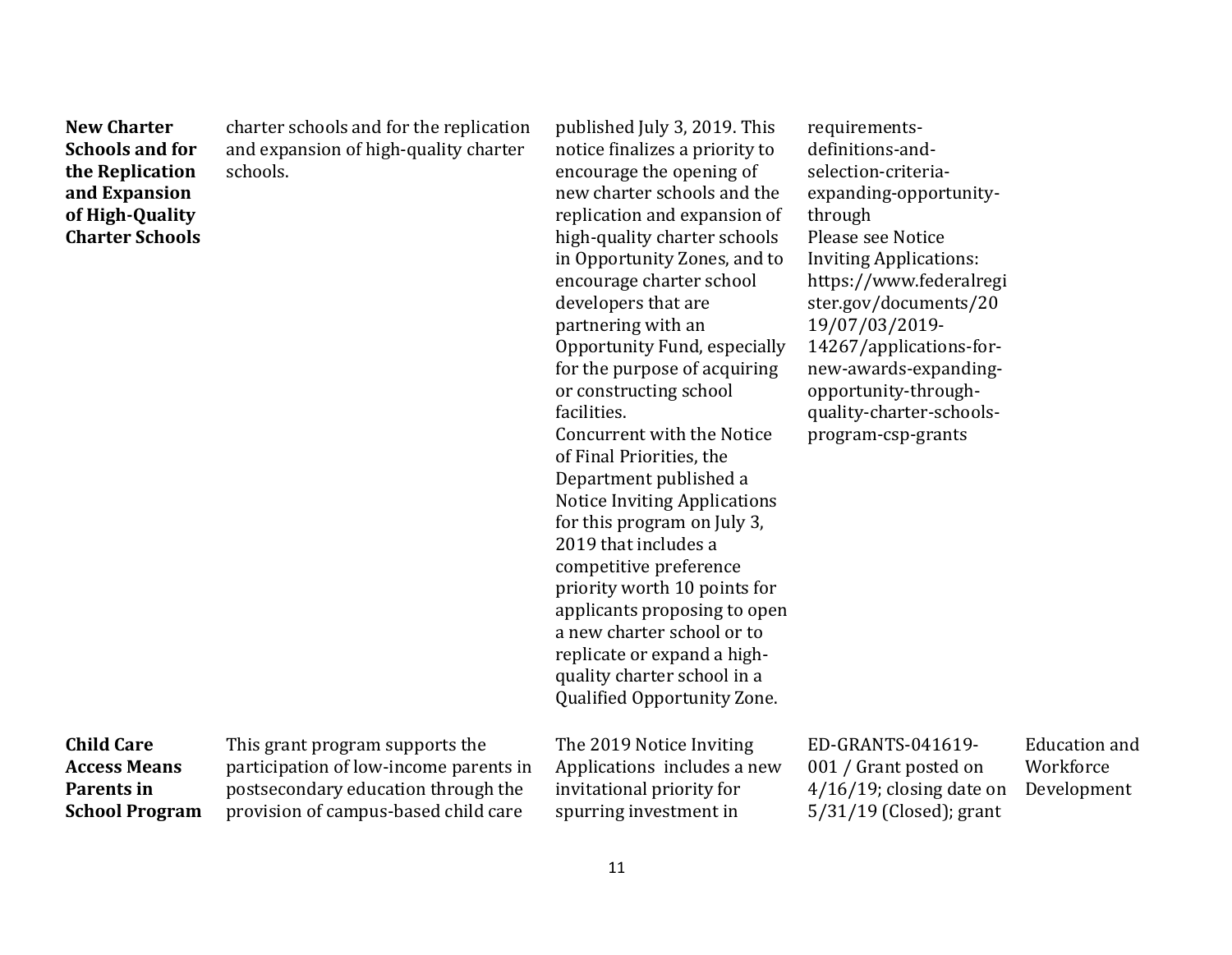| | | | | |
|---|---|---|---|---|
| **New Charter Schools and for the Replication and Expansion of High-Quality Charter Schools** | charter schools and for the replication and expansion of high-quality charter schools. | published July 3, 2019. This notice finalizes a priority to encourage the opening of new charter schools and the replication and expansion of high-quality charter schools in Opportunity Zones, and to encourage charter school developers that are partnering with an Opportunity Fund, especially for the purpose of acquiring or constructing school facilities. Concurrent with the Notice of Final Priorities, the Department published a Notice Inviting Applications for this program on July 3, 2019 that includes a competitive preference priority worth 10 points for applicants proposing to open a new charter school or to replicate or expand a high-quality charter school in a Qualified Opportunity Zone. | requirements-definitions-and-selection-criteria-expanding-opportunity-through Please see Notice Inviting Applications: https://www.federalregister.gov/documents/2019/07/03/2019-14267/applications-for-new-awards-expanding-opportunity-through-quality-charter-schools-program-csp-grants | |
| **Child Care Access Means Parents in School Program** | This grant program supports the participation of low-income parents in postsecondary education through the provision of campus-based child care | The 2019 Notice Inviting Applications includes a new invitational priority for spurring investment in | ED-GRANTS-041619-001 / Grant posted on 4/16/19; closing date on 5/31/19 (Closed); grant | Education and Workforce Development |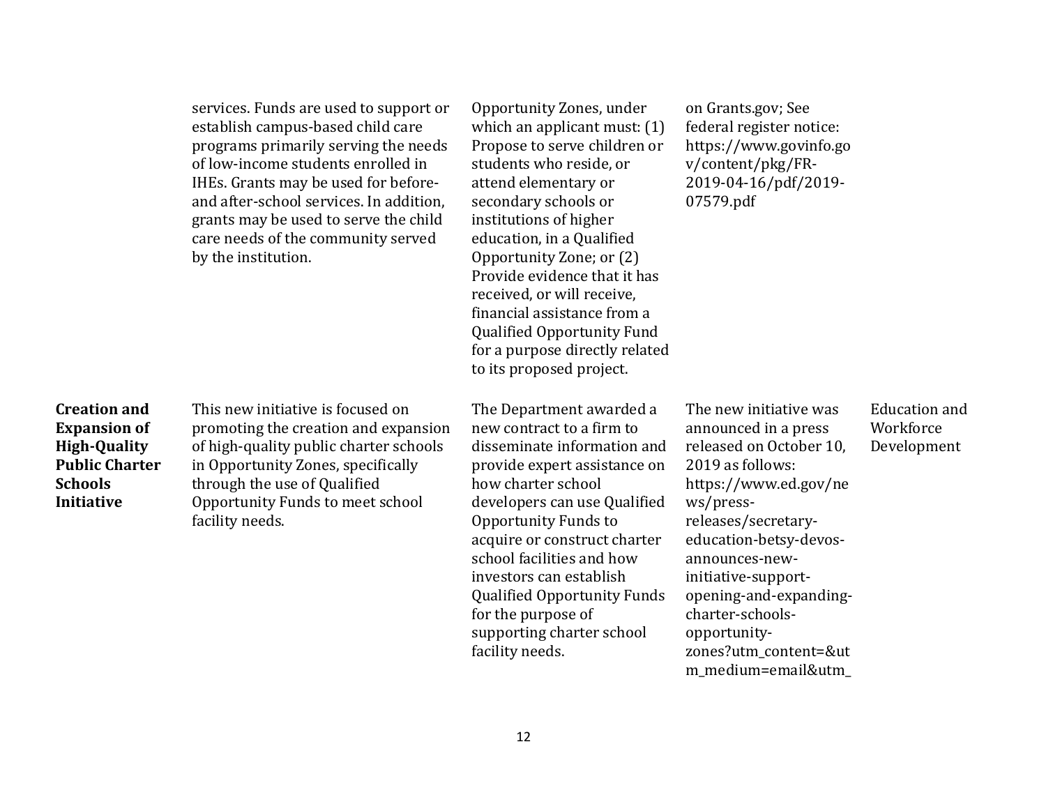| | | | | |
|---|---|---|---|---|
| | services. Funds are used to support or establish campus-based child care programs primarily serving the needs of low-income students enrolled in IHEs. Grants may be used for before- and after-school services. In addition, grants may be used to serve the child care needs of the community served by the institution. | Opportunity Zones, under which an applicant must: (1) Propose to serve children or students who reside, or attend elementary or secondary schools or institutions of higher education, in a Qualified Opportunity Zone; or (2) Provide evidence that it has received, or will receive, financial assistance from a Qualified Opportunity Fund for a purpose directly related to its proposed project. | on Grants.gov; See federal register notice: https://www.govinfo.gov/content/pkg/FR-2019-04-16/pdf/2019-07579.pdf | |
| **Creation and Expansion of High-Quality Public Charter Schools Initiative** | This new initiative is focused on promoting the creation and expansion of high-quality public charter schools in Opportunity Zones, specifically through the use of Qualified Opportunity Funds to meet school facility needs. | The Department awarded a new contract to a firm to disseminate information and provide expert assistance on how charter school developers can use Qualified Opportunity Funds to acquire or construct charter school facilities and how investors can establish Qualified Opportunity Funds for the purpose of supporting charter school facility needs. | The new initiative was announced in a press released on October 10, 2019 as follows: https://www.ed.gov/news/press-releases/secretary-education-betsy-devos-announces-new-initiative-support-opening-and-expanding-charter-schools-opportunity-zones?utm_content=&utm_medium=email&utm_ | Education and Workforce Development |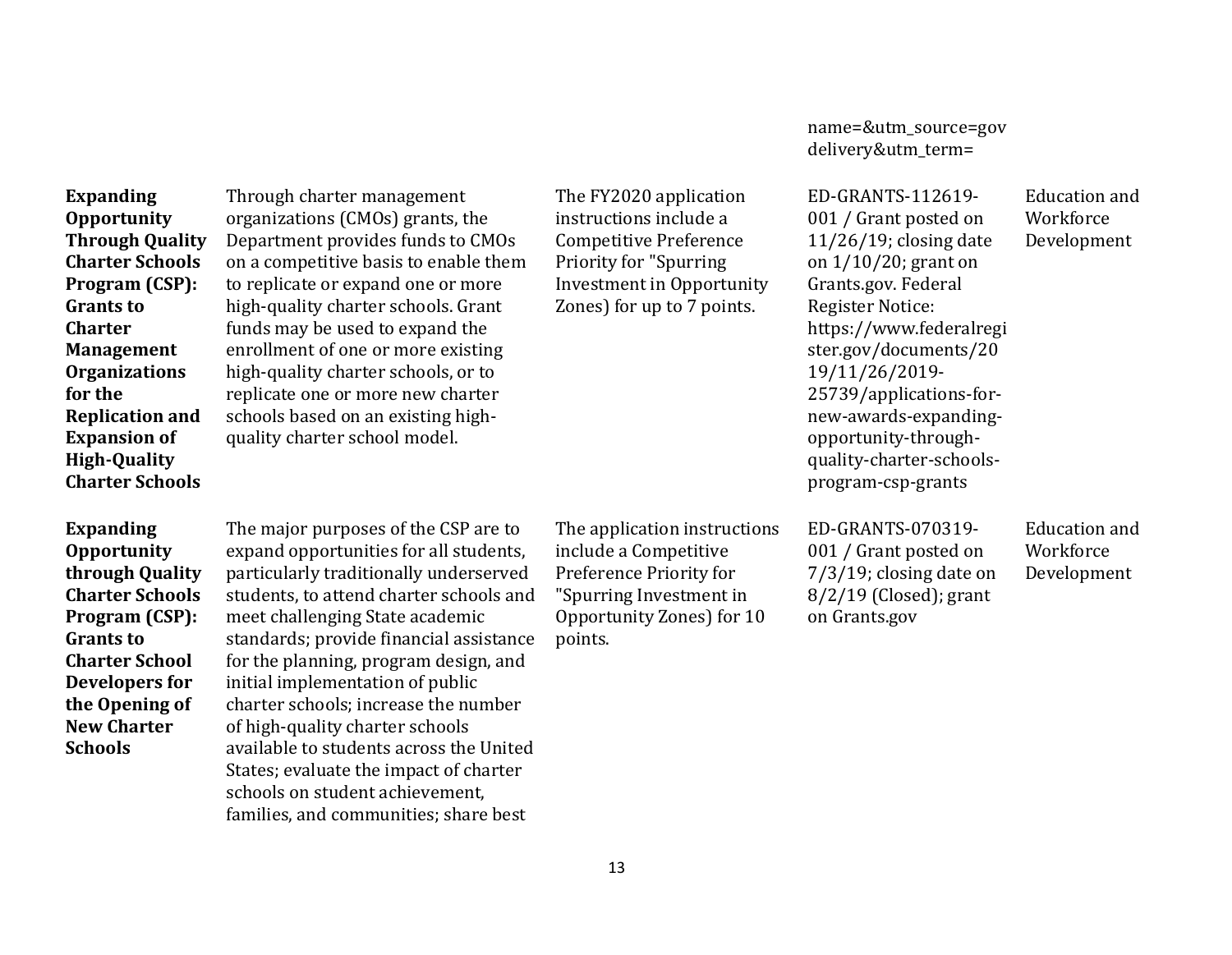| | | | | |
|---|---|---|---|---|
| | | | name=&utm_source=govdelivery&utm_term= | |
| **Expanding Opportunity Through Quality Charter Schools Program (CSP): Grants to Charter Management Organizations for the Replication and Expansion of High-Quality Charter Schools** | Through charter management organizations (CMOs) grants, the Department provides funds to CMOs on a competitive basis to enable them to replicate or expand one or more high-quality charter schools. Grant funds may be used to expand the enrollment of one or more existing high-quality charter schools, or to replicate one or more new charter schools based on an existing high-quality charter school model. | The FY2020 application instructions include a Competitive Preference Priority for "Spurring Investment in Opportunity Zones) for up to 7 points. | ED-GRANTS-112619-001 / Grant posted on 11/26/19; closing date on 1/10/20; grant on Grants.gov. Federal Register Notice: https://www.federalregister.gov/documents/2019/11/26/2019-25739/applications-for-new-awards-expanding-opportunity-through-quality-charter-schools-program-csp-grants | Education and Workforce Development |
| **Expanding Opportunity through Quality Charter Schools Program (CSP): Grants to Charter School Developers for the Opening of New Charter Schools** | The major purposes of the CSP are to expand opportunities for all students, particularly traditionally underserved students, to attend charter schools and meet challenging State academic standards; provide financial assistance for the planning, program design, and initial implementation of public charter schools; increase the number of high-quality charter schools available to students across the United States; evaluate the impact of charter schools on student achievement, families, and communities; share best | The application instructions include a Competitive Preference Priority for "Spurring Investment in Opportunity Zones) for 10 points. | ED-GRANTS-070319-001 / Grant posted on 7/3/19; closing date on 8/2/19 (Closed); grant on Grants.gov | Education and Workforce Development |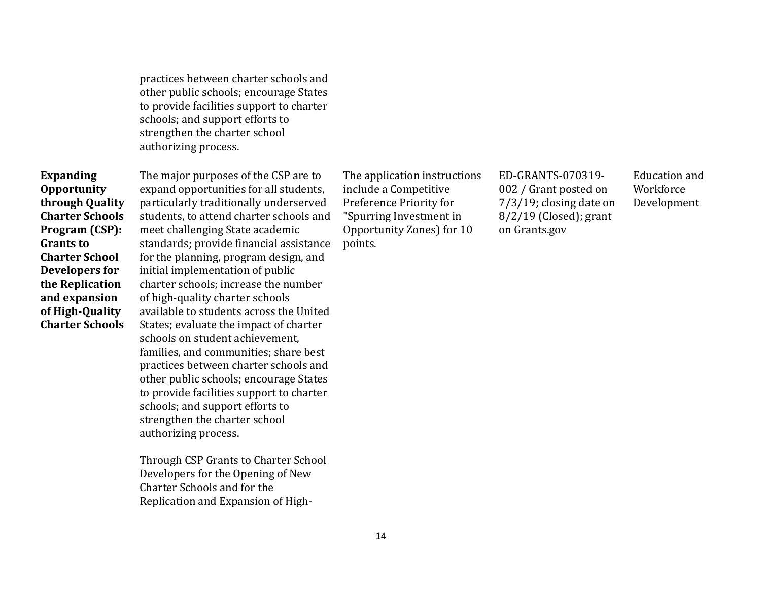| | | | | |
|---|---|---|---|---|
| | practices between charter schools and other public schools; encourage States to provide facilities support to charter schools; and support efforts to strengthen the charter school authorizing process. | | | |
| **Expanding Opportunity through Quality Charter Schools Program (CSP): Grants to Charter School Developers for the Replication and expansion of High-Quality Charter Schools** | The major purposes of the CSP are to expand opportunities for all students, particularly traditionally underserved students, to attend charter schools and meet challenging State academic standards; provide financial assistance for the planning, program design, and initial implementation of public charter schools; increase the number of high-quality charter schools available to students across the United States; evaluate the impact of charter schools on student achievement, families, and communities; share best practices between charter schools and other public schools; encourage States to provide facilities support to charter schools; and support efforts to strengthen the charter school authorizing process.<br><br>Through CSP Grants to Charter School Developers for the Opening of New Charter Schools and for the Replication and Expansion of High- | The application instructions include a Competitive Preference Priority for "Spurring Investment in Opportunity Zones) for 10 points. | ED-GRANTS-070319-002 / Grant posted on 7/3/19; closing date on 8/2/19 (Closed); grant on Grants.gov | Education and Workforce Development |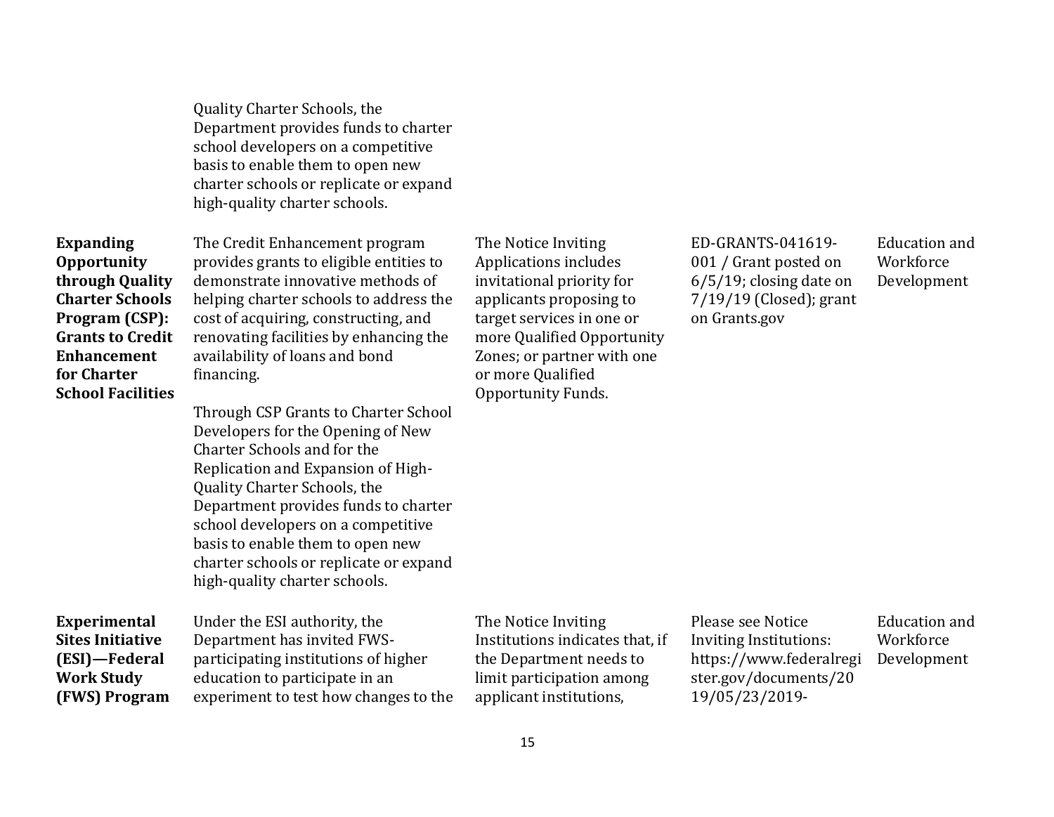| | | | | |
|---|---|---|---|---|
| | Quality Charter Schools, the Department provides funds to charter school developers on a competitive basis to enable them to open new charter schools or replicate or expand high-quality charter schools. | | | |
| **Expanding Opportunity through Quality Charter Schools Program (CSP): Grants to Credit Enhancement for Charter School Facilities** | The Credit Enhancement program provides grants to eligible entities to demonstrate innovative methods of helping charter schools to address the cost of acquiring, constructing, and renovating facilities by enhancing the availability of loans and bond financing.<br><br>Through CSP Grants to Charter School Developers for the Opening of New Charter Schools and for the Replication and Expansion of High-Quality Charter Schools, the Department provides funds to charter school developers on a competitive basis to enable them to open new charter schools or replicate or expand high-quality charter schools. | The Notice Inviting Applications includes invitational priority for applicants proposing to target services in one or more Qualified Opportunity Zones; or partner with one or more Qualified Opportunity Funds. | ED-GRANTS-041619-001 / Grant posted on 6/5/19; closing date on 7/19/19 (Closed); grant on Grants.gov | Education and Workforce Development |
| **Experimental Sites Initiative (ESI)—Federal Work Study (FWS) Program** | Under the ESI authority, the Department has invited FWS-participating institutions of higher education to participate in an experiment to test how changes to the | The Notice Inviting Institutions indicates that, if the Department needs to limit participation among applicant institutions, | Please see Notice Inviting Institutions: https://www.federalregister.gov/documents/2019/05/23/2019- | Education and Workforce Development |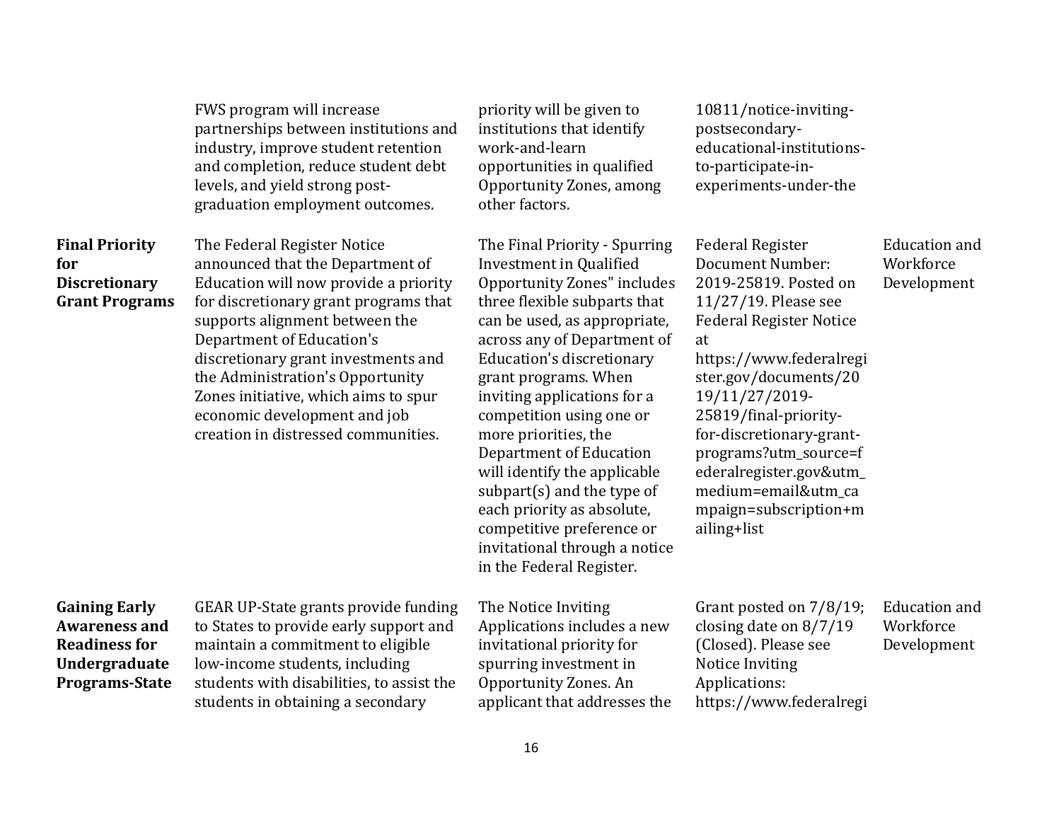| | | | | |
|---|---|---|---|---|
| | FWS program will increase partnerships between institutions and industry, improve student retention and completion, reduce student debt levels, and yield strong post-graduation employment outcomes. | priority will be given to institutions that identify work-and-learn opportunities in qualified Opportunity Zones, among other factors. | 10811/notice-inviting-postsecondary-educational-institutions-to-participate-in-experiments-under-the | |
| **Final Priority for Discretionary Grant Programs** | The Federal Register Notice announced that the Department of Education will now provide a priority for discretionary grant programs that supports alignment between the Department of Education's discretionary grant investments and the Administration's Opportunity Zones initiative, which aims to spur economic development and job creation in distressed communities. | The Final Priority - Spurring Investment in Qualified Opportunity Zones" includes three flexible subparts that can be used, as appropriate, across any of Department of Education's discretionary grant programs. When inviting applications for a competition using one or more priorities, the Department of Education will identify the applicable subpart(s) and the type of each priority as absolute, competitive preference or invitational through a notice in the Federal Register. | Federal Register Document Number: 2019-25819. Posted on 11/27/19. Please see Federal Register Notice at https://www.federalregister.gov/documents/2019/11/27/2019-25819/final-priority-for-discretionary-grant-programs?utm_source=federalregister.gov&utm_medium=email&utm_campaign=subscription+mailing+list | Education and Workforce Development |
| **Gaining Early Awareness and Readiness for Undergraduate Programs-State** | GEAR UP-State grants provide funding to States to provide early support and maintain a commitment to eligible low-income students, including students with disabilities, to assist the students in obtaining a secondary | The Notice Inviting Applications includes a new invitational priority for spurring investment in Opportunity Zones. An applicant that addresses the | Grant posted on 7/8/19; closing date on 8/7/19 (Closed). Please see Notice Inviting Applications: https://www.federalregi | Education and Workforce Development |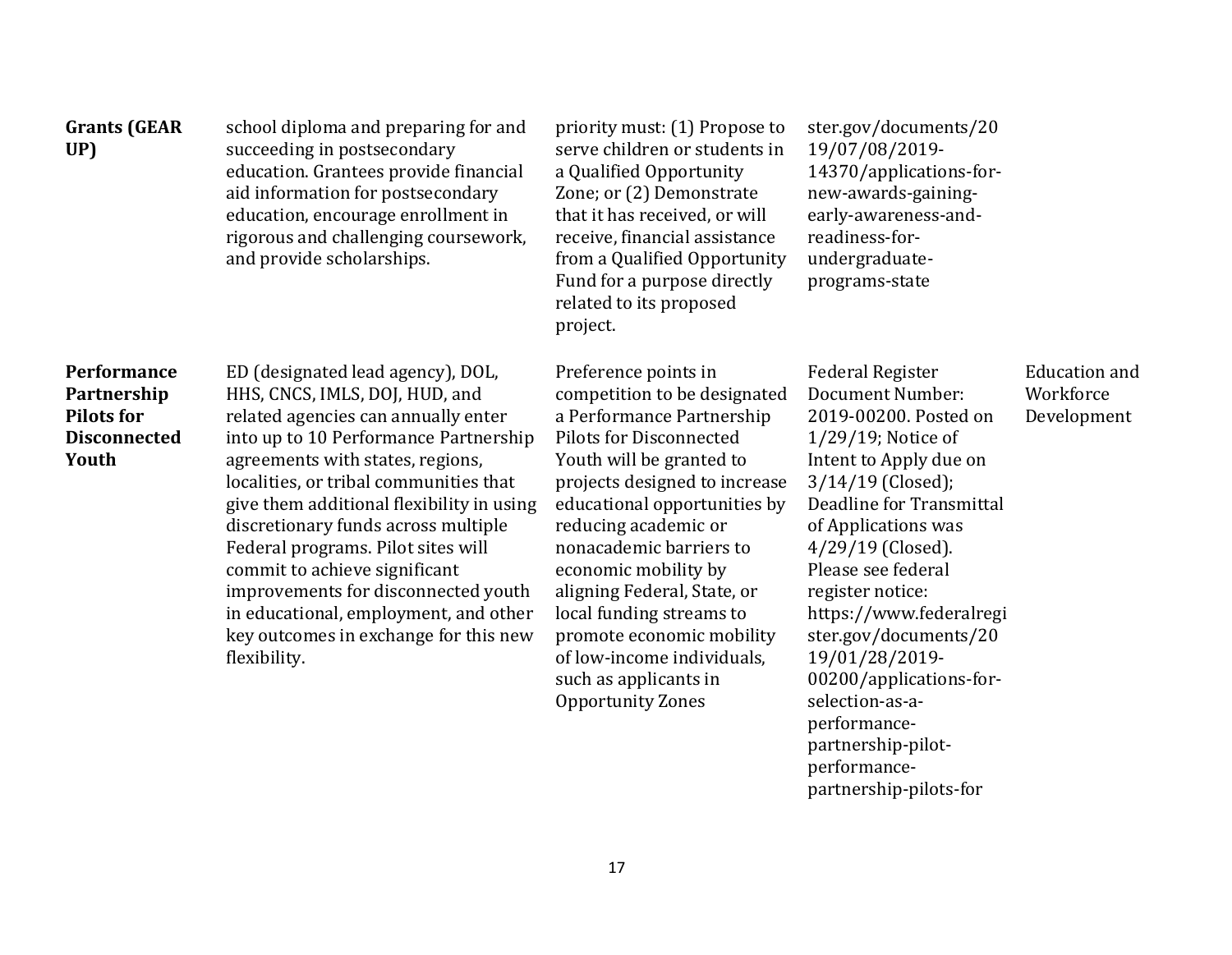| | | | | |
|---|---|---|---|---|
| **Grants (GEAR UP)** | school diploma and preparing for and succeeding in postsecondary education. Grantees provide financial aid information for postsecondary education, encourage enrollment in rigorous and challenging coursework, and provide scholarships. | priority must: (1) Propose to serve children or students in a Qualified Opportunity Zone; or (2) Demonstrate that it has received, or will receive, financial assistance from a Qualified Opportunity Fund for a purpose directly related to its proposed project. | ster.gov/documents/2019/07/08/2019-14370/applications-for-new-awards-gaining-early-awareness-and-readiness-for-undergraduate-programs-state | |
| **Performance Partnership Pilots for Disconnected Youth** | ED (designated lead agency), DOL, HHS, CNCS, IMLS, DOJ, HUD, and related agencies can annually enter into up to 10 Performance Partnership agreements with states, regions, localities, or tribal communities that give them additional flexibility in using discretionary funds across multiple Federal programs. Pilot sites will commit to achieve significant improvements for disconnected youth in educational, employment, and other key outcomes in exchange for this new flexibility. | Preference points in competition to be designated a Performance Partnership Pilots for Disconnected Youth will be granted to projects designed to increase educational opportunities by reducing academic or nonacademic barriers to economic mobility by aligning Federal, State, or local funding streams to promote economic mobility of low-income individuals, such as applicants in Opportunity Zones | Federal Register Document Number: 2019-00200. Posted on 1/29/19; Notice of Intent to Apply due on 3/14/19 (Closed); Deadline for Transmittal of Applications was 4/29/19 (Closed). Please see federal register notice: https://www.federalregister.gov/documents/2019/01/28/2019-00200/applications-for-selection-as-a-performance-partnership-pilot-performance-partnership-pilots-for | Education and Workforce Development |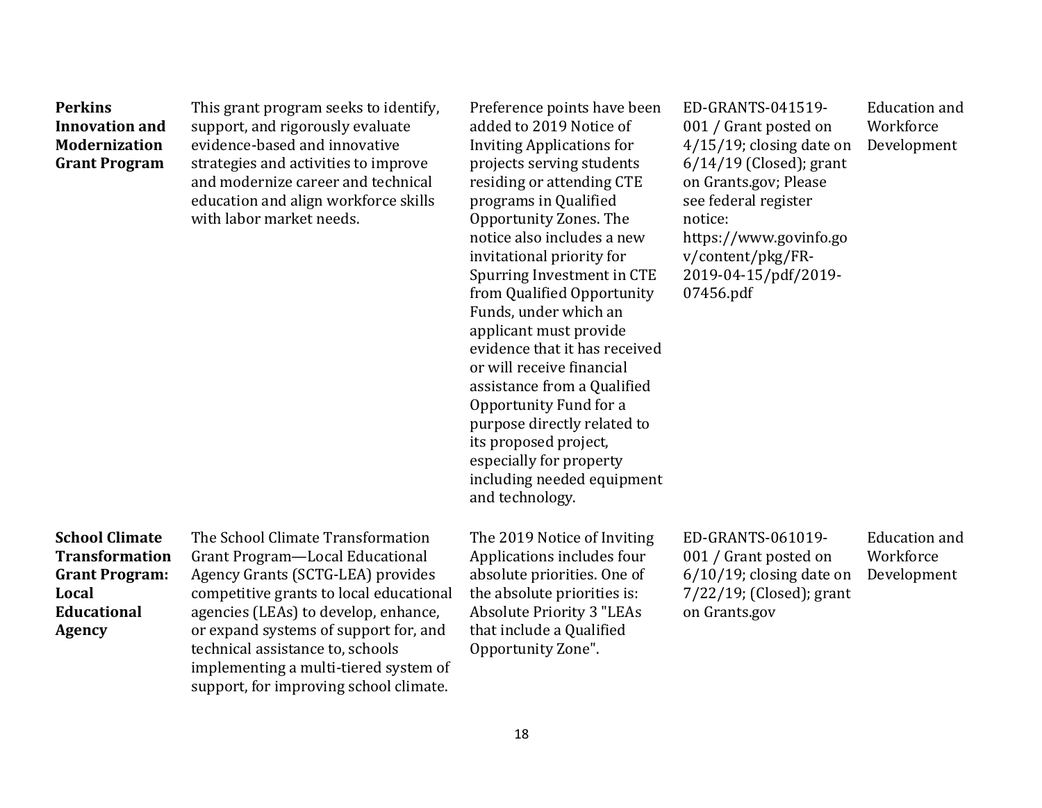| | | | | |
|---|---|---|---|---|
| **Perkins Innovation and Modernization Grant Program** | This grant program seeks to identify, support, and rigorously evaluate evidence-based and innovative strategies and activities to improve and modernize career and technical education and align workforce skills with labor market needs. | Preference points have been added to 2019 Notice of Inviting Applications for projects serving students residing or attending CTE programs in Qualified Opportunity Zones. The notice also includes a new invitational priority for Spurring Investment in CTE from Qualified Opportunity Funds, under which an applicant must provide evidence that it has received or will receive financial assistance from a Qualified Opportunity Fund for a purpose directly related to its proposed project, especially for property including needed equipment and technology. | ED-GRANTS-041519-001 / Grant posted on 4/15/19; closing date on 6/14/19 (Closed); grant on Grants.gov; Please see federal register notice: https://www.govinfo.gov/content/pkg/FR-2019-04-15/pdf/2019-07456.pdf | Education and Workforce Development |
| **School Climate Transformation Grant Program: Local Educational Agency** | The School Climate Transformation Grant Program—Local Educational Agency Grants (SCTG-LEA) provides competitive grants to local educational agencies (LEAs) to develop, enhance, or expand systems of support for, and technical assistance to, schools implementing a multi-tiered system of support, for improving school climate. | The 2019 Notice of Inviting Applications includes four absolute priorities. One of the absolute priorities is: Absolute Priority 3 "LEAs that include a Qualified Opportunity Zone". | ED-GRANTS-061019-001 / Grant posted on 6/10/19; closing date on 7/22/19; (Closed); grant on Grants.gov | Education and Workforce Development |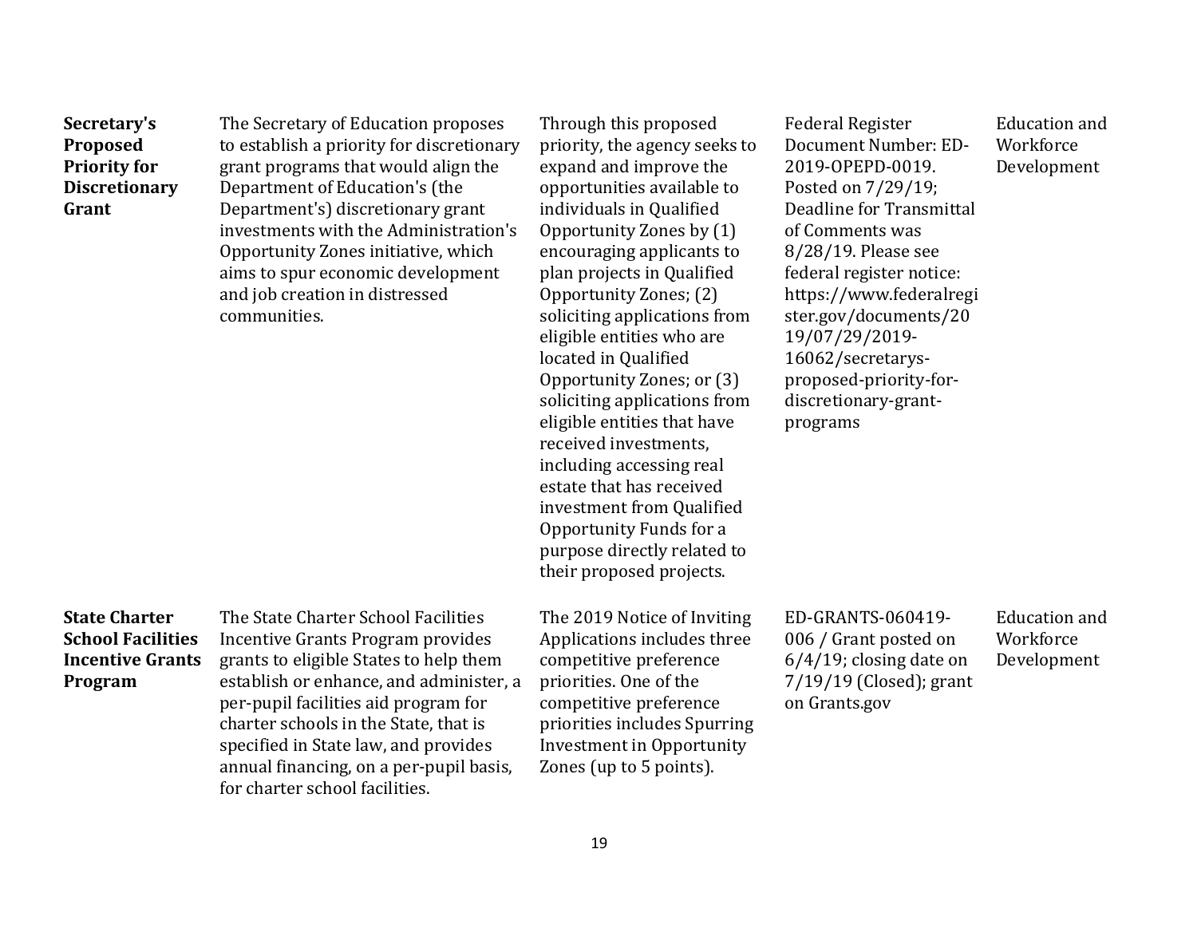| | | | | |
|---|---|---|---|---|
| **Secretary's Proposed Priority for Discretionary Grant** | The Secretary of Education proposes to establish a priority for discretionary grant programs that would align the Department of Education's (the Department's) discretionary grant investments with the Administration's Opportunity Zones initiative, which aims to spur economic development and job creation in distressed communities. | Through this proposed priority, the agency seeks to expand and improve the opportunities available to individuals in Qualified Opportunity Zones by (1) encouraging applicants to plan projects in Qualified Opportunity Zones; (2) soliciting applications from eligible entities who are located in Qualified Opportunity Zones; or (3) soliciting applications from eligible entities that have received investments, including accessing real estate that has received investment from Qualified Opportunity Funds for a purpose directly related to their proposed projects. | Federal Register Document Number: ED-2019-OPEPD-0019. Posted on 7/29/19; Deadline for Transmittal of Comments was 8/28/19. Please see federal register notice: https://www.federalregister.gov/documents/2019/07/29/2019-16062/secretarys-proposed-priority-for-discretionary-grant-programs | Education and Workforce Development |
| **State Charter School Facilities Incentive Grants Program** | The State Charter School Facilities Incentive Grants Program provides grants to eligible States to help them establish or enhance, and administer, a per-pupil facilities aid program for charter schools in the State, that is specified in State law, and provides annual financing, on a per-pupil basis, for charter school facilities. | The 2019 Notice of Inviting Applications includes three competitive preference priorities. One of the competitive preference priorities includes Spurring Investment in Opportunity Zones (up to 5 points). | ED-GRANTS-060419-006 / Grant posted on 6/4/19; closing date on 7/19/19 (Closed); grant on Grants.gov | Education and Workforce Development |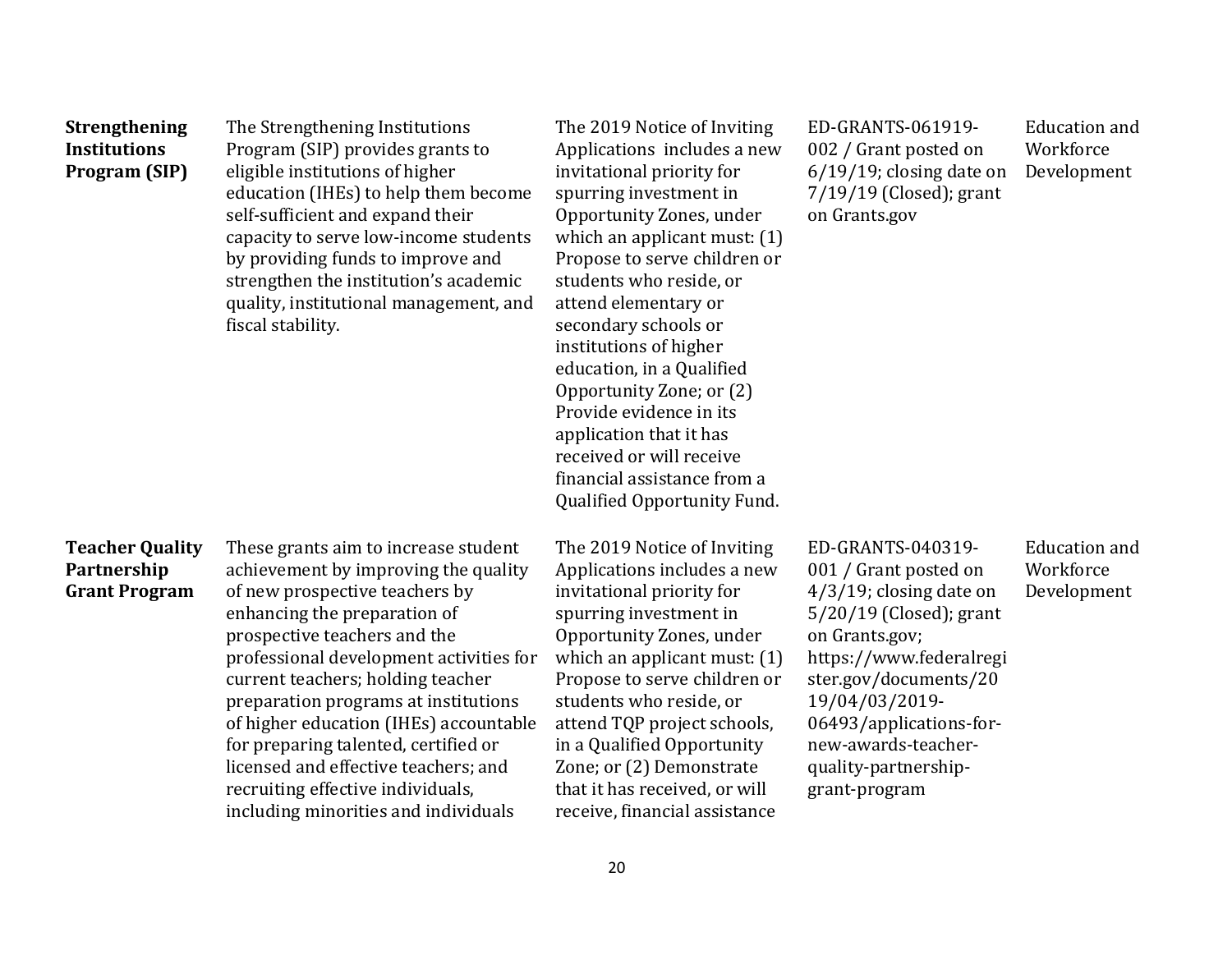| | | | | |
|---|---|---|---|---|
| **Strengthening Institutions Program (SIP)** | The Strengthening Institutions Program (SIP) provides grants to eligible institutions of higher education (IHEs) to help them become self-sufficient and expand their capacity to serve low-income students by providing funds to improve and strengthen the institution's academic quality, institutional management, and fiscal stability. | The 2019 Notice of Inviting Applications includes a new invitational priority for spurring investment in Opportunity Zones, under which an applicant must: (1) Propose to serve children or students who reside, or attend elementary or secondary schools or institutions of higher education, in a Qualified Opportunity Zone; or (2) Provide evidence in its application that it has received or will receive financial assistance from a Qualified Opportunity Fund. | ED-GRANTS-061919-002 / Grant posted on 6/19/19; closing date on 7/19/19 (Closed); grant on Grants.gov | Education and Workforce Development |
| **Teacher Quality Partnership Grant Program** | These grants aim to increase student achievement by improving the quality of new prospective teachers by enhancing the preparation of prospective teachers and the professional development activities for current teachers; holding teacher preparation programs at institutions of higher education (IHEs) accountable for preparing talented, certified or licensed and effective teachers; and recruiting effective individuals, including minorities and individuals | The 2019 Notice of Inviting Applications includes a new invitational priority for spurring investment in Opportunity Zones, under which an applicant must: (1) Propose to serve children or students who reside, or attend TQP project schools, in a Qualified Opportunity Zone; or (2) Demonstrate that it has received, or will receive, financial assistance | ED-GRANTS-040319-001 / Grant posted on 4/3/19; closing date on 5/20/19 (Closed); grant on Grants.gov; https://www.federalregister.gov/documents/2019/04/03/2019-06493/applications-for-new-awards-teacher-quality-partnership-grant-program | Education and Workforce Development |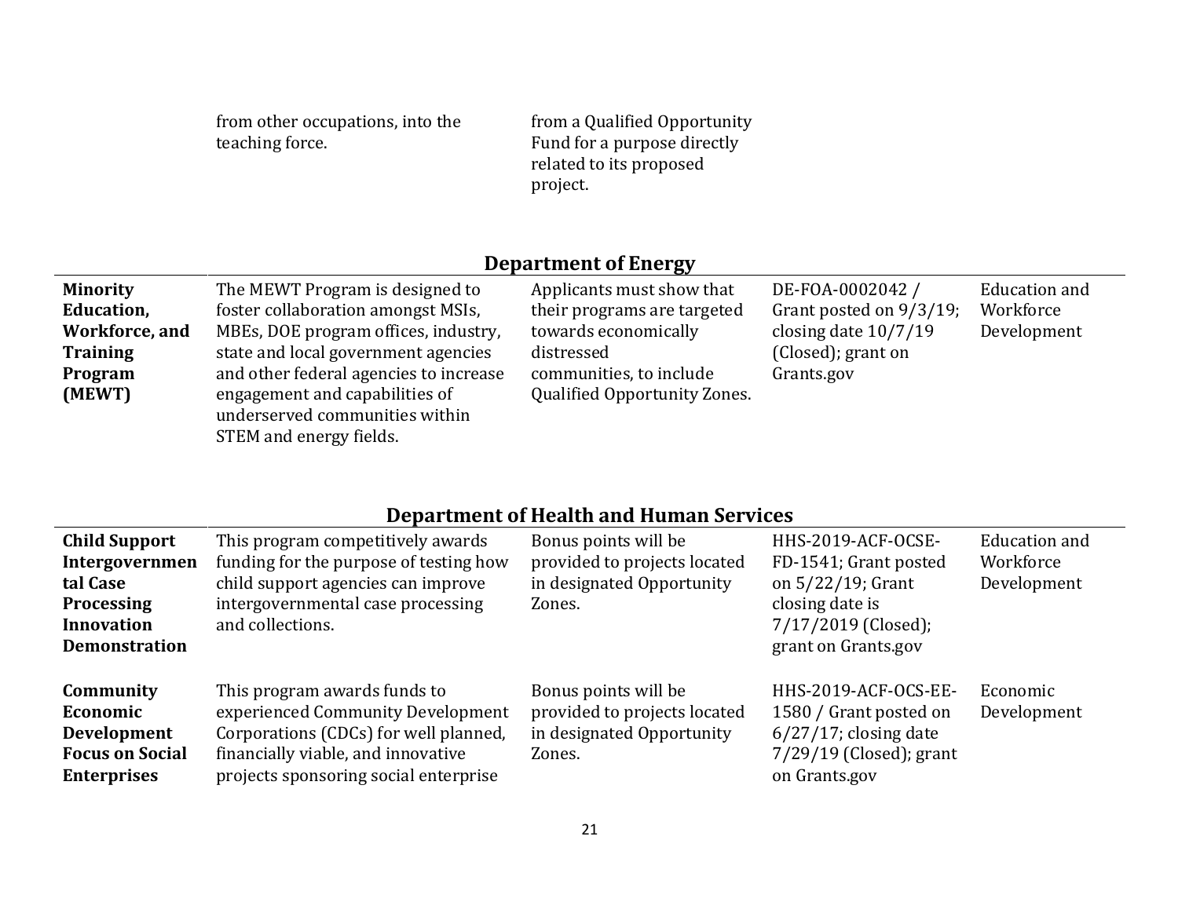| | from other occupations, into the teaching force. | from a Qualified Opportunity Fund for a purpose directly related to its proposed project. | | |
|---|---|---|---|---|

## Department of Energy

| | | | | |
|---|---|---|---|---|
| **Minority Education, Workforce, and Training Program (MEWT)** | The MEWT Program is designed to foster collaboration amongst MSIs, MBEs, DOE program offices, industry, state and local government agencies and other federal agencies to increase engagement and capabilities of underserved communities within STEM and energy fields. | Applicants must show that their programs are targeted towards economically distressed communities, to include Qualified Opportunity Zones. | DE-FOA-0002042 / Grant posted on 9/3/19; closing date 10/7/19 (Closed); grant on Grants.gov | Education and Workforce Development |

## Department of Health and Human Services

| | | | | |
|---|---|---|---|---|
| **Child Support Intergovernmental Case Processing Innovation Demonstration** | This program competitively awards funding for the purpose of testing how child support agencies can improve intergovernmental case processing and collections. | Bonus points will be provided to projects located in designated Opportunity Zones. | HHS-2019-ACF-OCSE-FD-1541; Grant posted on 5/22/19; Grant closing date is 7/17/2019 (Closed); grant on Grants.gov | Education and Workforce Development |
| **Community Economic Development Focus on Social Enterprises** | This program awards funds to experienced Community Development Corporations (CDCs) for well planned, financially viable, and innovative projects sponsoring social enterprise | Bonus points will be provided to projects located in designated Opportunity Zones. | HHS-2019-ACF-OCS-EE-1580 / Grant posted on 6/27/17; closing date 7/29/19 (Closed); grant on Grants.gov | Economic Development |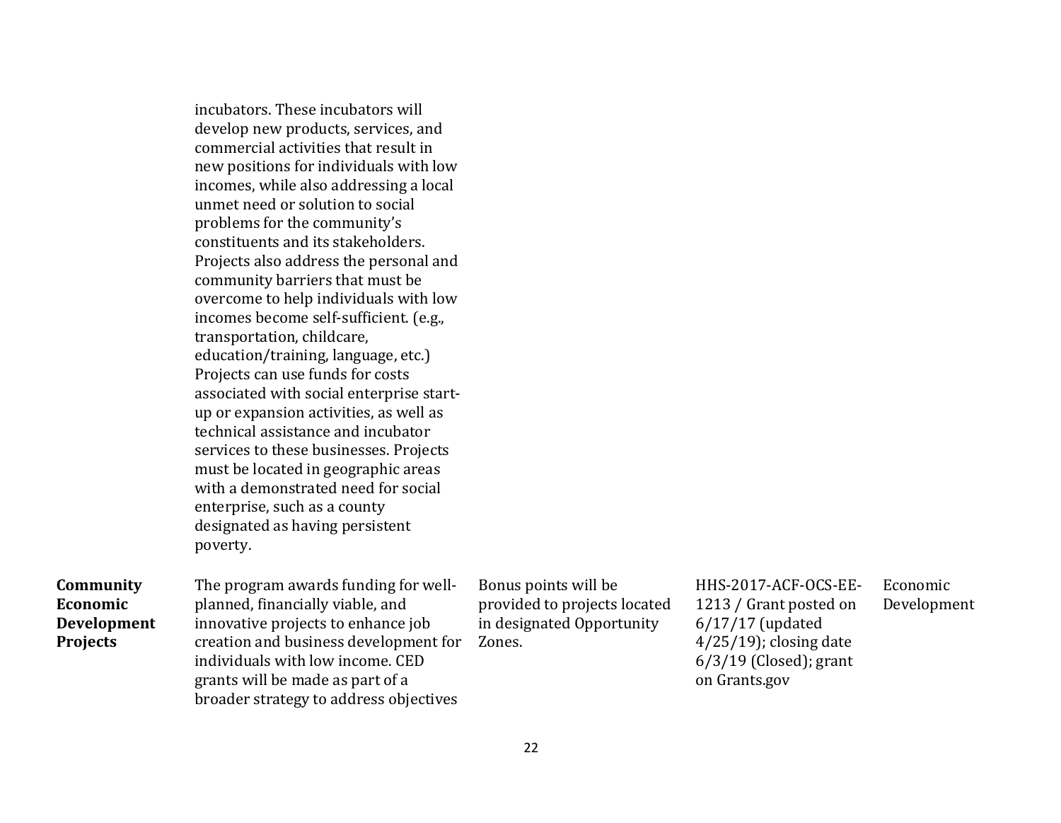| | | | | |
|---|---|---|---|---|
| | incubators. These incubators will develop new products, services, and commercial activities that result in new positions for individuals with low incomes, while also addressing a local unmet need or solution to social problems for the community's constituents and its stakeholders. Projects also address the personal and community barriers that must be overcome to help individuals with low incomes become self-sufficient. (e.g., transportation, childcare, education/training, language, etc.) Projects can use funds for costs associated with social enterprise start-up or expansion activities, as well as technical assistance and incubator services to these businesses. Projects must be located in geographic areas with a demonstrated need for social enterprise, such as a county designated as having persistent poverty. | | | |
| **Community Economic Development Projects** | The program awards funding for well-planned, financially viable, and innovative projects to enhance job creation and business development for individuals with low income. CED grants will be made as part of a broader strategy to address objectives | Bonus points will be provided to projects located in designated Opportunity Zones. | HHS-2017-ACF-OCS-EE-1213 / Grant posted on 6/17/17 (updated 4/25/19); closing date 6/3/19 (Closed); grant on Grants.gov | Economic Development |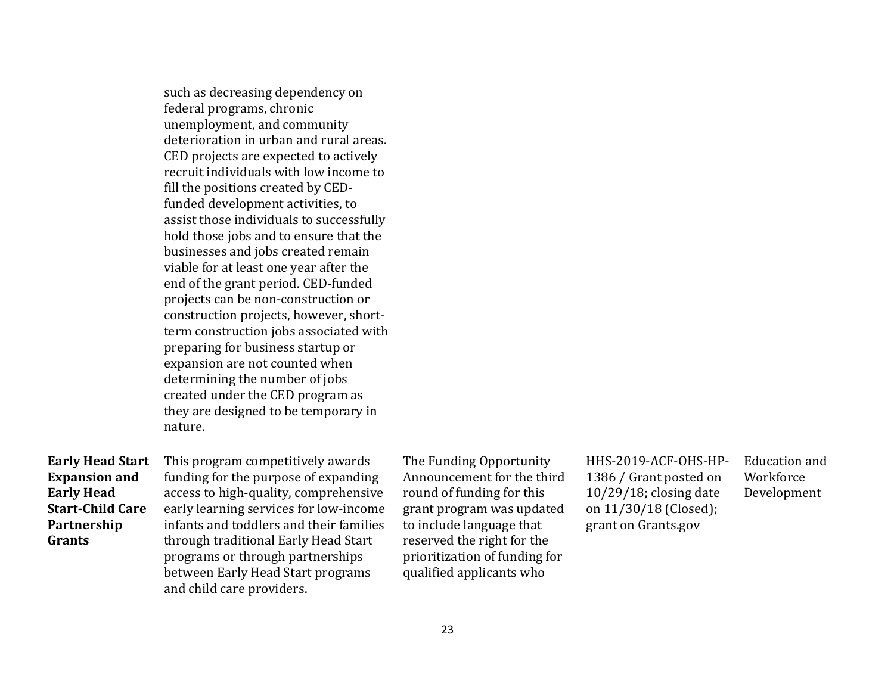| | | | | |
|---|---|---|---|---|
| | such as decreasing dependency on federal programs, chronic unemployment, and community deterioration in urban and rural areas. CED projects are expected to actively recruit individuals with low income to fill the positions created by CED-funded development activities, to assist those individuals to successfully hold those jobs and to ensure that the businesses and jobs created remain viable for at least one year after the end of the grant period. CED-funded projects can be non-construction or construction projects, however, short-term construction jobs associated with preparing for business startup or expansion are not counted when determining the number of jobs created under the CED program as they are designed to be temporary in nature. | | | |
| **Early Head Start Expansion and Early Head Start-Child Care Partnership Grants** | This program competitively awards funding for the purpose of expanding access to high-quality, comprehensive early learning services for low-income infants and toddlers and their families through traditional Early Head Start programs or through partnerships between Early Head Start programs and child care providers. | The Funding Opportunity Announcement for the third round of funding for this grant program was updated to include language that reserved the right for the prioritization of funding for qualified applicants who | HHS-2019-ACF-OHS-HP-1386 / Grant posted on 10/29/18; closing date on 11/30/18 (Closed); grant on Grants.gov | Education and Workforce Development |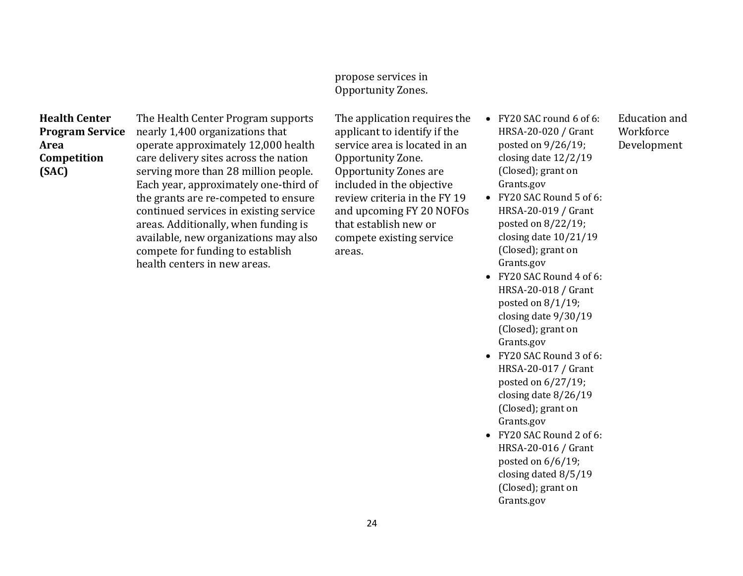| | | propose services in Opportunity Zones. | | |
|---|---|---|---|---|
| **Health Center Program Service Area Competition (SAC)** | The Health Center Program supports nearly 1,400 organizations that operate approximately 12,000 health care delivery sites across the nation serving more than 28 million people. Each year, approximately one-third of the grants are re-competed to ensure continued services in existing service areas. Additionally, when funding is available, new organizations may also compete for funding to establish health centers in new areas. | The application requires the applicant to identify if the service area is located in an Opportunity Zone. Opportunity Zones are included in the objective review criteria in the FY 19 and upcoming FY 20 NOFOs that establish new or compete existing service areas. | • FY20 SAC round 6 of 6: HRSA-20-020 / Grant posted on 9/26/19; closing date 12/2/19 (Closed); grant on Grants.gov<br>• FY20 SAC Round 5 of 6: HRSA-20-019 / Grant posted on 8/22/19; closing date 10/21/19 (Closed); grant on Grants.gov<br>• FY20 SAC Round 4 of 6: HRSA-20-018 / Grant posted on 8/1/19; closing date 9/30/19 (Closed); grant on Grants.gov<br>• FY20 SAC Round 3 of 6: HRSA-20-017 / Grant posted on 6/27/19; closing date 8/26/19 (Closed); grant on Grants.gov<br>• FY20 SAC Round 2 of 6: HRSA-20-016 / Grant posted on 6/6/19; closing dated 8/5/19 (Closed); grant on Grants.gov | Education and Workforce Development |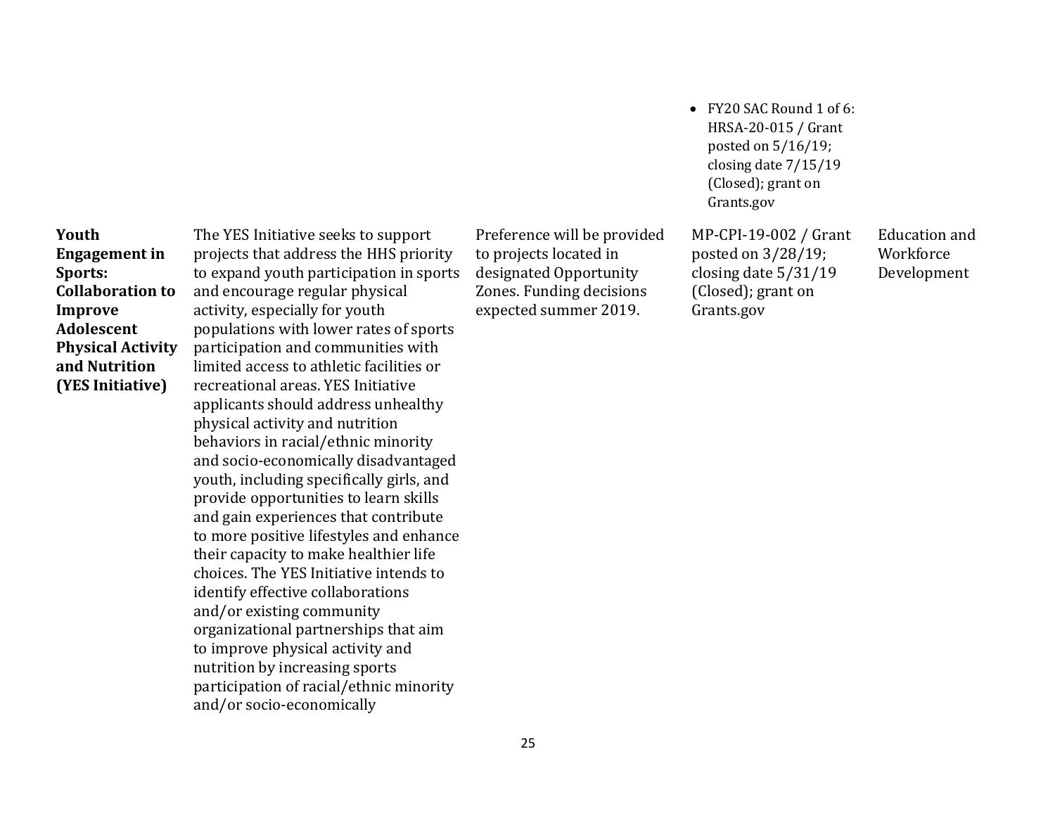| | | | | |
|---|---|---|---|---|
| | | | • FY20 SAC Round 1 of 6: HRSA-20-015 / Grant posted on 5/16/19; closing date 7/15/19 (Closed); grant on Grants.gov | |
| **Youth Engagement in Sports: Collaboration to Improve Adolescent Physical Activity and Nutrition (YES Initiative)** | The YES Initiative seeks to support projects that address the HHS priority to expand youth participation in sports and encourage regular physical activity, especially for youth populations with lower rates of sports participation and communities with limited access to athletic facilities or recreational areas. YES Initiative applicants should address unhealthy physical activity and nutrition behaviors in racial/ethnic minority and socio-economically disadvantaged youth, including specifically girls, and provide opportunities to learn skills and gain experiences that contribute to more positive lifestyles and enhance their capacity to make healthier life choices. The YES Initiative intends to identify effective collaborations and/or existing community organizational partnerships that aim to improve physical activity and nutrition by increasing sports participation of racial/ethnic minority and/or socio-economically | Preference will be provided to projects located in designated Opportunity Zones. Funding decisions expected summer 2019. | MP-CPI-19-002 / Grant posted on 3/28/19; closing date 5/31/19 (Closed); grant on Grants.gov | Education and Workforce Development |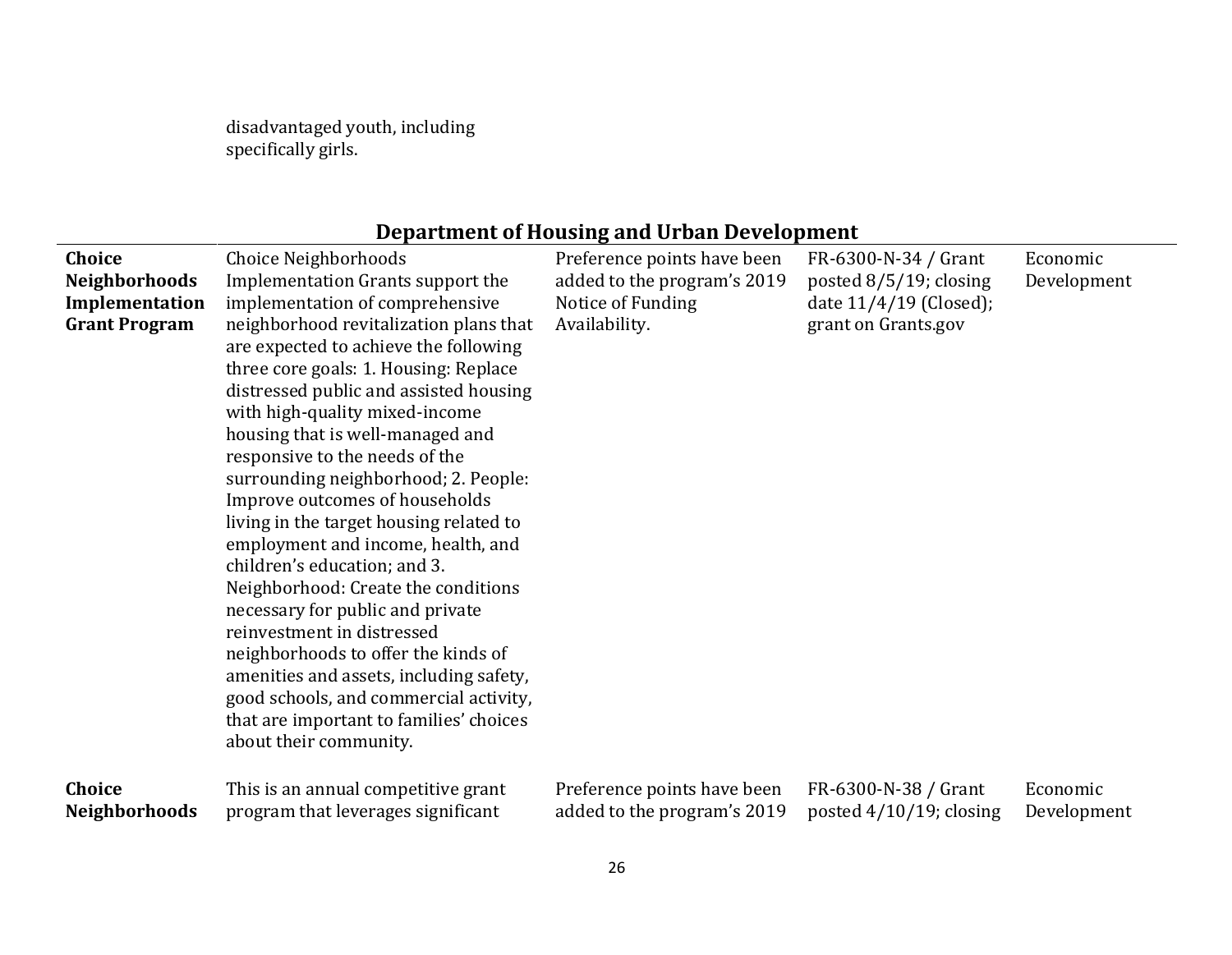disadvantaged youth, including specifically girls.

## Department of Housing and Urban Development

| | | | | |
|---|---|---|---|---|
| **Choice Neighborhoods Implementation Grant Program** | Choice Neighborhoods Implementation Grants support the implementation of comprehensive neighborhood revitalization plans that are expected to achieve the following three core goals: 1. Housing: Replace distressed public and assisted housing with high-quality mixed-income housing that is well-managed and responsive to the needs of the surrounding neighborhood; 2. People: Improve outcomes of households living in the target housing related to employment and income, health, and children's education; and 3. Neighborhood: Create the conditions necessary for public and private reinvestment in distressed neighborhoods to offer the kinds of amenities and assets, including safety, good schools, and commercial activity, that are important to families' choices about their community. | Preference points have been added to the program's 2019 Notice of Funding Availability. | FR-6300-N-34 / Grant posted 8/5/19; closing date 11/4/19 (Closed); grant on Grants.gov | Economic Development |
| **Choice Neighborhoods** | This is an annual competitive grant program that leverages significant | Preference points have been added to the program's 2019 | FR-6300-N-38 / Grant posted 4/10/19; closing | Economic Development |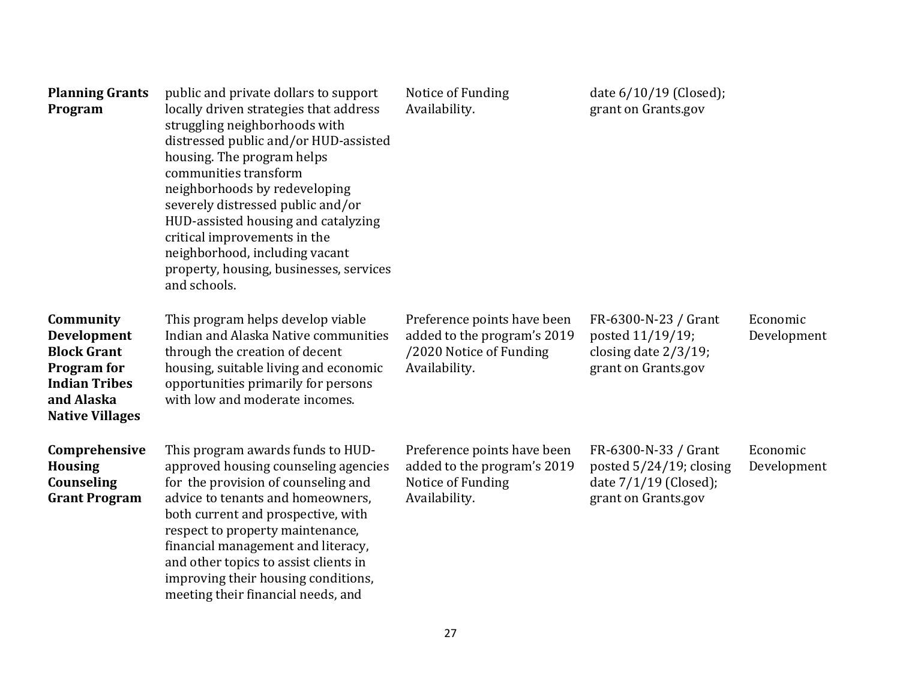| | | | | |
|---|---|---|---|---|
| **Planning Grants Program** | public and private dollars to support locally driven strategies that address struggling neighborhoods with distressed public and/or HUD-assisted housing. The program helps communities transform neighborhoods by redeveloping severely distressed public and/or HUD-assisted housing and catalyzing critical improvements in the neighborhood, including vacant property, housing, businesses, services and schools. | Notice of Funding Availability. | date 6/10/19 (Closed); grant on Grants.gov | |
| **Community Development Block Grant Program for Indian Tribes and Alaska Native Villages** | This program helps develop viable Indian and Alaska Native communities through the creation of decent housing, suitable living and economic opportunities primarily for persons with low and moderate incomes. | Preference points have been added to the program's 2019 /2020 Notice of Funding Availability. | FR-6300-N-23 / Grant posted 11/19/19; closing date 2/3/19; grant on Grants.gov | Economic Development |
| **Comprehensive Housing Counseling Grant Program** | This program awards funds to HUD-approved housing counseling agencies for the provision of counseling and advice to tenants and homeowners, both current and prospective, with respect to property maintenance, financial management and literacy, and other topics to assist clients in improving their housing conditions, meeting their financial needs, and | Preference points have been added to the program's 2019 Notice of Funding Availability. | FR-6300-N-33 / Grant posted 5/24/19; closing date 7/1/19 (Closed); grant on Grants.gov | Economic Development |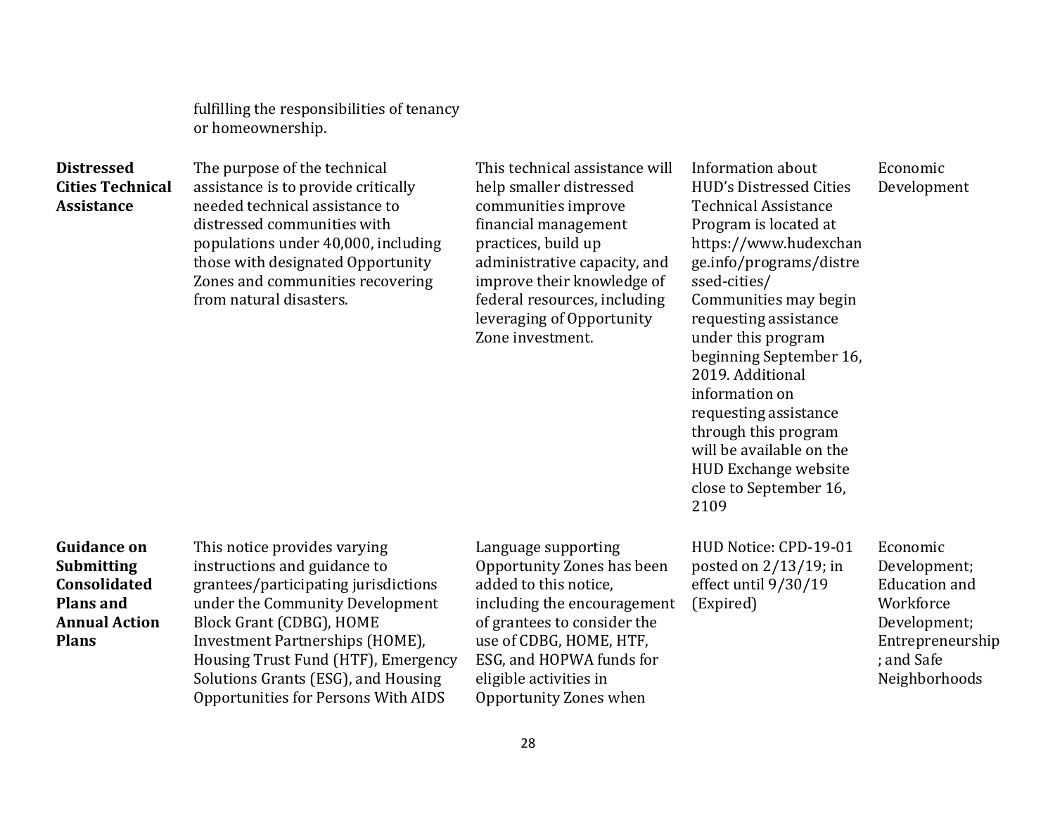| | | | | |
|---|---|---|---|---|
| | fulfilling the responsibilities of tenancy or homeownership. | | | |
| **Distressed Cities Technical Assistance** | The purpose of the technical assistance is to provide critically needed technical assistance to distressed communities with populations under 40,000, including those with designated Opportunity Zones and communities recovering from natural disasters. | This technical assistance will help smaller distressed communities improve financial management practices, build up administrative capacity, and improve their knowledge of federal resources, including leveraging of Opportunity Zone investment. | Information about HUD's Distressed Cities Technical Assistance Program is located at https://www.hudexchange.info/programs/distressed-cities/ Communities may begin requesting assistance under this program beginning September 16, 2019. Additional information on requesting assistance through this program will be available on the HUD Exchange website close to September 16, 2109 | Economic Development |
| **Guidance on Submitting Consolidated Plans and Annual Action Plans** | This notice provides varying instructions and guidance to grantees/participating jurisdictions under the Community Development Block Grant (CDBG), HOME Investment Partnerships (HOME), Housing Trust Fund (HTF), Emergency Solutions Grants (ESG), and Housing Opportunities for Persons With AIDS | Language supporting Opportunity Zones has been added to this notice, including the encouragement of grantees to consider the use of CDBG, HOME, HTF, ESG, and HOPWA funds for eligible activities in Opportunity Zones when | HUD Notice: CPD-19-01 posted on 2/13/19; in effect until 9/30/19 (Expired) | Economic Development; Education and Workforce Development; Entrepreneurship; and Safe Neighborhoods |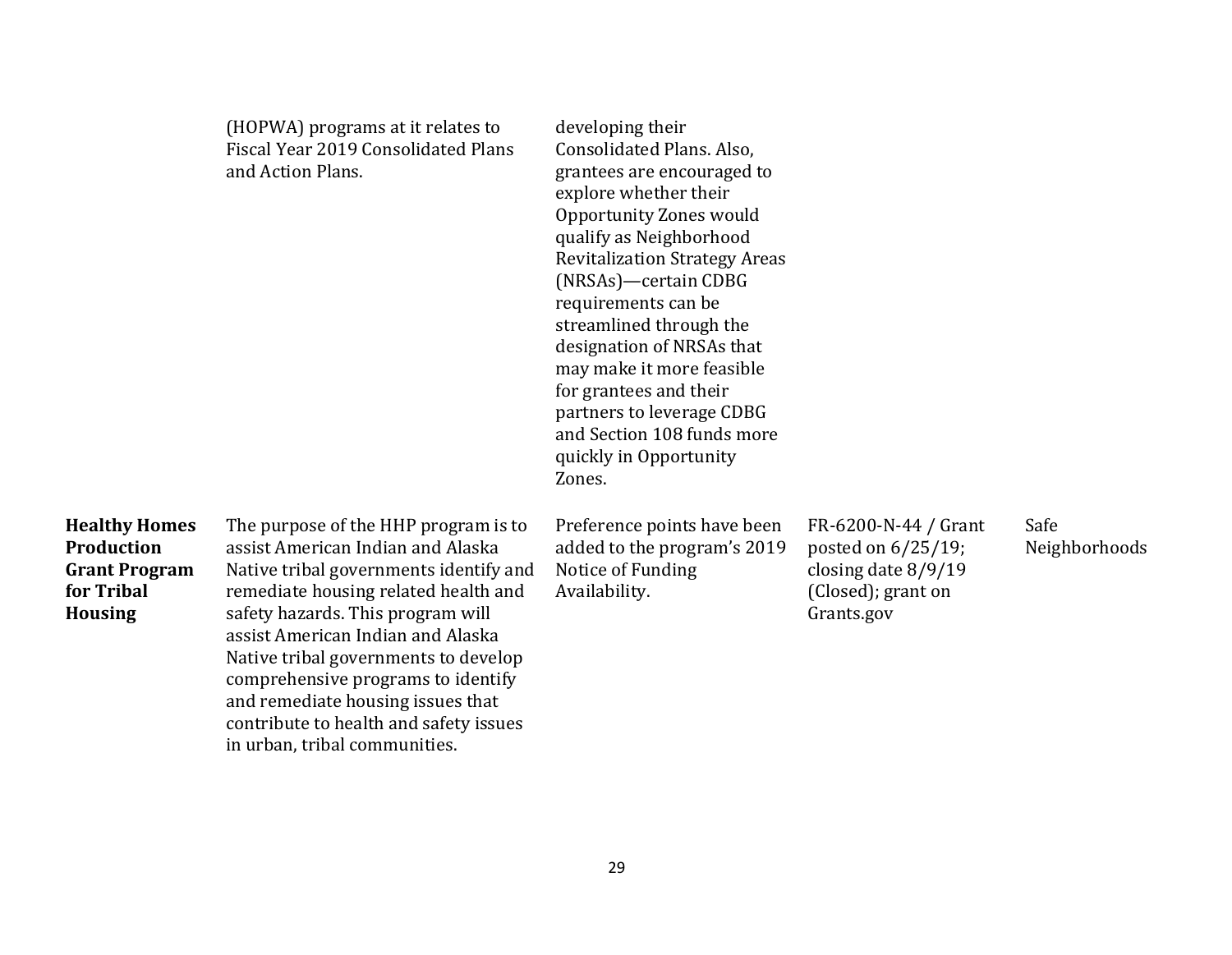| | | | | |
|---|---|---|---|---|
| | (HOPWA) programs at it relates to Fiscal Year 2019 Consolidated Plans and Action Plans. | developing their Consolidated Plans. Also, grantees are encouraged to explore whether their Opportunity Zones would qualify as Neighborhood Revitalization Strategy Areas (NRSAs)—certain CDBG requirements can be streamlined through the designation of NRSAs that may make it more feasible for grantees and their partners to leverage CDBG and Section 108 funds more quickly in Opportunity Zones. | | |
| **Healthy Homes Production Grant Program for Tribal Housing** | The purpose of the HHP program is to assist American Indian and Alaska Native tribal governments identify and remediate housing related health and safety hazards. This program will assist American Indian and Alaska Native tribal governments to develop comprehensive programs to identify and remediate housing issues that contribute to health and safety issues in urban, tribal communities. | Preference points have been added to the program's 2019 Notice of Funding Availability. | FR-6200-N-44 / Grant posted on 6/25/19; closing date 8/9/19 (Closed); grant on Grants.gov | Safe Neighborhoods |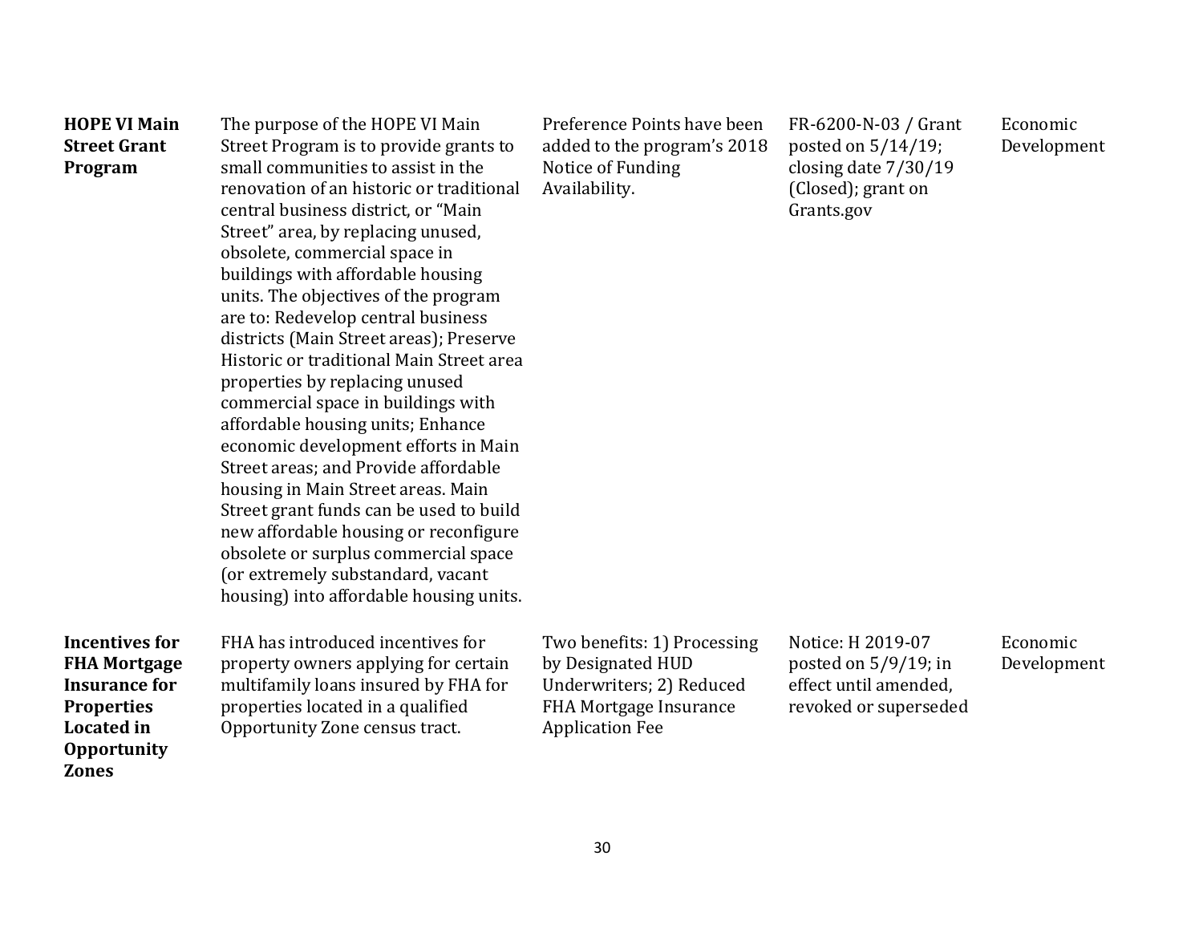| | | | | |
|---|---|---|---|---|
| **HOPE VI Main Street Grant Program** | The purpose of the HOPE VI Main Street Program is to provide grants to small communities to assist in the renovation of an historic or traditional central business district, or "Main Street" area, by replacing unused, obsolete, commercial space in buildings with affordable housing units. The objectives of the program are to: Redevelop central business districts (Main Street areas); Preserve Historic or traditional Main Street area properties by replacing unused commercial space in buildings with affordable housing units; Enhance economic development efforts in Main Street areas; and Provide affordable housing in Main Street areas. Main Street grant funds can be used to build new affordable housing or reconfigure obsolete or surplus commercial space (or extremely substandard, vacant housing) into affordable housing units. | Preference Points have been added to the program's 2018 Notice of Funding Availability. | FR-6200-N-03 / Grant posted on 5/14/19; closing date 7/30/19 (Closed); grant on Grants.gov | Economic Development |
| **Incentives for FHA Mortgage Insurance for Properties Located in Opportunity Zones** | FHA has introduced incentives for property owners applying for certain multifamily loans insured by FHA for properties located in a qualified Opportunity Zone census tract. | Two benefits: 1) Processing by Designated HUD Underwriters; 2) Reduced FHA Mortgage Insurance Application Fee | Notice: H 2019-07 posted on 5/9/19; in effect until amended, revoked or superseded | Economic Development |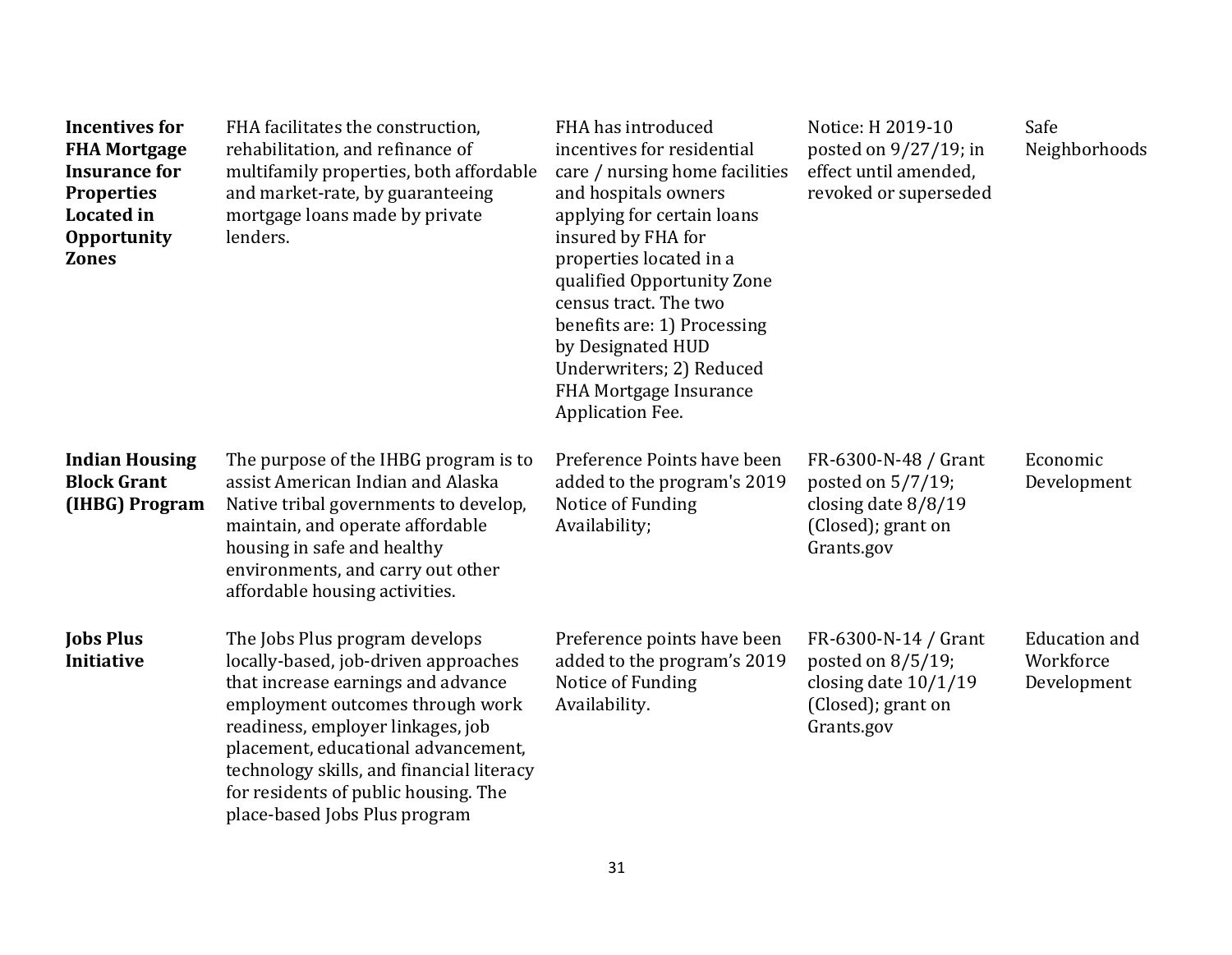| | | | | |
|---|---|---|---|---|
| **Incentives for FHA Mortgage Insurance for Properties Located in Opportunity Zones** | FHA facilitates the construction, rehabilitation, and refinance of multifamily properties, both affordable and market-rate, by guaranteeing mortgage loans made by private lenders. | FHA has introduced incentives for residential care / nursing home facilities and hospitals owners applying for certain loans insured by FHA for properties located in a qualified Opportunity Zone census tract. The two benefits are: 1) Processing by Designated HUD Underwriters; 2) Reduced FHA Mortgage Insurance Application Fee. | Notice: H 2019-10 posted on 9/27/19; in effect until amended, revoked or superseded | Safe Neighborhoods |
| **Indian Housing Block Grant (IHBG) Program** | The purpose of the IHBG program is to assist American Indian and Alaska Native tribal governments to develop, maintain, and operate affordable housing in safe and healthy environments, and carry out other affordable housing activities. | Preference Points have been added to the program's 2019 Notice of Funding Availability; | FR-6300-N-48 / Grant posted on 5/7/19; closing date 8/8/19 (Closed); grant on Grants.gov | Economic Development |
| **Jobs Plus Initiative** | The Jobs Plus program develops locally-based, job-driven approaches that increase earnings and advance employment outcomes through work readiness, employer linkages, job placement, educational advancement, technology skills, and financial literacy for residents of public housing. The place-based Jobs Plus program | Preference points have been added to the program's 2019 Notice of Funding Availability. | FR-6300-N-14 / Grant posted on 8/5/19; closing date 10/1/19 (Closed); grant on Grants.gov | Education and Workforce Development |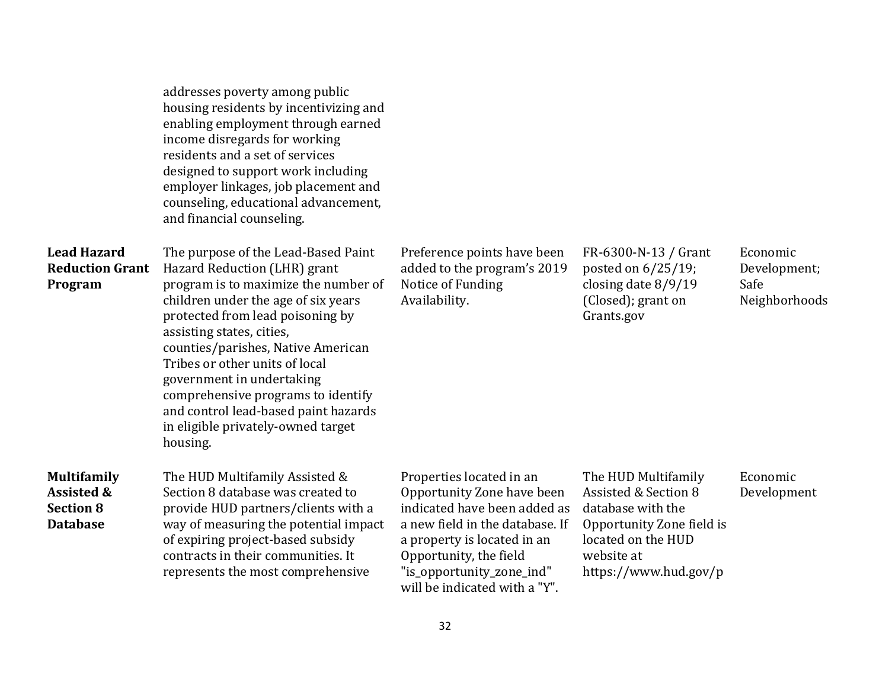| | | | | |
|---|---|---|---|---|
| | addresses poverty among public housing residents by incentivizing and enabling employment through earned income disregards for working residents and a set of services designed to support work including employer linkages, job placement and counseling, educational advancement, and financial counseling. | | | |
| **Lead Hazard Reduction Grant Program** | The purpose of the Lead-Based Paint Hazard Reduction (LHR) grant program is to maximize the number of children under the age of six years protected from lead poisoning by assisting states, cities, counties/parishes, Native American Tribes or other units of local government in undertaking comprehensive programs to identify and control lead-based paint hazards in eligible privately-owned target housing. | Preference points have been added to the program's 2019 Notice of Funding Availability. | FR-6300-N-13 / Grant posted on 6/25/19; closing date 8/9/19 (Closed); grant on Grants.gov | Economic Development; Safe Neighborhoods |
| **Multifamily Assisted & Section 8 Database** | The HUD Multifamily Assisted & Section 8 database was created to provide HUD partners/clients with a way of measuring the potential impact of expiring project-based subsidy contracts in their communities. It represents the most comprehensive | Properties located in an Opportunity Zone have been indicated have been added as a new field in the database. If a property is located in an Opportunity, the field "is_opportunity_zone_ind" will be indicated with a "Y". | The HUD Multifamily Assisted & Section 8 database with the Opportunity Zone field is located on the HUD website at https://www.hud.gov/p | Economic Development |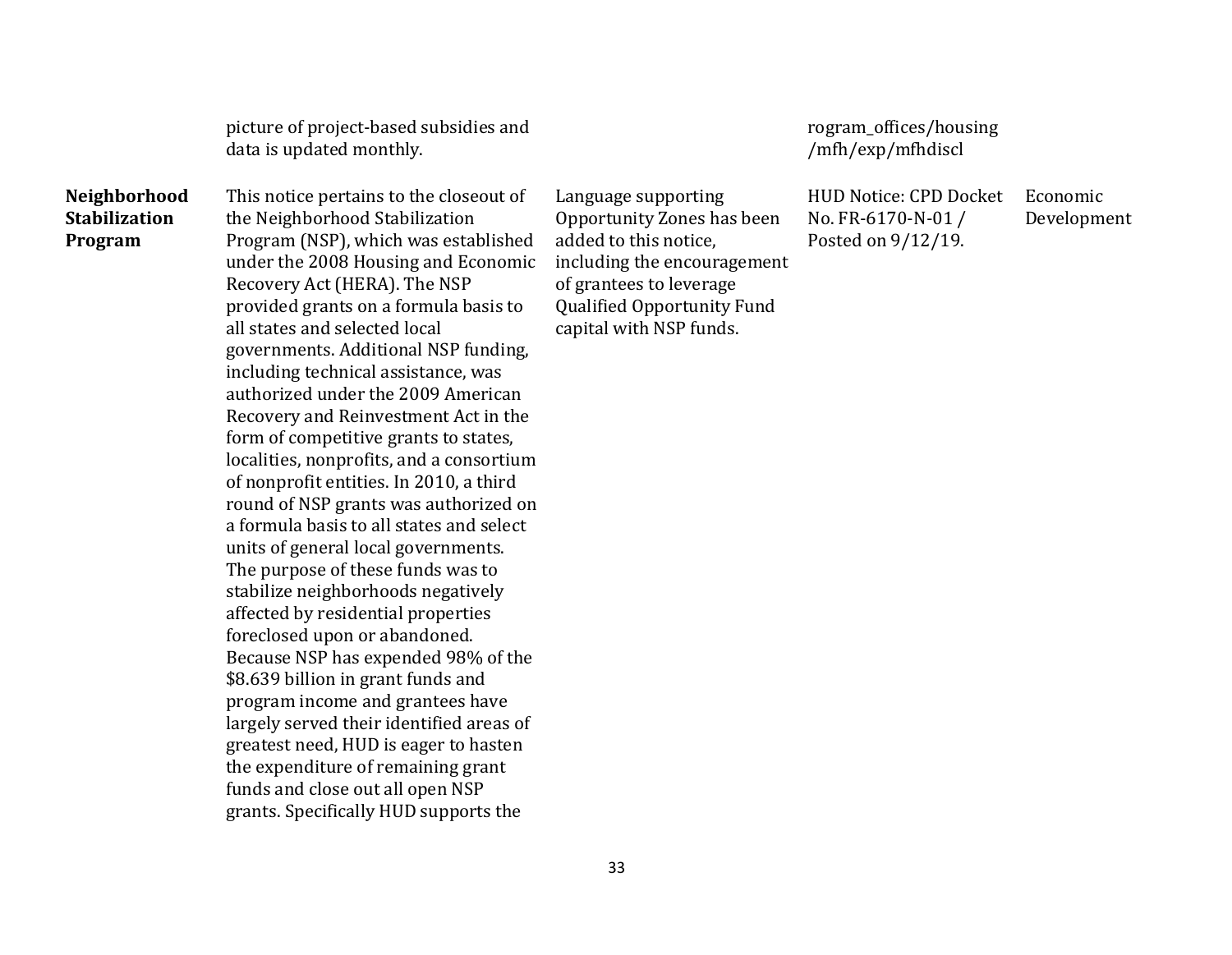| | | | | |
|---|---|---|---|---|
| | picture of project-based subsidies and data is updated monthly. | | rogram_offices/housing/mfh/exp/mfhdiscl | |
| **Neighborhood Stabilization Program** | This notice pertains to the closeout of the Neighborhood Stabilization Program (NSP), which was established under the 2008 Housing and Economic Recovery Act (HERA). The NSP provided grants on a formula basis to all states and selected local governments. Additional NSP funding, including technical assistance, was authorized under the 2009 American Recovery and Reinvestment Act in the form of competitive grants to states, localities, nonprofits, and a consortium of nonprofit entities. In 2010, a third round of NSP grants was authorized on a formula basis to all states and select units of general local governments. The purpose of these funds was to stabilize neighborhoods negatively affected by residential properties foreclosed upon or abandoned. Because NSP has expended 98% of the $8.639 billion in grant funds and program income and grantees have largely served their identified areas of greatest need, HUD is eager to hasten the expenditure of remaining grant funds and close out all open NSP grants. Specifically HUD supports the | Language supporting Opportunity Zones has been added to this notice, including the encouragement of grantees to leverage Qualified Opportunity Fund capital with NSP funds. | HUD Notice: CPD Docket No. FR-6170-N-01 / Posted on 9/12/19. | Economic Development |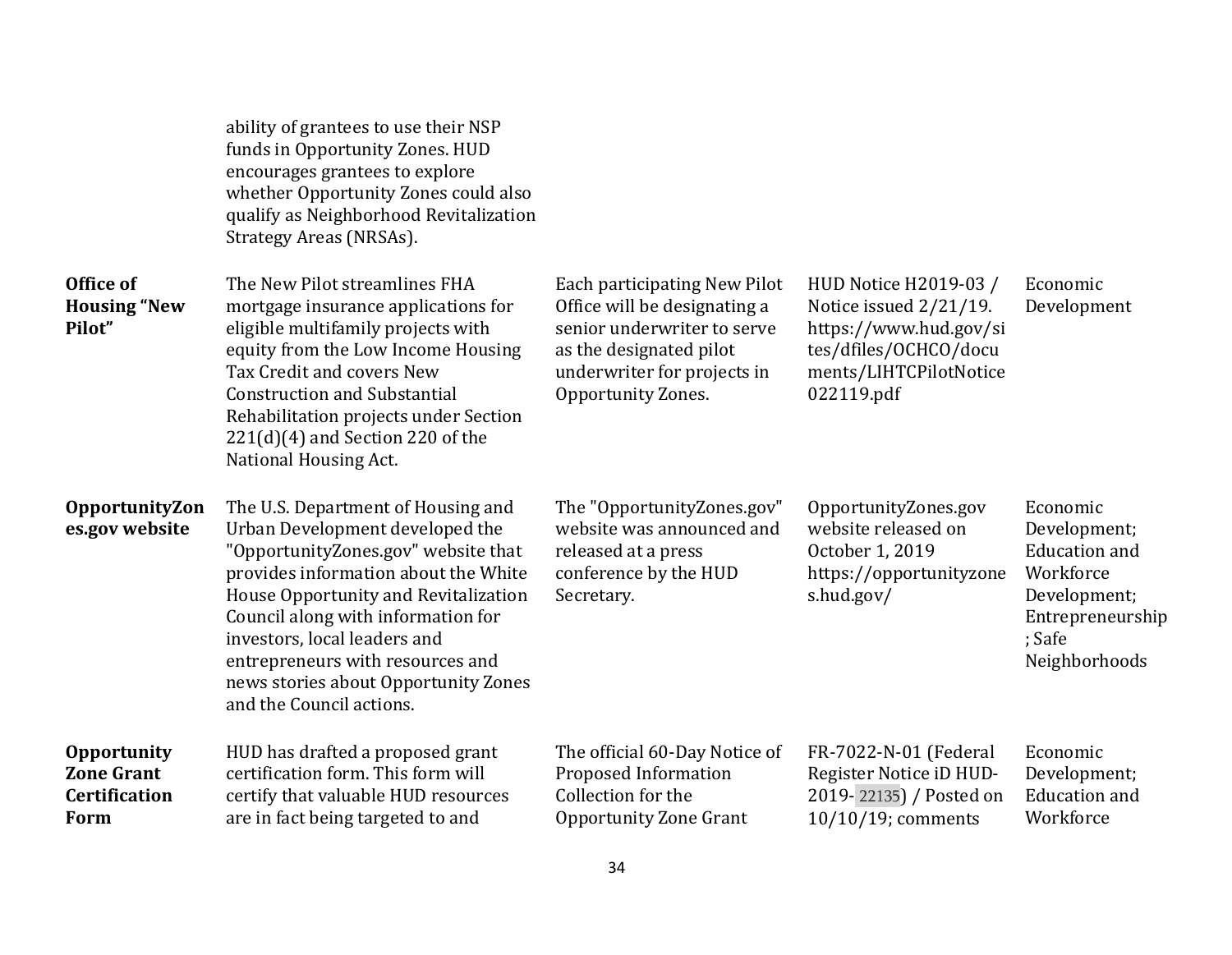| | | | | |
|---|---|---|---|---|
| | ability of grantees to use their NSP funds in Opportunity Zones. HUD encourages grantees to explore whether Opportunity Zones could also qualify as Neighborhood Revitalization Strategy Areas (NRSAs). | | | |
| **Office of Housing "New Pilot"** | The New Pilot streamlines FHA mortgage insurance applications for eligible multifamily projects with equity from the Low Income Housing Tax Credit and covers New Construction and Substantial Rehabilitation projects under Section 221(d)(4) and Section 220 of the National Housing Act. | Each participating New Pilot Office will be designating a senior underwriter to serve as the designated pilot underwriter for projects in Opportunity Zones. | HUD Notice H2019-03 / Notice issued 2/21/19. https://www.hud.gov/sites/dfiles/OCHCO/documents/LIHTCPilotNotice022119.pdf | Economic Development |
| **OpportunityZones.gov website** | The U.S. Department of Housing and Urban Development developed the "OpportunityZones.gov" website that provides information about the White House Opportunity and Revitalization Council along with information for investors, local leaders and entrepreneurs with resources and news stories about Opportunity Zones and the Council actions. | The "OpportunityZones.gov" website was announced and released at a press conference by the HUD Secretary. | OpportunityZones.gov website released on October 1, 2019 https://opportunityzones.hud.gov/ | Economic Development; Education and Workforce Development; Entrepreneurship; Safe Neighborhoods |
| **Opportunity Zone Grant Certification Form** | HUD has drafted a proposed grant certification form. This form will certify that valuable HUD resources are in fact being targeted to and | The official 60-Day Notice of Proposed Information Collection for the Opportunity Zone Grant | FR-7022-N-01 (Federal Register Notice iD HUD-2019- 22135) / Posted on 10/10/19; comments | Economic Development; Education and Workforce |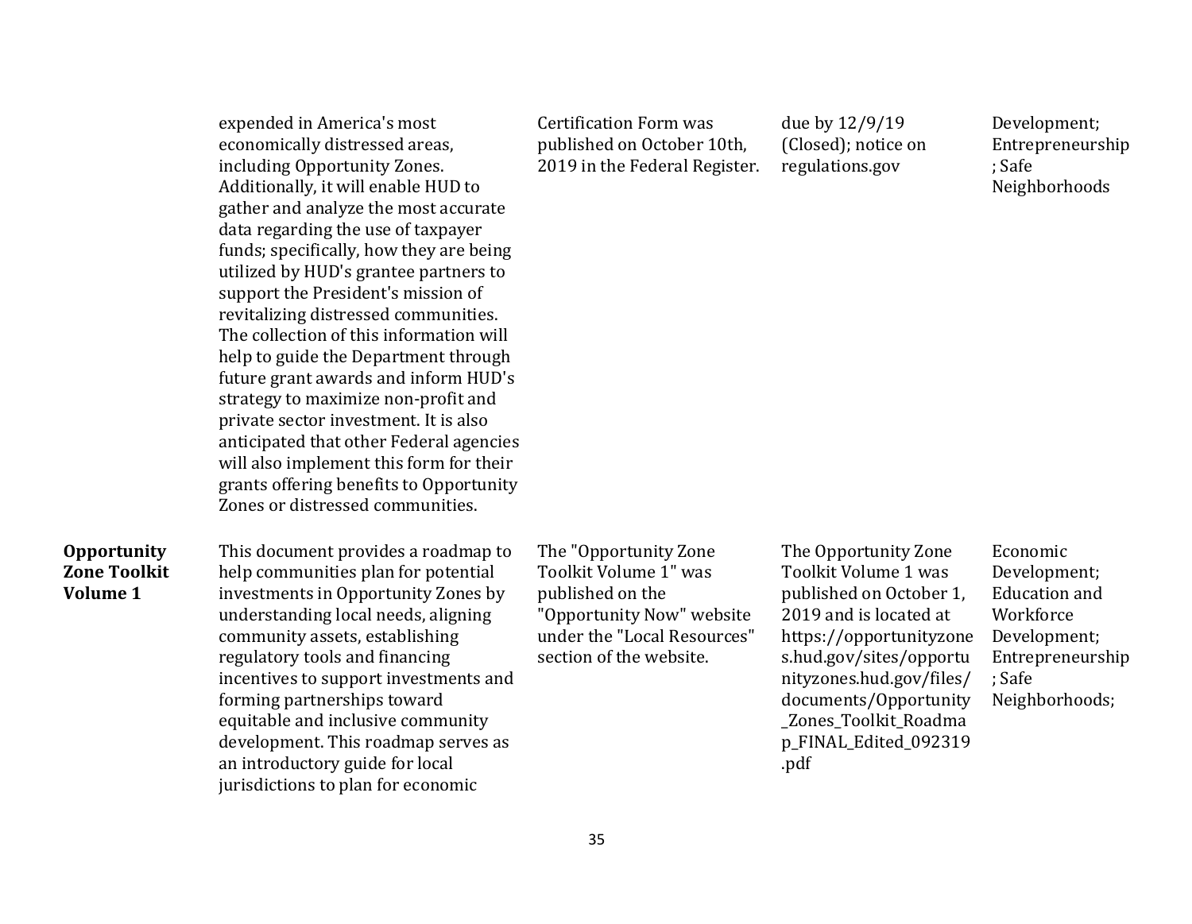| | | | | |
|---|---|---|---|---|
| | expended in America's most economically distressed areas, including Opportunity Zones. Additionally, it will enable HUD to gather and analyze the most accurate data regarding the use of taxpayer funds; specifically, how they are being utilized by HUD's grantee partners to support the President's mission of revitalizing distressed communities. The collection of this information will help to guide the Department through future grant awards and inform HUD's strategy to maximize non-profit and private sector investment. It is also anticipated that other Federal agencies will also implement this form for their grants offering benefits to Opportunity Zones or distressed communities. | Certification Form was published on October 10th, 2019 in the Federal Register. | due by 12/9/19 (Closed); notice on regulations.gov | Development; Entrepreneurship; Safe Neighborhoods |
| **Opportunity Zone Toolkit Volume 1** | This document provides a roadmap to help communities plan for potential investments in Opportunity Zones by understanding local needs, aligning community assets, establishing regulatory tools and financing incentives to support investments and forming partnerships toward equitable and inclusive community development. This roadmap serves as an introductory guide for local jurisdictions to plan for economic | The "Opportunity Zone Toolkit Volume 1" was published on the "Opportunity Now" website under the "Local Resources" section of the website. | The Opportunity Zone Toolkit Volume 1 was published on October 1, 2019 and is located at https://opportunityzones.hud.gov/sites/opportunityzones.hud.gov/files/documents/Opportunity_Zones_Toolkit_Roadmap_FINAL_Edited_092319.pdf | Economic Development; Education and Workforce Development; Entrepreneurship; Safe Neighborhoods; |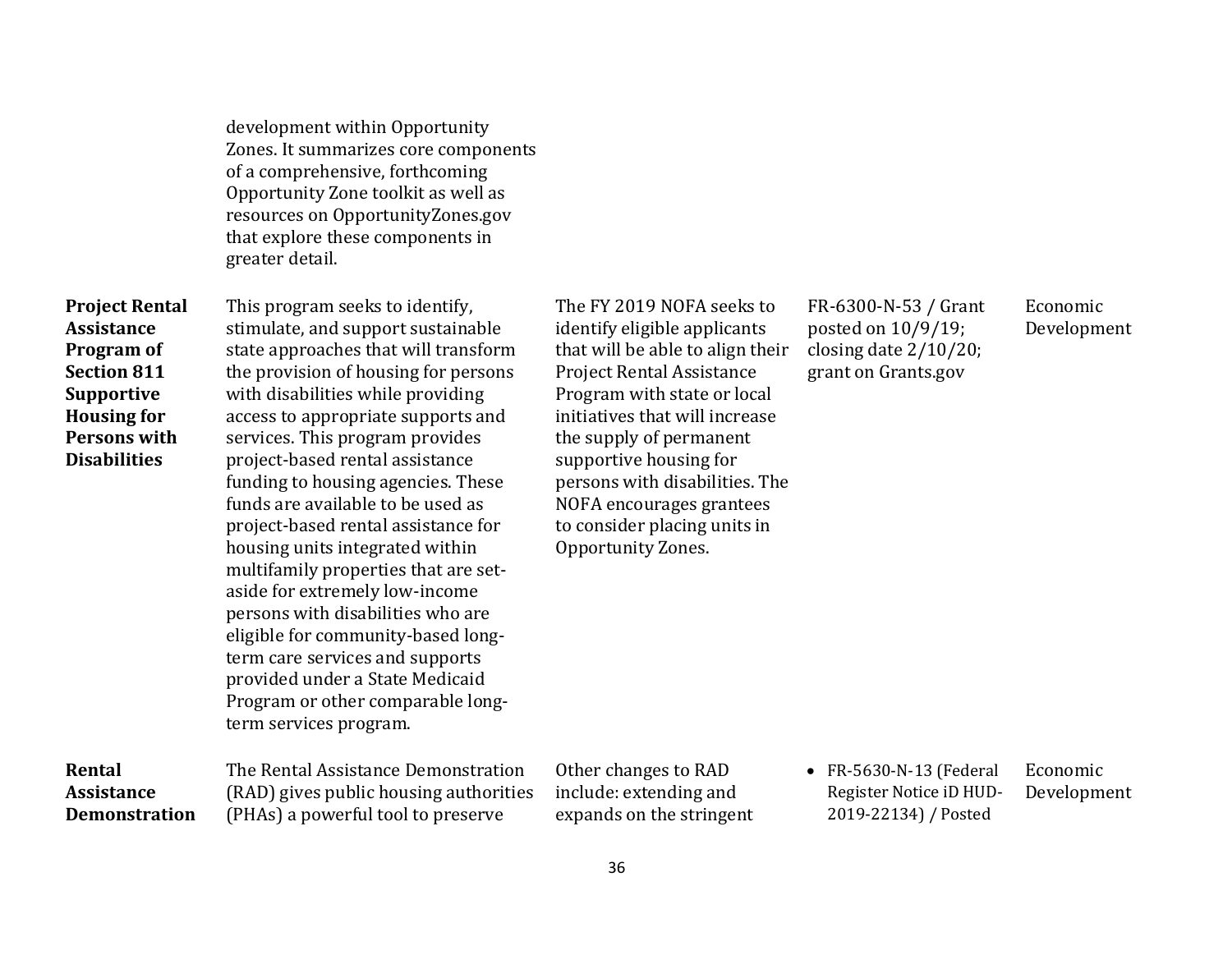| | | | | |
|---|---|---|---|---|
| | development within Opportunity Zones. It summarizes core components of a comprehensive, forthcoming Opportunity Zone toolkit as well as resources on OpportunityZones.gov that explore these components in greater detail. | | | |
| **Project Rental Assistance Program of Section 811 Supportive Housing for Persons with Disabilities** | This program seeks to identify, stimulate, and support sustainable state approaches that will transform the provision of housing for persons with disabilities while providing access to appropriate supports and services. This program provides project-based rental assistance funding to housing agencies. These funds are available to be used as project-based rental assistance for housing units integrated within multifamily properties that are set-aside for extremely low-income persons with disabilities who are eligible for community-based long-term care services and supports provided under a State Medicaid Program or other comparable long-term services program. | The FY 2019 NOFA seeks to identify eligible applicants that will be able to align their Project Rental Assistance Program with state or local initiatives that will increase the supply of permanent supportive housing for persons with disabilities. The NOFA encourages grantees to consider placing units in Opportunity Zones. | FR-6300-N-53 / Grant posted on 10/9/19; closing date 2/10/20; grant on Grants.gov | Economic Development |
| **Rental Assistance Demonstration** | The Rental Assistance Demonstration (RAD) gives public housing authorities (PHAs) a powerful tool to preserve | Other changes to RAD include: extending and expands on the stringent | • FR-5630-N-13 (Federal Register Notice iD HUD-2019-22134) / Posted | Economic Development |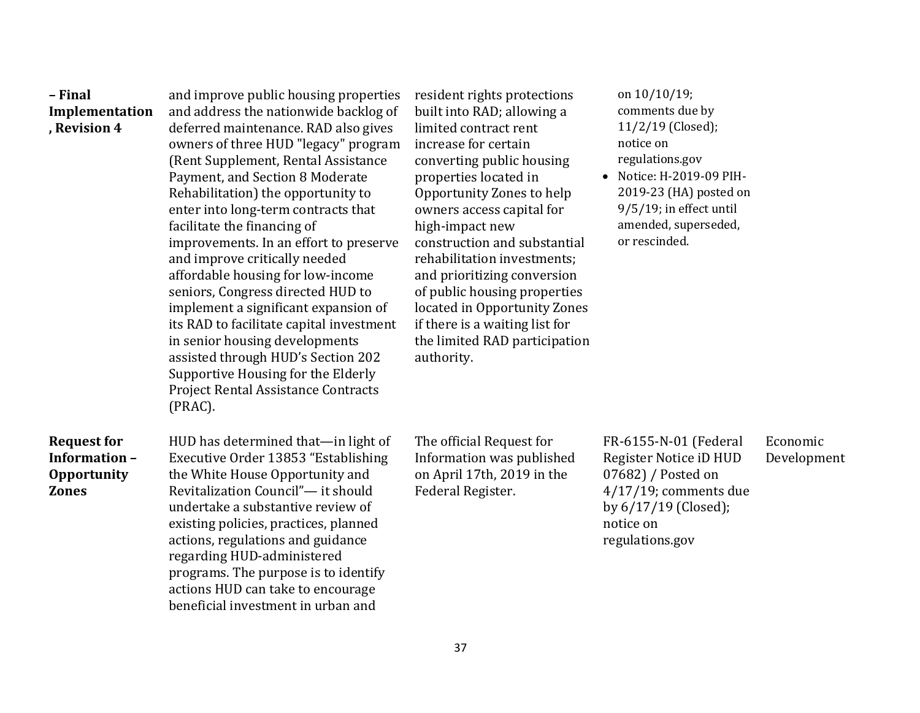| | | | | |
|---|---|---|---|---|
| **– Final Implementation , Revision 4** | and improve public housing properties and address the nationwide backlog of deferred maintenance. RAD also gives owners of three HUD "legacy" program (Rent Supplement, Rental Assistance Payment, and Section 8 Moderate Rehabilitation) the opportunity to enter into long-term contracts that facilitate the financing of improvements. In an effort to preserve and improve critically needed affordable housing for low-income seniors, Congress directed HUD to implement a significant expansion of its RAD to facilitate capital investment in senior housing developments assisted through HUD's Section 202 Supportive Housing for the Elderly Project Rental Assistance Contracts (PRAC). | resident rights protections built into RAD; allowing a limited contract rent increase for certain converting public housing properties located in Opportunity Zones to help owners access capital for high-impact new construction and substantial rehabilitation investments; and prioritizing conversion of public housing properties located in Opportunity Zones if there is a waiting list for the limited RAD participation authority. | on 10/10/19; comments due by 11/2/19 (Closed); notice on regulations.gov<br>• Notice: H-2019-09 PIH-2019-23 (HA) posted on 9/5/19; in effect until amended, superseded, or rescinded. | |
| **Request for Information – Opportunity Zones** | HUD has determined that—in light of Executive Order 13853 "Establishing the White House Opportunity and Revitalization Council"— it should undertake a substantive review of existing policies, practices, planned actions, regulations and guidance regarding HUD-administered programs. The purpose is to identify actions HUD can take to encourage beneficial investment in urban and | The official Request for Information was published on April 17th, 2019 in the Federal Register. | FR-6155-N-01 (Federal Register Notice iD HUD 07682) / Posted on 4/17/19; comments due by 6/17/19 (Closed); notice on regulations.gov | Economic Development |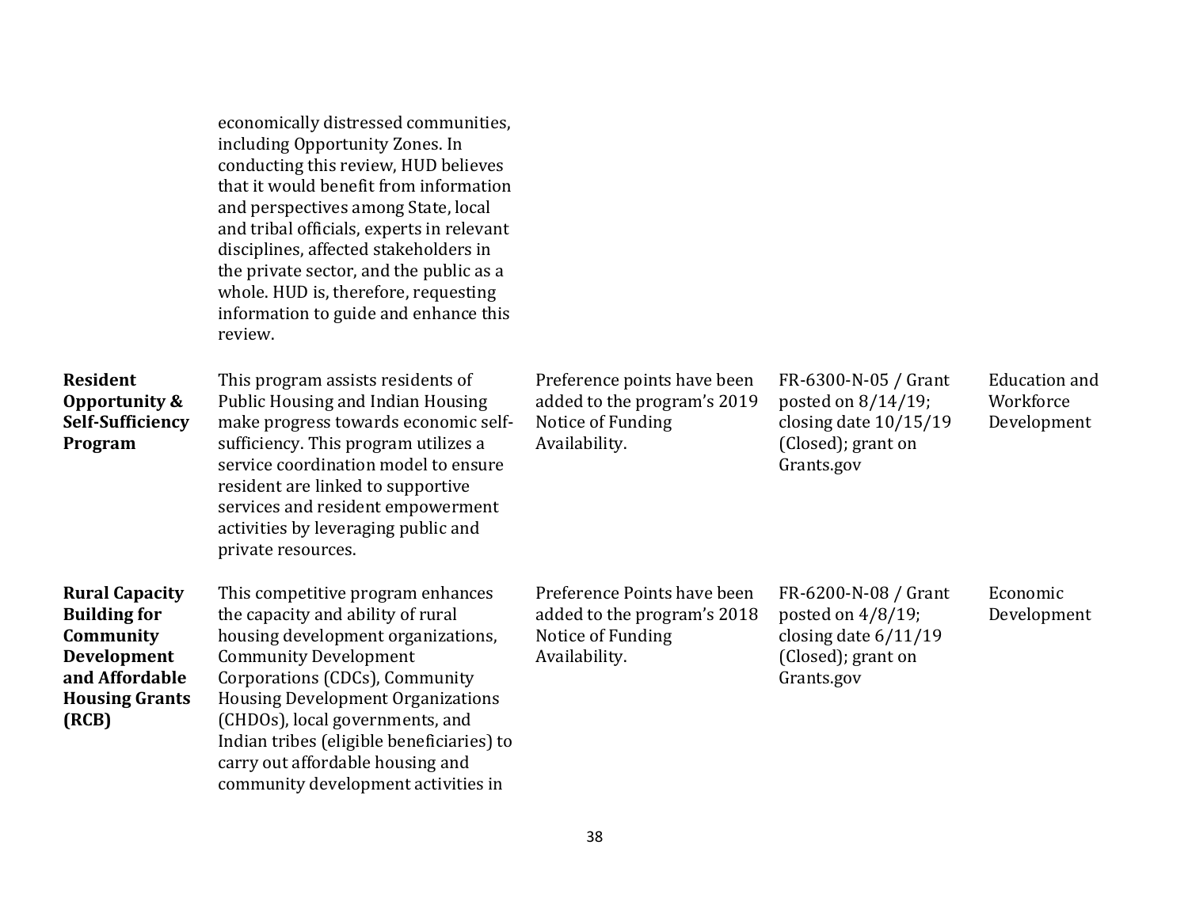| | | | | |
|---|---|---|---|---|
| | economically distressed communities, including Opportunity Zones. In conducting this review, HUD believes that it would benefit from information and perspectives among State, local and tribal officials, experts in relevant disciplines, affected stakeholders in the private sector, and the public as a whole. HUD is, therefore, requesting information to guide and enhance this review. | | | |
| **Resident Opportunity & Self-Sufficiency Program** | This program assists residents of Public Housing and Indian Housing make progress towards economic self-sufficiency. This program utilizes a service coordination model to ensure resident are linked to supportive services and resident empowerment activities by leveraging public and private resources. | Preference points have been added to the program's 2019 Notice of Funding Availability. | FR-6300-N-05 / Grant posted on 8/14/19; closing date 10/15/19 (Closed); grant on Grants.gov | Education and Workforce Development |
| **Rural Capacity Building for Community Development and Affordable Housing Grants (RCB)** | This competitive program enhances the capacity and ability of rural housing development organizations, Community Development Corporations (CDCs), Community Housing Development Organizations (CHDOs), local governments, and Indian tribes (eligible beneficiaries) to carry out affordable housing and community development activities in | Preference Points have been added to the program's 2018 Notice of Funding Availability. | FR-6200-N-08 / Grant posted on 4/8/19; closing date 6/11/19 (Closed); grant on Grants.gov | Economic Development |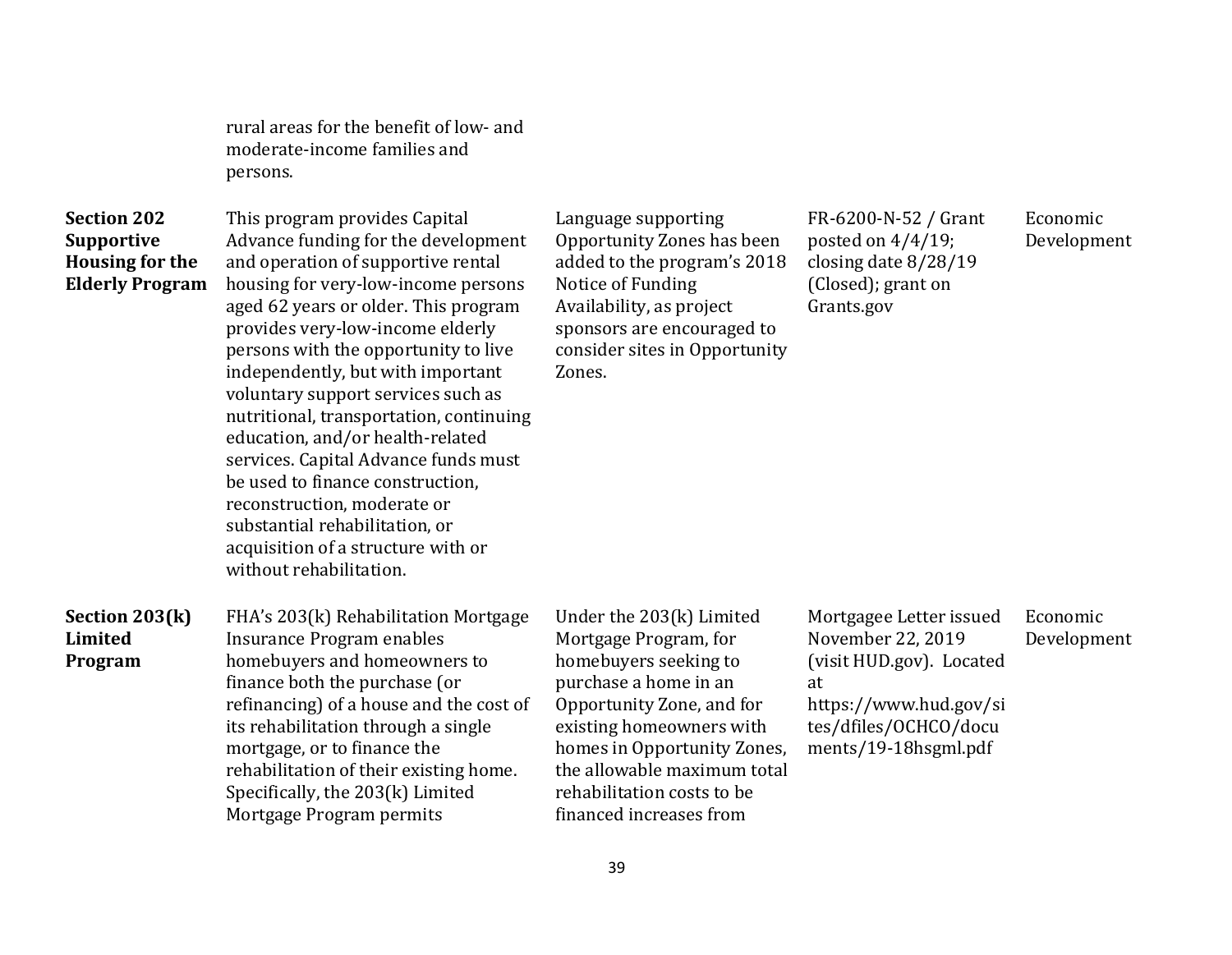| | | | | |
|---|---|---|---|---|
| | rural areas for the benefit of low- and moderate-income families and persons. | | | |
| **Section 202 Supportive Housing for the Elderly Program** | This program provides Capital Advance funding for the development and operation of supportive rental housing for very-low-income persons aged 62 years or older. This program provides very-low-income elderly persons with the opportunity to live independently, but with important voluntary support services such as nutritional, transportation, continuing education, and/or health-related services. Capital Advance funds must be used to finance construction, reconstruction, moderate or substantial rehabilitation, or acquisition of a structure with or without rehabilitation. | Language supporting Opportunity Zones has been added to the program's 2018 Notice of Funding Availability, as project sponsors are encouraged to consider sites in Opportunity Zones. | FR-6200-N-52 / Grant posted on 4/4/19; closing date 8/28/19 (Closed); grant on Grants.gov | Economic Development |
| **Section 203(k) Limited Program** | FHA's 203(k) Rehabilitation Mortgage Insurance Program enables homebuyers and homeowners to finance both the purchase (or refinancing) of a house and the cost of its rehabilitation through a single mortgage, or to finance the rehabilitation of their existing home. Specifically, the 203(k) Limited Mortgage Program permits | Under the 203(k) Limited Mortgage Program, for homebuyers seeking to purchase a home in an Opportunity Zone, and for existing homeowners with homes in Opportunity Zones, the allowable maximum total rehabilitation costs to be financed increases from | Mortgagee Letter issued November 22, 2019 (visit HUD.gov). Located at https://www.hud.gov/sites/dfiles/OCHCO/documents/19-18hsgml.pdf | Economic Development |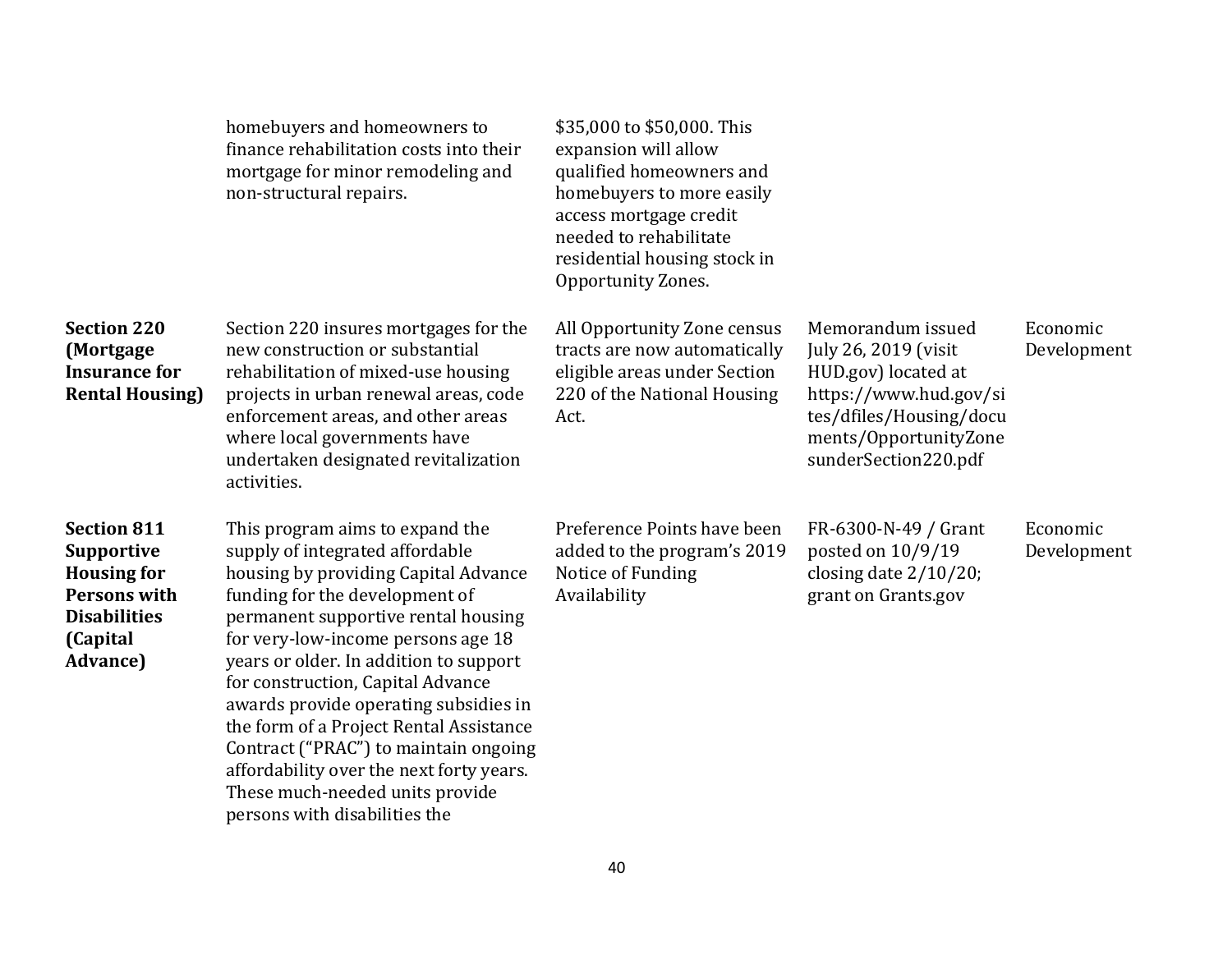| | | | | |
|---|---|---|---|---|
| | homebuyers and homeowners to finance rehabilitation costs into their mortgage for minor remodeling and non-structural repairs. | $35,000 to $50,000. This expansion will allow qualified homeowners and homebuyers to more easily access mortgage credit needed to rehabilitate residential housing stock in Opportunity Zones. | | |
| **Section 220 (Mortgage Insurance for Rental Housing)** | Section 220 insures mortgages for the new construction or substantial rehabilitation of mixed-use housing projects in urban renewal areas, code enforcement areas, and other areas where local governments have undertaken designated revitalization activities. | All Opportunity Zone census tracts are now automatically eligible areas under Section 220 of the National Housing Act. | Memorandum issued July 26, 2019 (visit HUD.gov) located at https://www.hud.gov/sites/dfiles/Housing/documents/OpportunityZonesunderSection220.pdf | Economic Development |
| **Section 811 Supportive Housing for Persons with Disabilities (Capital Advance)** | This program aims to expand the supply of integrated affordable housing by providing Capital Advance funding for the development of permanent supportive rental housing for very-low-income persons age 18 years or older. In addition to support for construction, Capital Advance awards provide operating subsidies in the form of a Project Rental Assistance Contract ("PRAC") to maintain ongoing affordability over the next forty years. These much-needed units provide persons with disabilities the | Preference Points have been added to the program's 2019 Notice of Funding Availability | FR-6300-N-49 / Grant posted on 10/9/19 closing date 2/10/20; grant on Grants.gov | Economic Development |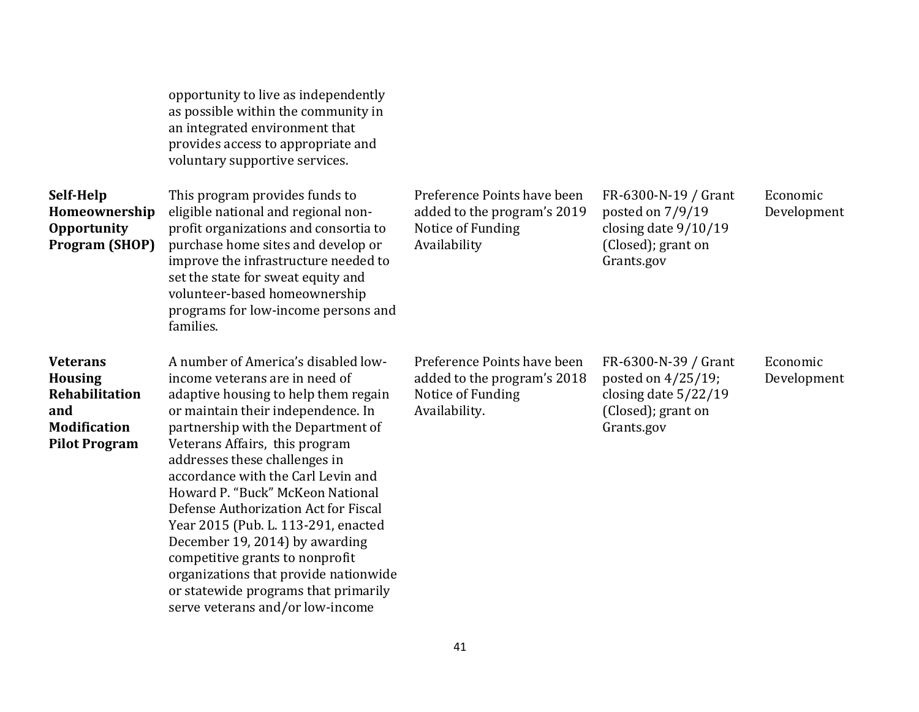| | | | | |
|---|---|---|---|---|
| | opportunity to live as independently as possible within the community in an integrated environment that provides access to appropriate and voluntary supportive services. | | | |
| **Self-Help Homeownership Opportunity Program (SHOP)** | This program provides funds to eligible national and regional non-profit organizations and consortia to purchase home sites and develop or improve the infrastructure needed to set the state for sweat equity and volunteer-based homeownership programs for low-income persons and families. | Preference Points have been added to the program's 2019 Notice of Funding Availability | FR-6300-N-19 / Grant posted on 7/9/19 closing date 9/10/19 (Closed); grant on Grants.gov | Economic Development |
| **Veterans Housing Rehabilitation and Modification Pilot Program** | A number of America's disabled low-income veterans are in need of adaptive housing to help them regain or maintain their independence. In partnership with the Department of Veterans Affairs, this program addresses these challenges in accordance with the Carl Levin and Howard P. "Buck" McKeon National Defense Authorization Act for Fiscal Year 2015 (Pub. L. 113-291, enacted December 19, 2014) by awarding competitive grants to nonprofit organizations that provide nationwide or statewide programs that primarily serve veterans and/or low-income | Preference Points have been added to the program's 2018 Notice of Funding Availability. | FR-6300-N-39 / Grant posted on 4/25/19; closing date 5/22/19 (Closed); grant on Grants.gov | Economic Development |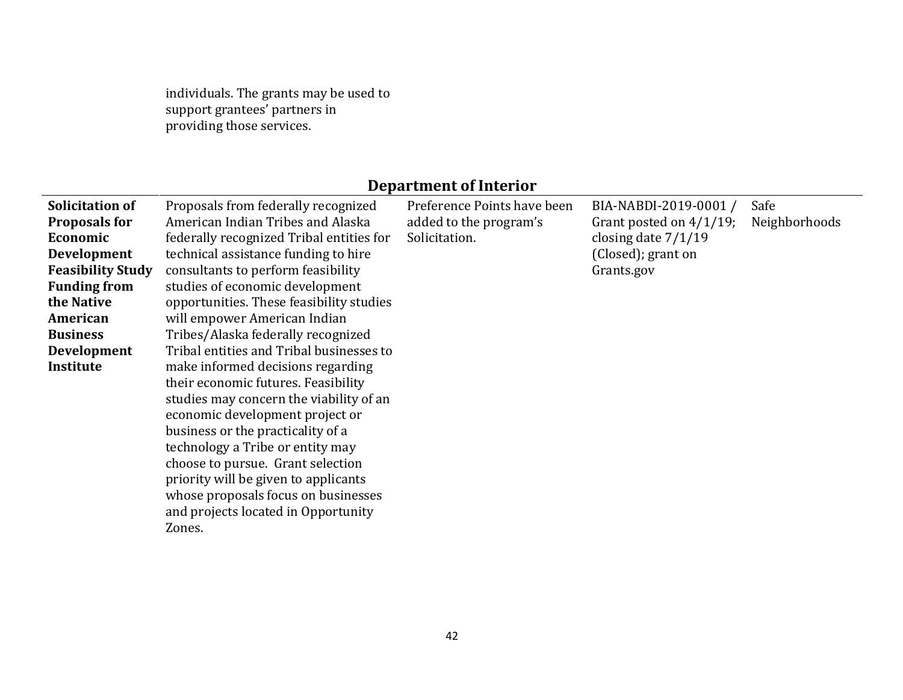individuals. The grants may be used to support grantees' partners in providing those services.

## Department of Interior

| | | | | |
|---|---|---|---|---|
| **Solicitation of Proposals for Economic Development Feasibility Study Funding from the Native American Business Development Institute** | Proposals from federally recognized American Indian Tribes and Alaska federally recognized Tribal entities for technical assistance funding to hire consultants to perform feasibility studies of economic development opportunities. These feasibility studies will empower American Indian Tribes/Alaska federally recognized Tribal entities and Tribal businesses to make informed decisions regarding their economic futures. Feasibility studies may concern the viability of an economic development project or business or the practicality of a technology a Tribe or entity may choose to pursue. Grant selection priority will be given to applicants whose proposals focus on businesses and projects located in Opportunity Zones. | Preference Points have been added to the program's Solicitation. | BIA-NABDI-2019-0001 / Grant posted on 4/1/19; closing date 7/1/19 (Closed); grant on Grants.gov | Safe Neighborhoods |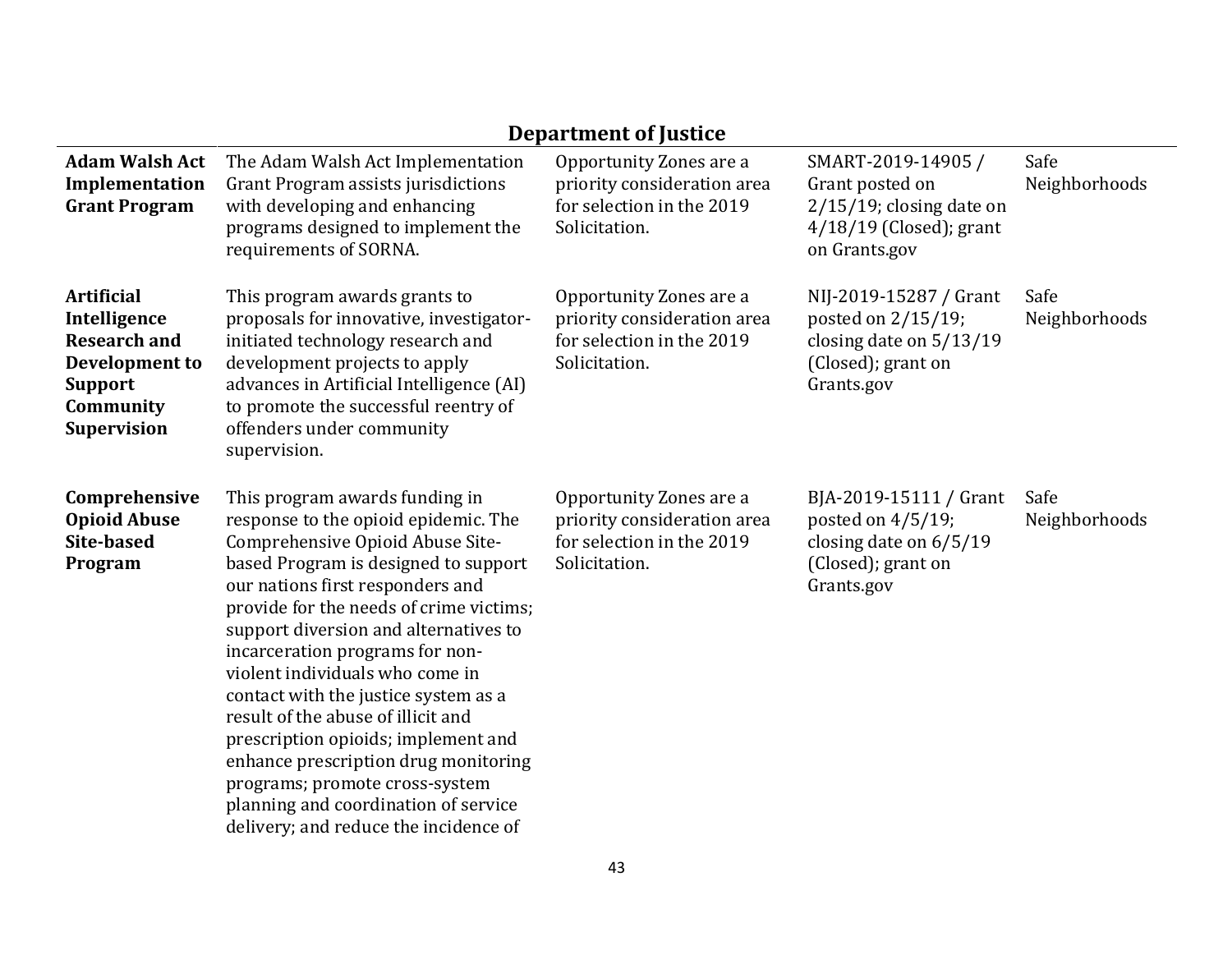## Department of Justice

| | | | | |
|---|---|---|---|---|
| **Adam Walsh Act Implementation Grant Program** | The Adam Walsh Act Implementation Grant Program assists jurisdictions with developing and enhancing programs designed to implement the requirements of SORNA. | Opportunity Zones are a priority consideration area for selection in the 2019 Solicitation. | SMART-2019-14905 / Grant posted on 2/15/19; closing date on 4/18/19 (Closed); grant on Grants.gov | Safe Neighborhoods |
| **Artificial Intelligence Research and Development to Support Community Supervision** | This program awards grants to proposals for innovative, investigator-initiated technology research and development projects to apply advances in Artificial Intelligence (AI) to promote the successful reentry of offenders under community supervision. | Opportunity Zones are a priority consideration area for selection in the 2019 Solicitation. | NIJ-2019-15287 / Grant posted on 2/15/19; closing date on 5/13/19 (Closed); grant on Grants.gov | Safe Neighborhoods |
| **Comprehensive Opioid Abuse Site-based Program** | This program awards funding in response to the opioid epidemic. The Comprehensive Opioid Abuse Site-based Program is designed to support our nations first responders and provide for the needs of crime victims; support diversion and alternatives to incarceration programs for non-violent individuals who come in contact with the justice system as a result of the abuse of illicit and prescription opioids; implement and enhance prescription drug monitoring programs; promote cross-system planning and coordination of service delivery; and reduce the incidence of | Opportunity Zones are a priority consideration area for selection in the 2019 Solicitation. | BJA-2019-15111 / Grant posted on 4/5/19; closing date on 6/5/19 (Closed); grant on Grants.gov | Safe Neighborhoods |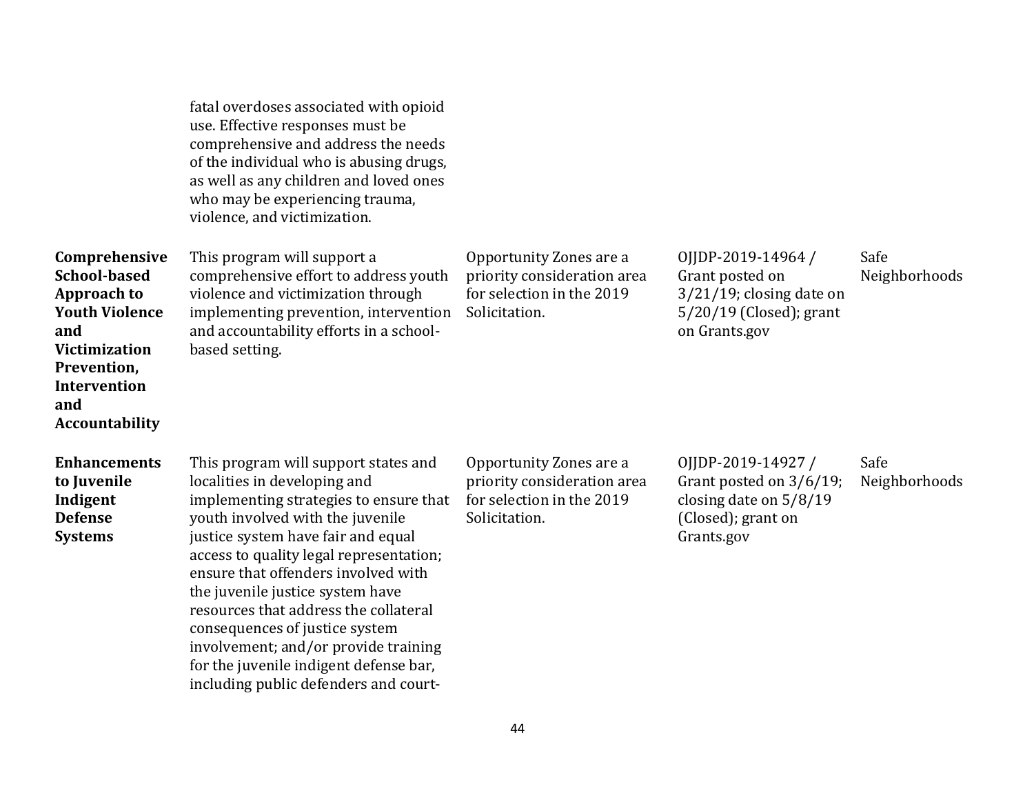| | | | | |
|---|---|---|---|---|
| | fatal overdoses associated with opioid use. Effective responses must be comprehensive and address the needs of the individual who is abusing drugs, as well as any children and loved ones who may be experiencing trauma, violence, and victimization. | | | |
| **Comprehensive School-based Approach to Youth Violence and Victimization Prevention, Intervention and Accountability** | This program will support a comprehensive effort to address youth violence and victimization through implementing prevention, intervention and accountability efforts in a school-based setting. | Opportunity Zones are a priority consideration area for selection in the 2019 Solicitation. | OJJDP-2019-14964 / Grant posted on 3/21/19; closing date on 5/20/19 (Closed); grant on Grants.gov | Safe Neighborhoods |
| **Enhancements to Juvenile Indigent Defense Systems** | This program will support states and localities in developing and implementing strategies to ensure that youth involved with the juvenile justice system have fair and equal access to quality legal representation; ensure that offenders involved with the juvenile justice system have resources that address the collateral consequences of justice system involvement; and/or provide training for the juvenile indigent defense bar, including public defenders and court- | Opportunity Zones are a priority consideration area for selection in the 2019 Solicitation. | OJJDP-2019-14927 / Grant posted on 3/6/19; closing date on 5/8/19 (Closed); grant on Grants.gov | Safe Neighborhoods |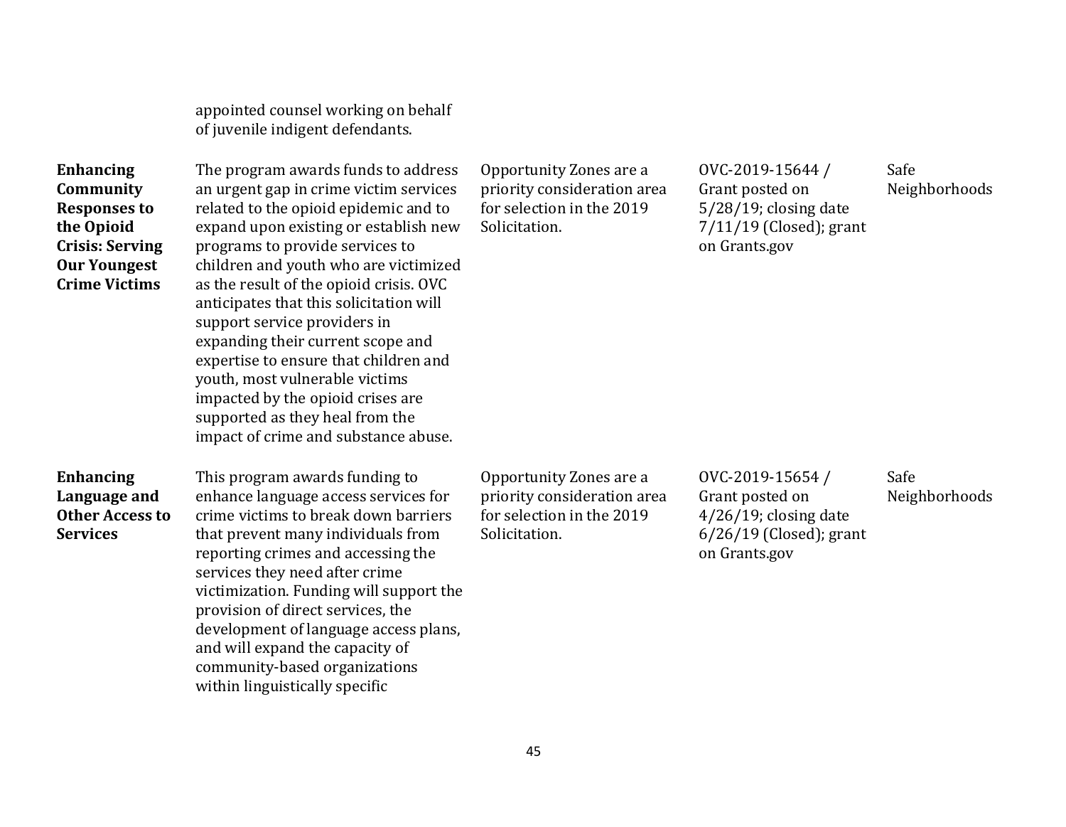| | | | | |
|---|---|---|---|---|
| | appointed counsel working on behalf of juvenile indigent defendants. | | | |
| **Enhancing Community Responses to the Opioid Crisis: Serving Our Youngest Crime Victims** | The program awards funds to address an urgent gap in crime victim services related to the opioid epidemic and to expand upon existing or establish new programs to provide services to children and youth who are victimized as the result of the opioid crisis. OVC anticipates that this solicitation will support service providers in expanding their current scope and expertise to ensure that children and youth, most vulnerable victims impacted by the opioid crises are supported as they heal from the impact of crime and substance abuse. | Opportunity Zones are a priority consideration area for selection in the 2019 Solicitation. | OVC-2019-15644 / Grant posted on 5/28/19; closing date 7/11/19 (Closed); grant on Grants.gov | Safe Neighborhoods |
| **Enhancing Language and Other Access to Services** | This program awards funding to enhance language access services for crime victims to break down barriers that prevent many individuals from reporting crimes and accessing the services they need after crime victimization. Funding will support the provision of direct services, the development of language access plans, and will expand the capacity of community-based organizations within linguistically specific | Opportunity Zones are a priority consideration area for selection in the 2019 Solicitation. | OVC-2019-15654 / Grant posted on 4/26/19; closing date 6/26/19 (Closed); grant on Grants.gov | Safe Neighborhoods |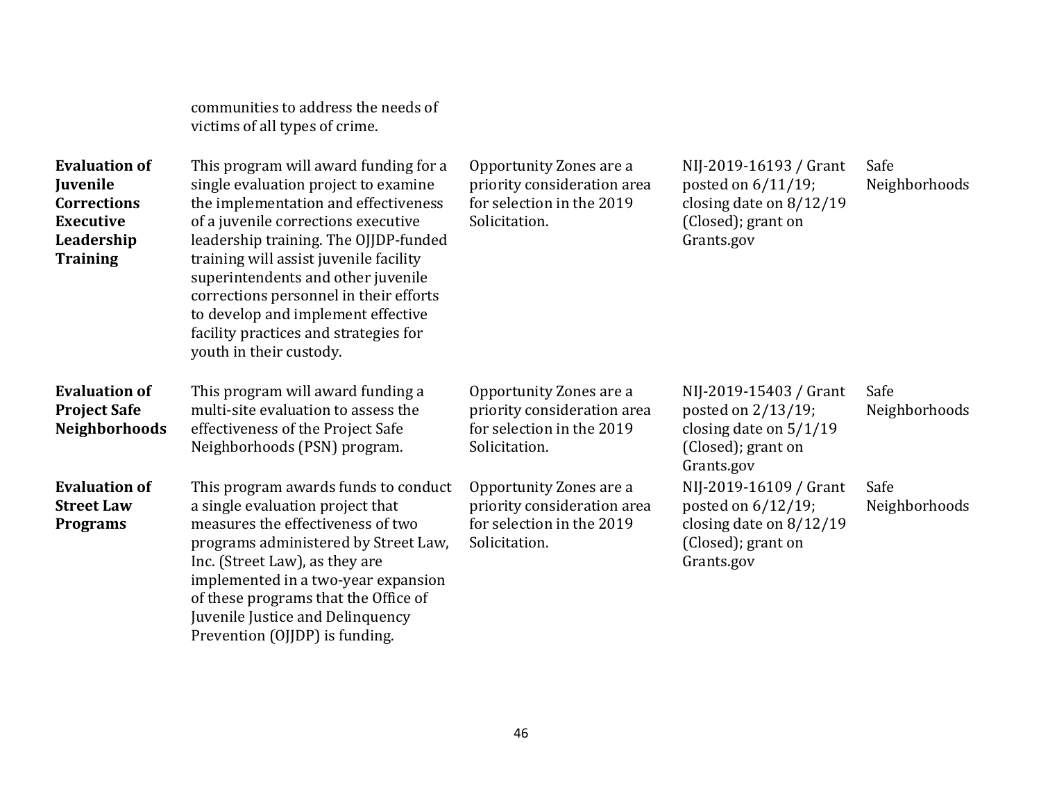| | | | | |
|---|---|---|---|---|
| | communities to address the needs of victims of all types of crime. | | | |
| **Evaluation of Juvenile Corrections Executive Leadership Training** | This program will award funding for a single evaluation project to examine the implementation and effectiveness of a juvenile corrections executive leadership training. The OJJDP-funded training will assist juvenile facility superintendents and other juvenile corrections personnel in their efforts to develop and implement effective facility practices and strategies for youth in their custody. | Opportunity Zones are a priority consideration area for selection in the 2019 Solicitation. | NIJ-2019-16193 / Grant posted on 6/11/19; closing date on 8/12/19 (Closed); grant on Grants.gov | Safe Neighborhoods |
| **Evaluation of Project Safe Neighborhoods** | This program will award funding a multi-site evaluation to assess the effectiveness of the Project Safe Neighborhoods (PSN) program. | Opportunity Zones are a priority consideration area for selection in the 2019 Solicitation. | NIJ-2019-15403 / Grant posted on 2/13/19; closing date on 5/1/19 (Closed); grant on Grants.gov | Safe Neighborhoods |
| **Evaluation of Street Law Programs** | This program awards funds to conduct a single evaluation project that measures the effectiveness of two programs administered by Street Law, Inc. (Street Law), as they are implemented in a two-year expansion of these programs that the Office of Juvenile Justice and Delinquency Prevention (OJJDP) is funding. | Opportunity Zones are a priority consideration area for selection in the 2019 Solicitation. | NIJ-2019-16109 / Grant posted on 6/12/19; closing date on 8/12/19 (Closed); grant on Grants.gov | Safe Neighborhoods |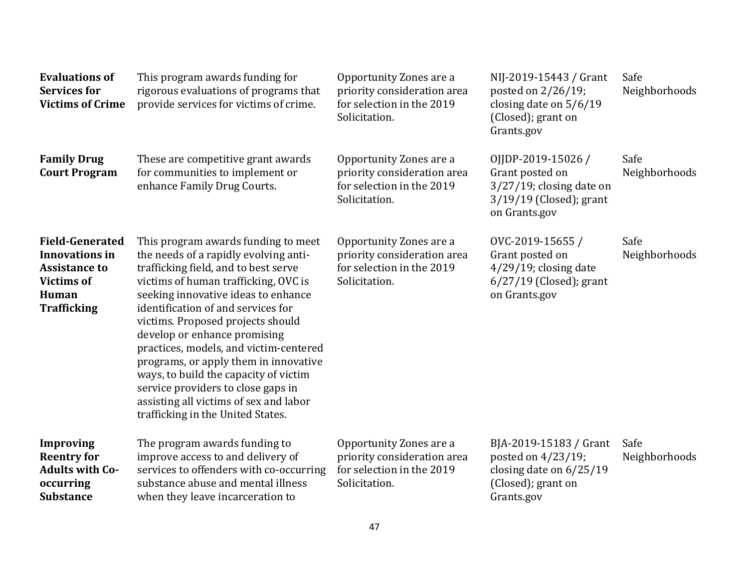| | | | | |
|---|---|---|---|---|
| **Evaluations of Services for Victims of Crime** | This program awards funding for rigorous evaluations of programs that provide services for victims of crime. | Opportunity Zones are a priority consideration area for selection in the 2019 Solicitation. | NIJ-2019-15443 / Grant posted on 2/26/19; closing date on 5/6/19 (Closed); grant on Grants.gov | Safe Neighborhoods |
| **Family Drug Court Program** | These are competitive grant awards for communities to implement or enhance Family Drug Courts. | Opportunity Zones are a priority consideration area for selection in the 2019 Solicitation. | OJJDP-2019-15026 / Grant posted on 3/27/19; closing date on 3/19/19 (Closed); grant on Grants.gov | Safe Neighborhoods |
| **Field-Generated Innovations in Assistance to Victims of Human Trafficking** | This program awards funding to meet the needs of a rapidly evolving anti-trafficking field, and to best serve victims of human trafficking, OVC is seeking innovative ideas to enhance identification of and services for victims. Proposed projects should develop or enhance promising practices, models, and victim-centered programs, or apply them in innovative ways, to build the capacity of victim service providers to close gaps in assisting all victims of sex and labor trafficking in the United States. | Opportunity Zones are a priority consideration area for selection in the 2019 Solicitation. | OVC-2019-15655 / Grant posted on 4/29/19; closing date 6/27/19 (Closed); grant on Grants.gov | Safe Neighborhoods |
| **Improving Reentry for Adults with Co-occurring Substance** | The program awards funding to improve access to and delivery of services to offenders with co-occurring substance abuse and mental illness when they leave incarceration to | Opportunity Zones are a priority consideration area for selection in the 2019 Solicitation. | BJA-2019-15183 / Grant posted on 4/23/19; closing date on 6/25/19 (Closed); grant on Grants.gov | Safe Neighborhoods |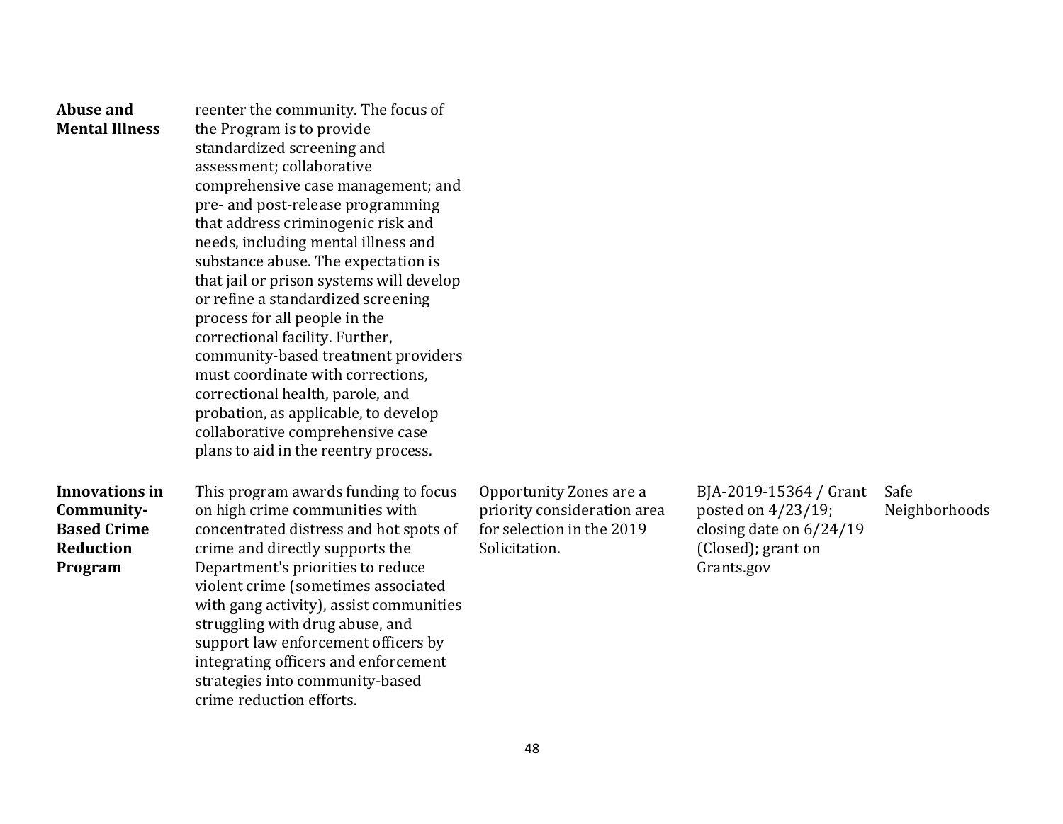| | | | | |
|---|---|---|---|---|
| **Abuse and Mental Illness** | reenter the community. The focus of the Program is to provide standardized screening and assessment; collaborative comprehensive case management; and pre- and post-release programming that address criminogenic risk and needs, including mental illness and substance abuse. The expectation is that jail or prison systems will develop or refine a standardized screening process for all people in the correctional facility. Further, community-based treatment providers must coordinate with corrections, correctional health, parole, and probation, as applicable, to develop collaborative comprehensive case plans to aid in the reentry process. | | | |
| **Innovations in Community-Based Crime Reduction Program** | This program awards funding to focus on high crime communities with concentrated distress and hot spots of crime and directly supports the Department's priorities to reduce violent crime (sometimes associated with gang activity), assist communities struggling with drug abuse, and support law enforcement officers by integrating officers and enforcement strategies into community-based crime reduction efforts. | Opportunity Zones are a priority consideration area for selection in the 2019 Solicitation. | BJA-2019-15364 / Grant posted on 4/23/19; closing date on 6/24/19 (Closed); grant on Grants.gov | Safe Neighborhoods |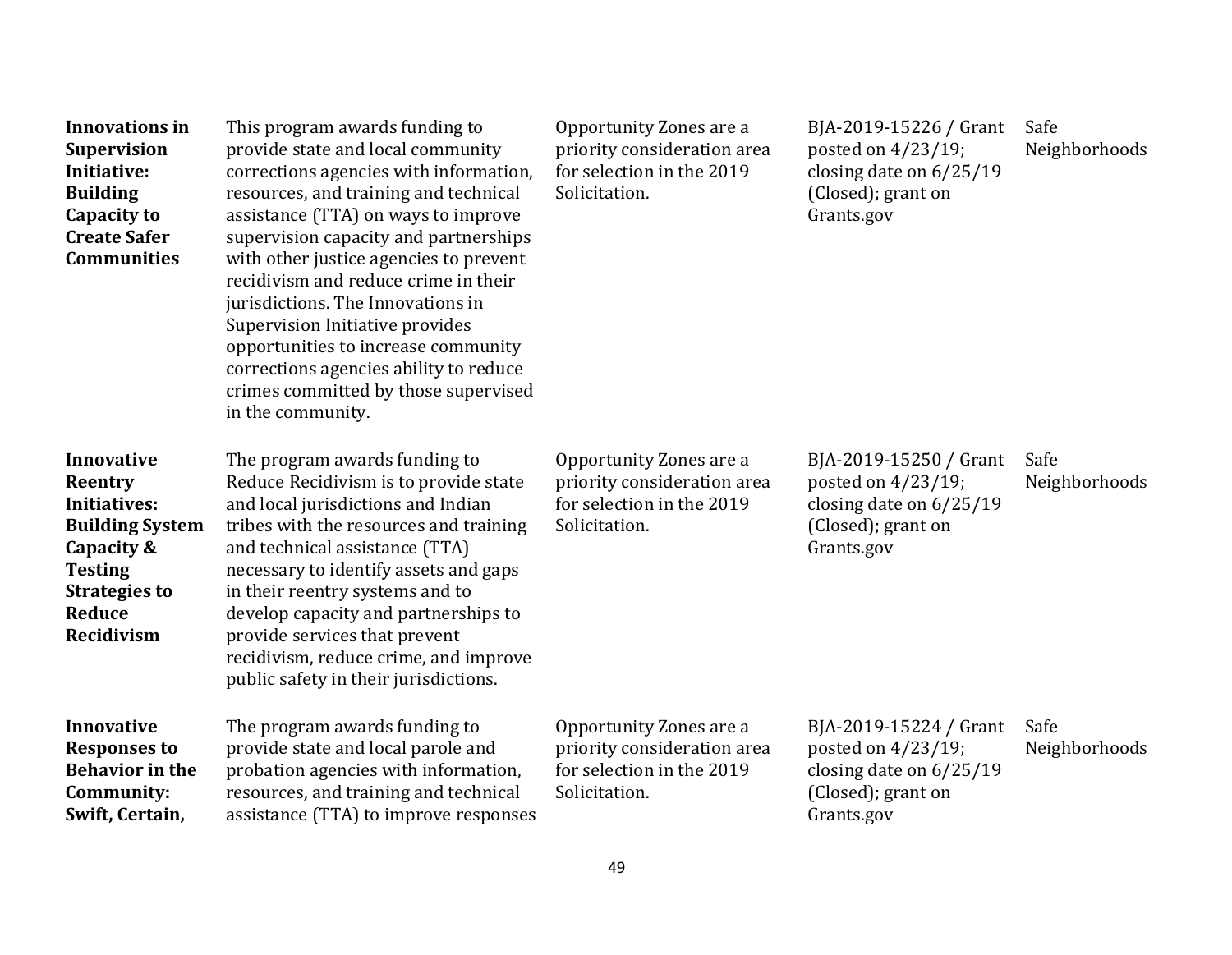| | | | | |
|---|---|---|---|---|
| **Innovations in Supervision Initiative: Building Capacity to Create Safer Communities** | This program awards funding to provide state and local community corrections agencies with information, resources, and training and technical assistance (TTA) on ways to improve supervision capacity and partnerships with other justice agencies to prevent recidivism and reduce crime in their jurisdictions. The Innovations in Supervision Initiative provides opportunities to increase community corrections agencies ability to reduce crimes committed by those supervised in the community. | Opportunity Zones are a priority consideration area for selection in the 2019 Solicitation. | BJA-2019-15226 / Grant posted on 4/23/19; closing date on 6/25/19 (Closed); grant on Grants.gov | Safe Neighborhoods |
| **Innovative Reentry Initiatives: Building System Capacity & Testing Strategies to Reduce Recidivism** | The program awards funding to Reduce Recidivism is to provide state and local jurisdictions and Indian tribes with the resources and training and technical assistance (TTA) necessary to identify assets and gaps in their reentry systems and to develop capacity and partnerships to provide services that prevent recidivism, reduce crime, and improve public safety in their jurisdictions. | Opportunity Zones are a priority consideration area for selection in the 2019 Solicitation. | BJA-2019-15250 / Grant posted on 4/23/19; closing date on 6/25/19 (Closed); grant on Grants.gov | Safe Neighborhoods |
| **Innovative Responses to Behavior in the Community: Swift, Certain,** | The program awards funding to provide state and local parole and probation agencies with information, resources, and training and technical assistance (TTA) to improve responses | Opportunity Zones are a priority consideration area for selection in the 2019 Solicitation. | BJA-2019-15224 / Grant posted on 4/23/19; closing date on 6/25/19 (Closed); grant on Grants.gov | Safe Neighborhoods |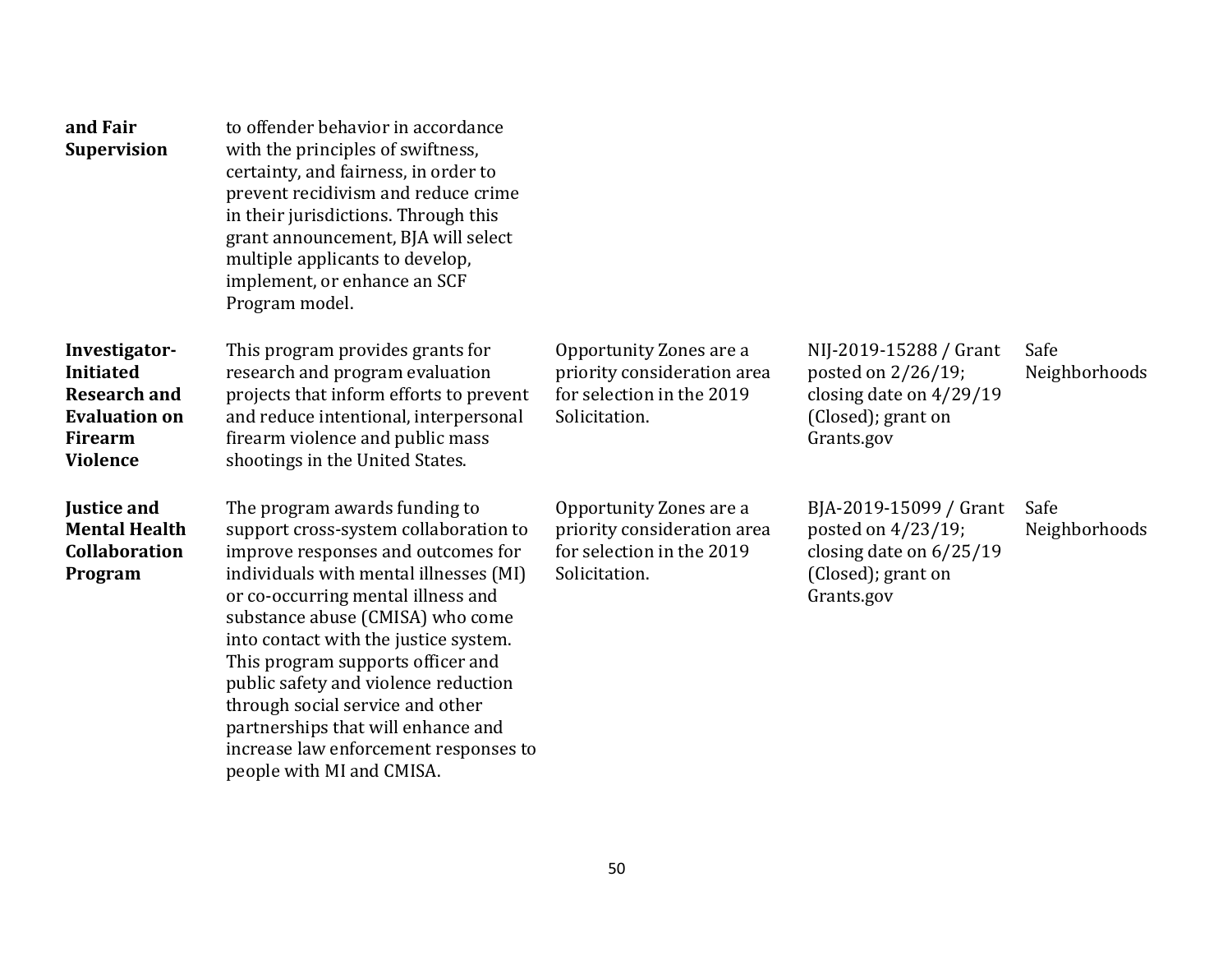| | | | | |
|---|---|---|---|---|
| **and Fair Supervision** | to offender behavior in accordance with the principles of swiftness, certainty, and fairness, in order to prevent recidivism and reduce crime in their jurisdictions. Through this grant announcement, BJA will select multiple applicants to develop, implement, or enhance an SCF Program model. | | | |
| **Investigator-Initiated Research and Evaluation on Firearm Violence** | This program provides grants for research and program evaluation projects that inform efforts to prevent and reduce intentional, interpersonal firearm violence and public mass shootings in the United States. | Opportunity Zones are a priority consideration area for selection in the 2019 Solicitation. | NIJ-2019-15288 / Grant posted on 2/26/19; closing date on 4/29/19 (Closed); grant on Grants.gov | Safe Neighborhoods |
| **Justice and Mental Health Collaboration Program** | The program awards funding to support cross-system collaboration to improve responses and outcomes for individuals with mental illnesses (MI) or co-occurring mental illness and substance abuse (CMISA) who come into contact with the justice system. This program supports officer and public safety and violence reduction through social service and other partnerships that will enhance and increase law enforcement responses to people with MI and CMISA. | Opportunity Zones are a priority consideration area for selection in the 2019 Solicitation. | BJA-2019-15099 / Grant posted on 4/23/19; closing date on 6/25/19 (Closed); grant on Grants.gov | Safe Neighborhoods |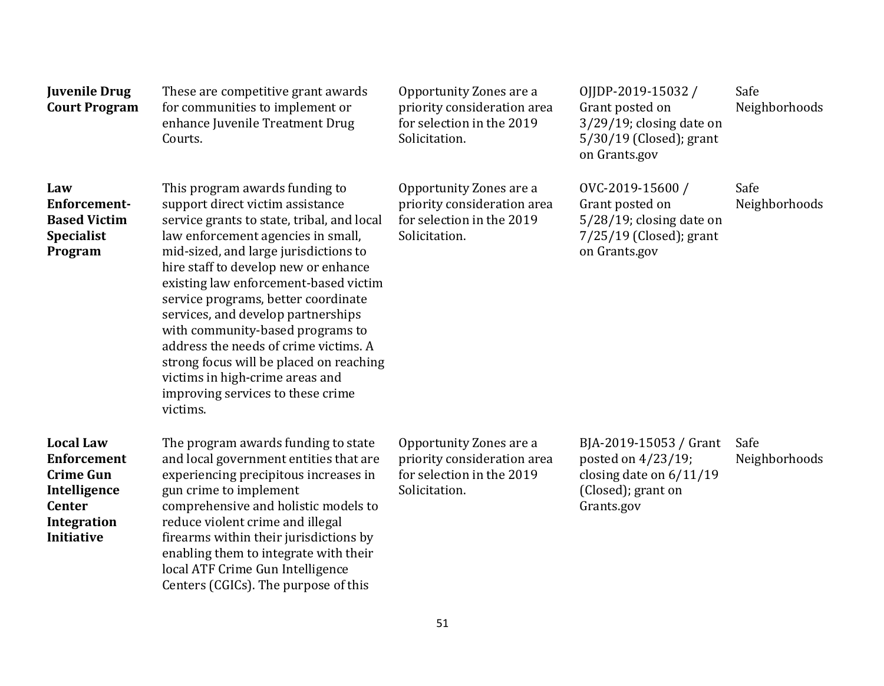| | | | | |
|---|---|---|---|---|
| **Juvenile Drug Court Program** | These are competitive grant awards for communities to implement or enhance Juvenile Treatment Drug Courts. | Opportunity Zones are a priority consideration area for selection in the 2019 Solicitation. | OJJDP-2019-15032 / Grant posted on 3/29/19; closing date on 5/30/19 (Closed); grant on Grants.gov | Safe Neighborhoods |
| **Law Enforcement-Based Victim Specialist Program** | This program awards funding to support direct victim assistance service grants to state, tribal, and local law enforcement agencies in small, mid-sized, and large jurisdictions to hire staff to develop new or enhance existing law enforcement-based victim service programs, better coordinate services, and develop partnerships with community-based programs to address the needs of crime victims. A strong focus will be placed on reaching victims in high-crime areas and improving services to these crime victims. | Opportunity Zones are a priority consideration area for selection in the 2019 Solicitation. | OVC-2019-15600 / Grant posted on 5/28/19; closing date on 7/25/19 (Closed); grant on Grants.gov | Safe Neighborhoods |
| **Local Law Enforcement Crime Gun Intelligence Center Integration Initiative** | The program awards funding to state and local government entities that are experiencing precipitous increases in gun crime to implement comprehensive and holistic models to reduce violent crime and illegal firearms within their jurisdictions by enabling them to integrate with their local ATF Crime Gun Intelligence Centers (CGICs). The purpose of this | Opportunity Zones are a priority consideration area for selection in the 2019 Solicitation. | BJA-2019-15053 / Grant posted on 4/23/19; closing date on 6/11/19 (Closed); grant on Grants.gov | Safe Neighborhoods |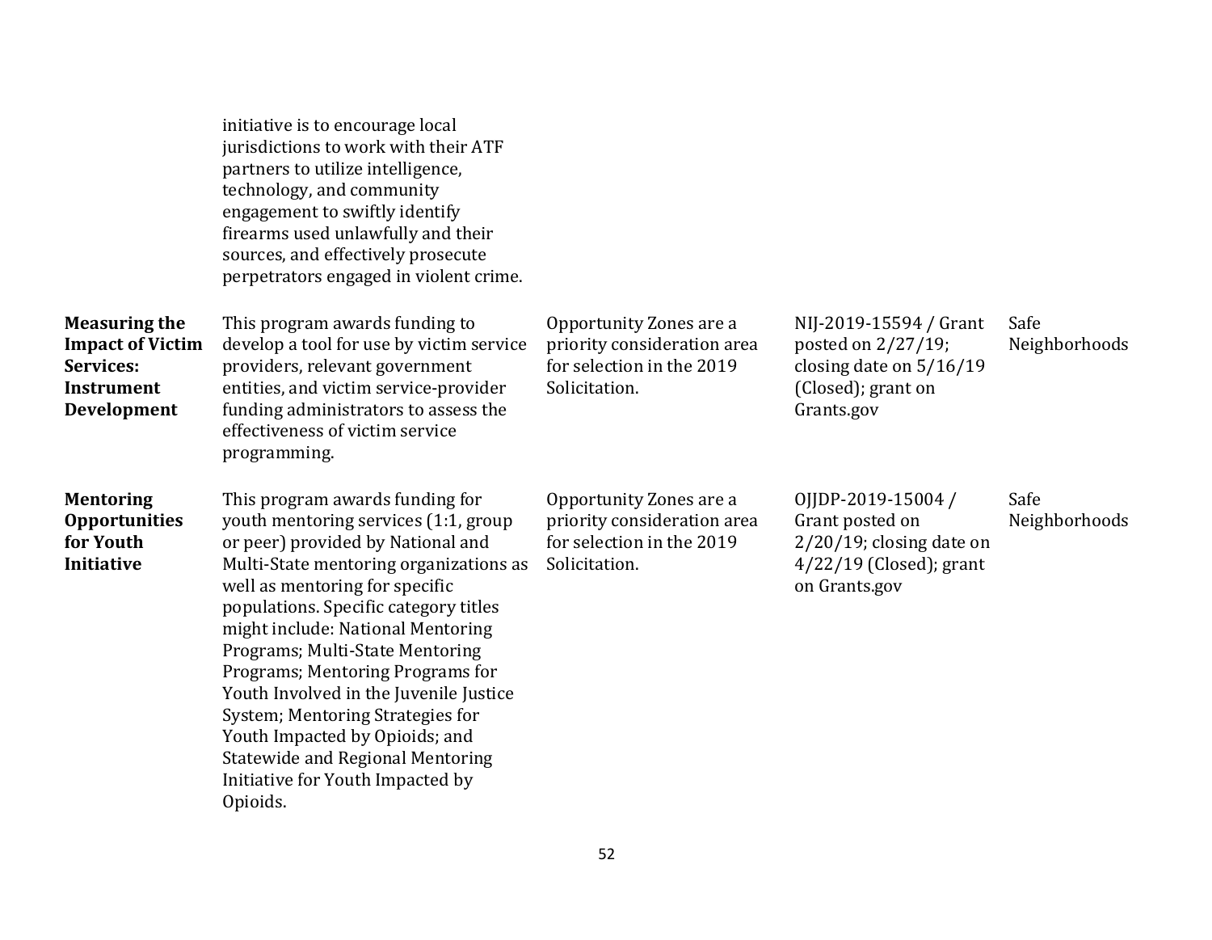| | | | | |
|---|---|---|---|---|
| | initiative is to encourage local jurisdictions to work with their ATF partners to utilize intelligence, technology, and community engagement to swiftly identify firearms used unlawfully and their sources, and effectively prosecute perpetrators engaged in violent crime. | | | |
| **Measuring the Impact of Victim Services: Instrument Development** | This program awards funding to develop a tool for use by victim service providers, relevant government entities, and victim service-provider funding administrators to assess the effectiveness of victim service programming. | Opportunity Zones are a priority consideration area for selection in the 2019 Solicitation. | NIJ-2019-15594 / Grant posted on 2/27/19; closing date on 5/16/19 (Closed); grant on Grants.gov | Safe Neighborhoods |
| **Mentoring Opportunities for Youth Initiative** | This program awards funding for youth mentoring services (1:1, group or peer) provided by National and Multi-State mentoring organizations as well as mentoring for specific populations. Specific category titles might include: National Mentoring Programs; Multi-State Mentoring Programs; Mentoring Programs for Youth Involved in the Juvenile Justice System; Mentoring Strategies for Youth Impacted by Opioids; and Statewide and Regional Mentoring Initiative for Youth Impacted by Opioids. | Opportunity Zones are a priority consideration area for selection in the 2019 Solicitation. | OJJDP-2019-15004 / Grant posted on 2/20/19; closing date on 4/22/19 (Closed); grant on Grants.gov | Safe Neighborhoods |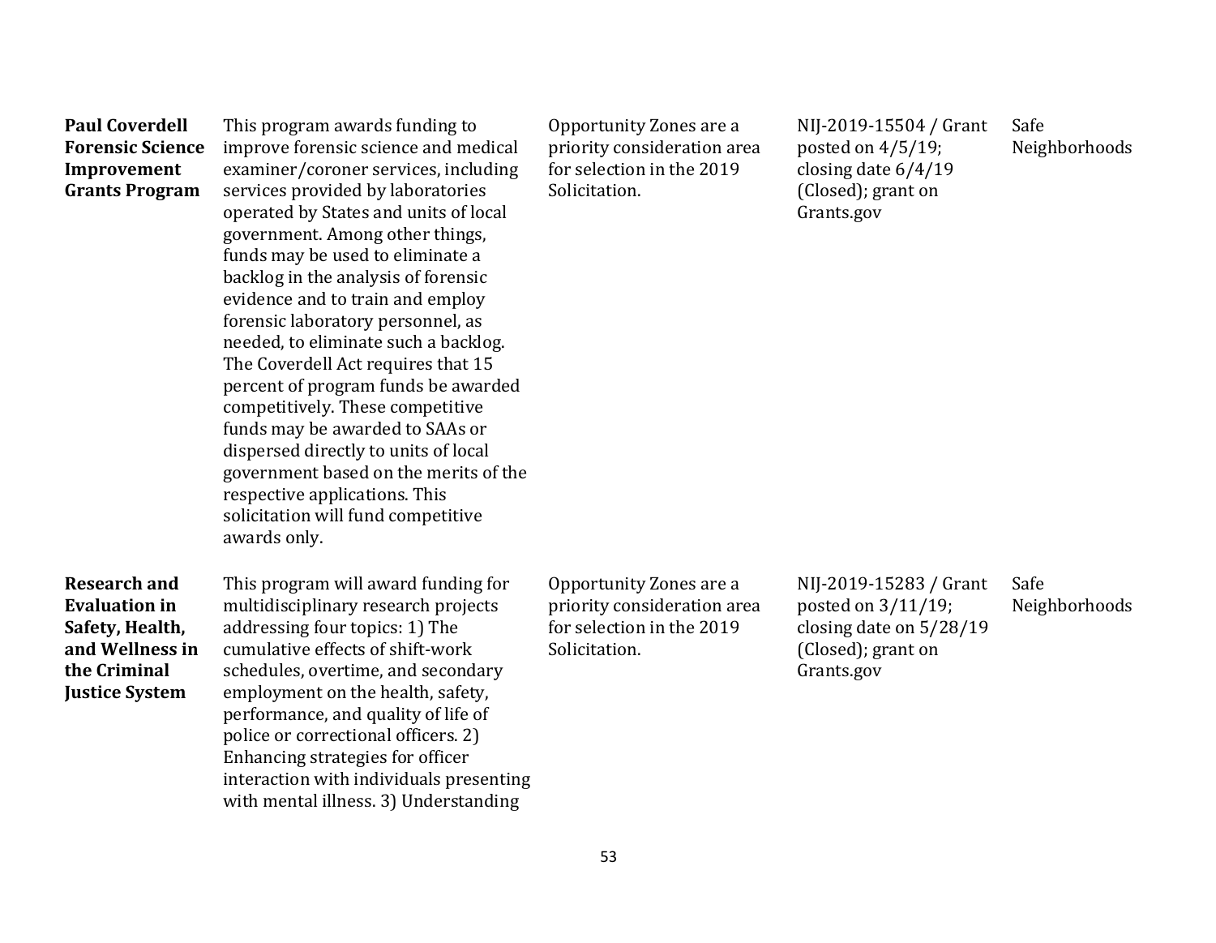| | | | | |
|---|---|---|---|---|
| **Paul Coverdell Forensic Science Improvement Grants Program** | This program awards funding to improve forensic science and medical examiner/coroner services, including services provided by laboratories operated by States and units of local government. Among other things, funds may be used to eliminate a backlog in the analysis of forensic evidence and to train and employ forensic laboratory personnel, as needed, to eliminate such a backlog. The Coverdell Act requires that 15 percent of program funds be awarded competitively. These competitive funds may be awarded to SAAs or dispersed directly to units of local government based on the merits of the respective applications. This solicitation will fund competitive awards only. | Opportunity Zones are a priority consideration area for selection in the 2019 Solicitation. | NIJ-2019-15504 / Grant posted on 4/5/19; closing date 6/4/19 (Closed); grant on Grants.gov | Safe Neighborhoods |
| **Research and Evaluation in Safety, Health, and Wellness in the Criminal Justice System** | This program will award funding for multidisciplinary research projects addressing four topics: 1) The cumulative effects of shift-work schedules, overtime, and secondary employment on the health, safety, performance, and quality of life of police or correctional officers. 2) Enhancing strategies for officer interaction with individuals presenting with mental illness. 3) Understanding | Opportunity Zones are a priority consideration area for selection in the 2019 Solicitation. | NIJ-2019-15283 / Grant posted on 3/11/19; closing date on 5/28/19 (Closed); grant on Grants.gov | Safe Neighborhoods |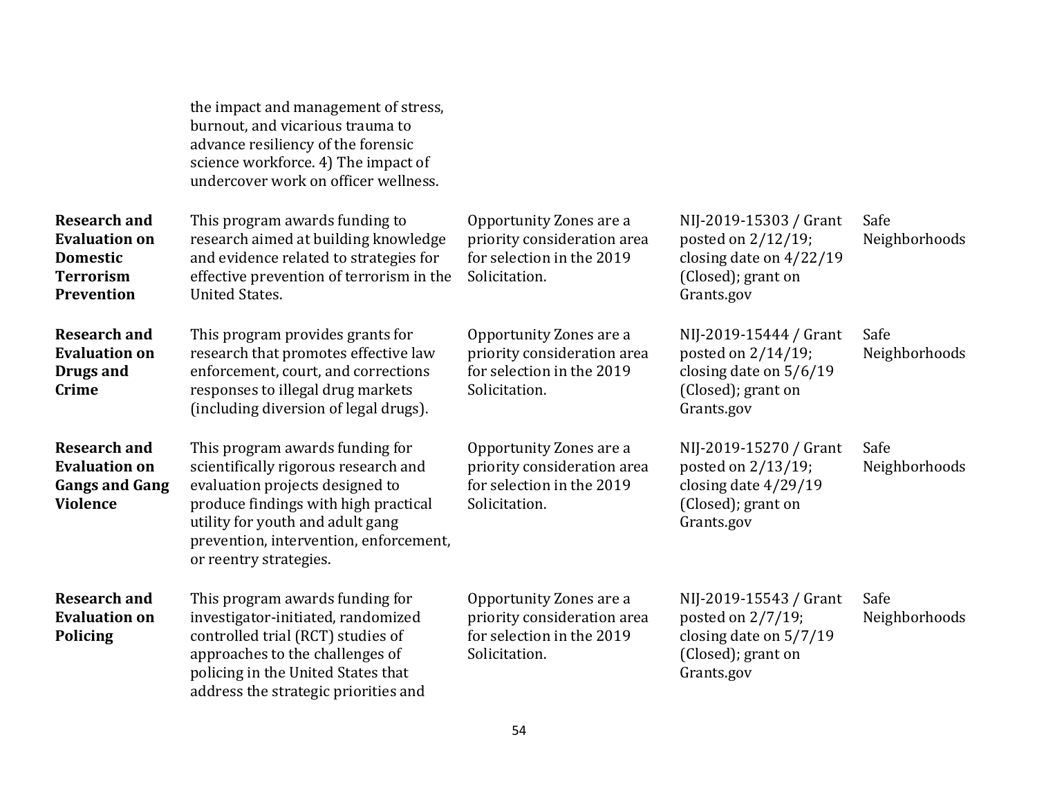| | | | | |
|---|---|---|---|---|
| | the impact and management of stress, burnout, and vicarious trauma to advance resiliency of the forensic science workforce. 4) The impact of undercover work on officer wellness. | | | |
| **Research and Evaluation on Domestic Terrorism Prevention** | This program awards funding to research aimed at building knowledge and evidence related to strategies for effective prevention of terrorism in the United States. | Opportunity Zones are a priority consideration area for selection in the 2019 Solicitation. | NIJ-2019-15303 / Grant posted on 2/12/19; closing date on 4/22/19 (Closed); grant on Grants.gov | Safe Neighborhoods |
| **Research and Evaluation on Drugs and Crime** | This program provides grants for research that promotes effective law enforcement, court, and corrections responses to illegal drug markets (including diversion of legal drugs). | Opportunity Zones are a priority consideration area for selection in the 2019 Solicitation. | NIJ-2019-15444 / Grant posted on 2/14/19; closing date on 5/6/19 (Closed); grant on Grants.gov | Safe Neighborhoods |
| **Research and Evaluation on Gangs and Gang Violence** | This program awards funding for scientifically rigorous research and evaluation projects designed to produce findings with high practical utility for youth and adult gang prevention, intervention, enforcement, or reentry strategies. | Opportunity Zones are a priority consideration area for selection in the 2019 Solicitation. | NIJ-2019-15270 / Grant posted on 2/13/19; closing date 4/29/19 (Closed); grant on Grants.gov | Safe Neighborhoods |
| **Research and Evaluation on Policing** | This program awards funding for investigator-initiated, randomized controlled trial (RCT) studies of approaches to the challenges of policing in the United States that address the strategic priorities and | Opportunity Zones are a priority consideration area for selection in the 2019 Solicitation. | NIJ-2019-15543 / Grant posted on 2/7/19; closing date on 5/7/19 (Closed); grant on Grants.gov | Safe Neighborhoods |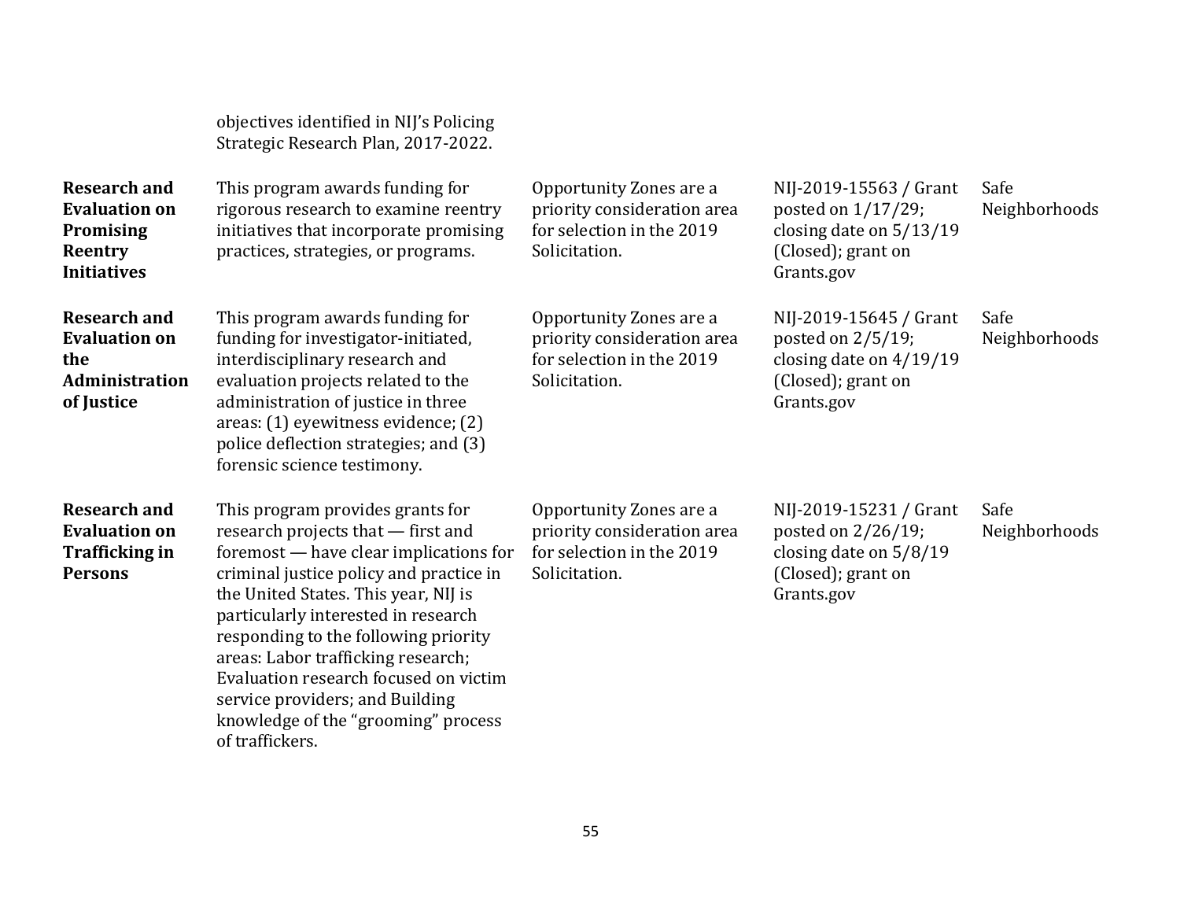| | | | | |
|---|---|---|---|---|
| | objectives identified in NIJ's Policing Strategic Research Plan, 2017-2022. | | | |
| **Research and Evaluation on Promising Reentry Initiatives** | This program awards funding for rigorous research to examine reentry initiatives that incorporate promising practices, strategies, or programs. | Opportunity Zones are a priority consideration area for selection in the 2019 Solicitation. | NIJ-2019-15563 / Grant posted on 1/17/29; closing date on 5/13/19 (Closed); grant on Grants.gov | Safe Neighborhoods |
| **Research and Evaluation on the Administration of Justice** | This program awards funding for funding for investigator-initiated, interdisciplinary research and evaluation projects related to the administration of justice in three areas: (1) eyewitness evidence; (2) police deflection strategies; and (3) forensic science testimony. | Opportunity Zones are a priority consideration area for selection in the 2019 Solicitation. | NIJ-2019-15645 / Grant posted on 2/5/19; closing date on 4/19/19 (Closed); grant on Grants.gov | Safe Neighborhoods |
| **Research and Evaluation on Trafficking in Persons** | This program provides grants for research projects that — first and foremost — have clear implications for criminal justice policy and practice in the United States. This year, NIJ is particularly interested in research responding to the following priority areas: Labor trafficking research; Evaluation research focused on victim service providers; and Building knowledge of the "grooming" process of traffickers. | Opportunity Zones are a priority consideration area for selection in the 2019 Solicitation. | NIJ-2019-15231 / Grant posted on 2/26/19; closing date on 5/8/19 (Closed); grant on Grants.gov | Safe Neighborhoods |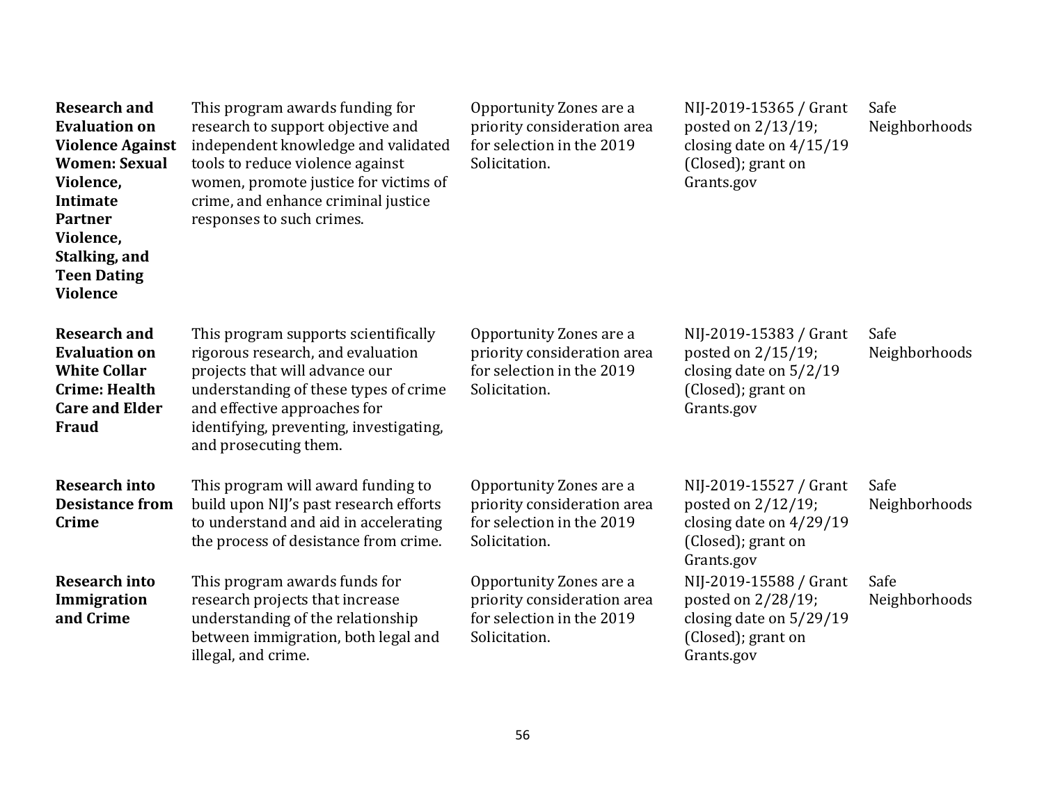| | | | | |
|---|---|---|---|---|
| **Research and Evaluation on Violence Against Women: Sexual Violence, Intimate Partner Violence, Stalking, and Teen Dating Violence** | This program awards funding for research to support objective and independent knowledge and validated tools to reduce violence against women, promote justice for victims of crime, and enhance criminal justice responses to such crimes. | Opportunity Zones are a priority consideration area for selection in the 2019 Solicitation. | NIJ-2019-15365 / Grant posted on 2/13/19; closing date on 4/15/19 (Closed); grant on Grants.gov | Safe Neighborhoods |
| **Research and Evaluation on White Collar Crime: Health Care and Elder Fraud** | This program supports scientifically rigorous research, and evaluation projects that will advance our understanding of these types of crime and effective approaches for identifying, preventing, investigating, and prosecuting them. | Opportunity Zones are a priority consideration area for selection in the 2019 Solicitation. | NIJ-2019-15383 / Grant posted on 2/15/19; closing date on 5/2/19 (Closed); grant on Grants.gov | Safe Neighborhoods |
| **Research into Desistance from Crime** | This program will award funding to build upon NIJ's past research efforts to understand and aid in accelerating the process of desistance from crime. | Opportunity Zones are a priority consideration area for selection in the 2019 Solicitation. | NIJ-2019-15527 / Grant posted on 2/12/19; closing date on 4/29/19 (Closed); grant on Grants.gov | Safe Neighborhoods |
| **Research into Immigration and Crime** | This program awards funds for research projects that increase understanding of the relationship between immigration, both legal and illegal, and crime. | Opportunity Zones are a priority consideration area for selection in the 2019 Solicitation. | NIJ-2019-15588 / Grant posted on 2/28/19; closing date on 5/29/19 (Closed); grant on Grants.gov | Safe Neighborhoods |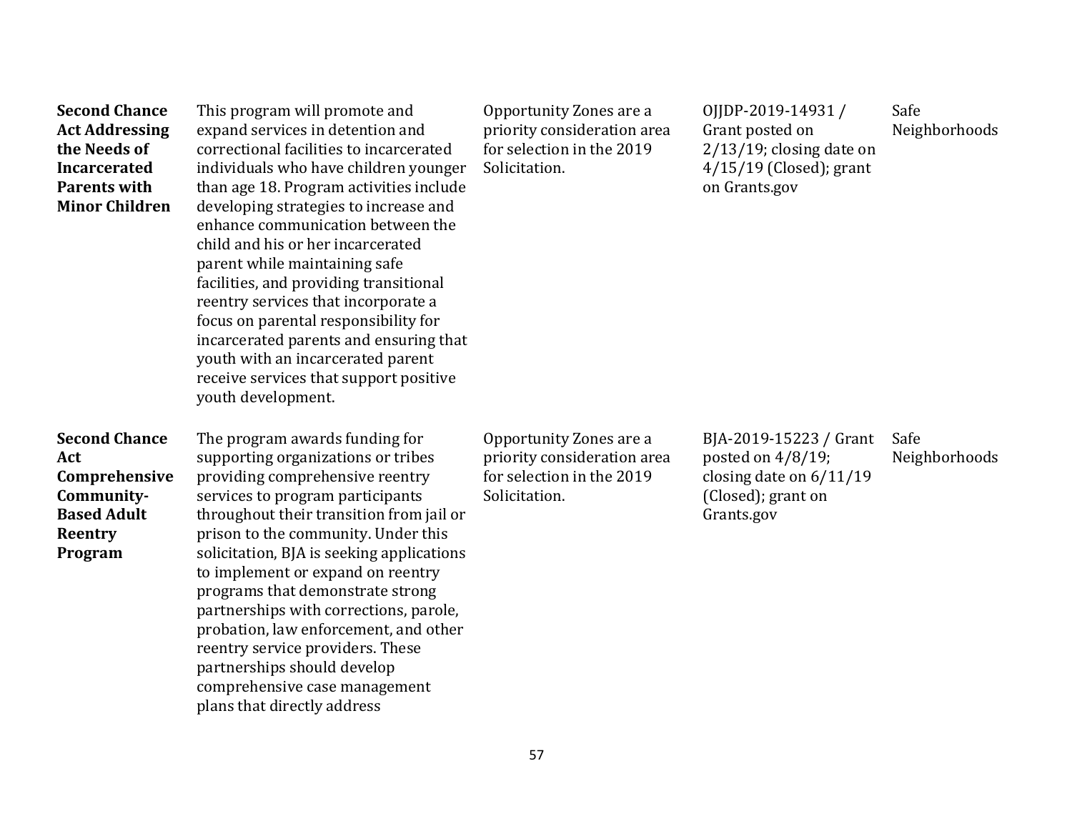| | | | | |
|---|---|---|---|---|
| **Second Chance Act Addressing the Needs of Incarcerated Parents with Minor Children** | This program will promote and expand services in detention and correctional facilities to incarcerated individuals who have children younger than age 18. Program activities include developing strategies to increase and enhance communication between the child and his or her incarcerated parent while maintaining safe facilities, and providing transitional reentry services that incorporate a focus on parental responsibility for incarcerated parents and ensuring that youth with an incarcerated parent receive services that support positive youth development. | Opportunity Zones are a priority consideration area for selection in the 2019 Solicitation. | OJJDP-2019-14931 / Grant posted on 2/13/19; closing date on 4/15/19 (Closed); grant on Grants.gov | Safe Neighborhoods |
| **Second Chance Act Comprehensive Community-Based Adult Reentry Program** | The program awards funding for supporting organizations or tribes providing comprehensive reentry services to program participants throughout their transition from jail or prison to the community. Under this solicitation, BJA is seeking applications to implement or expand on reentry programs that demonstrate strong partnerships with corrections, parole, probation, law enforcement, and other reentry service providers. These partnerships should develop comprehensive case management plans that directly address | Opportunity Zones are a priority consideration area for selection in the 2019 Solicitation. | BJA-2019-15223 / Grant posted on 4/8/19; closing date on 6/11/19 (Closed); grant on Grants.gov | Safe Neighborhoods |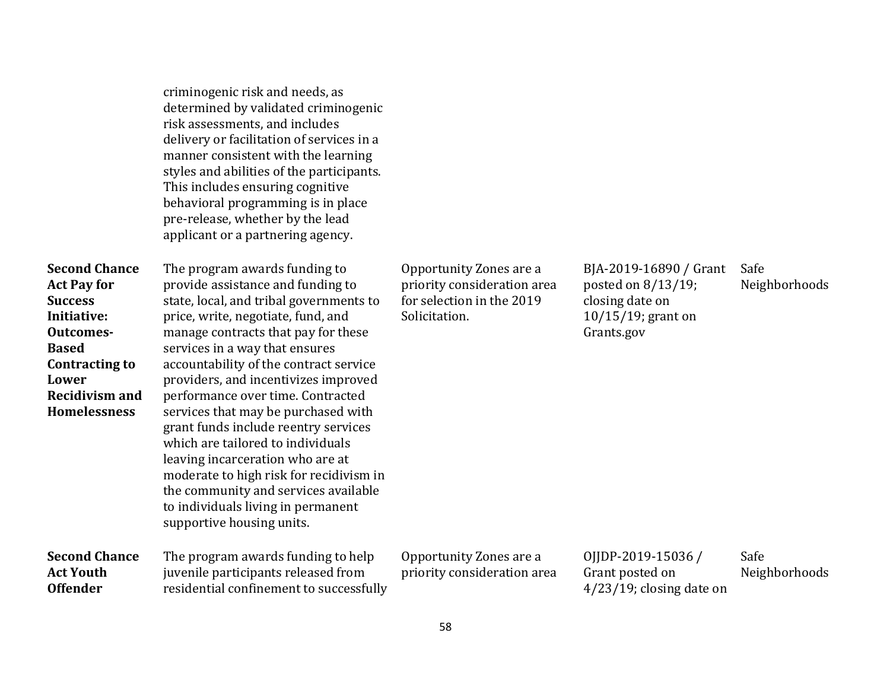| | | | | |
|---|---|---|---|---|
| | criminogenic risk and needs, as determined by validated criminogenic risk assessments, and includes delivery or facilitation of services in a manner consistent with the learning styles and abilities of the participants. This includes ensuring cognitive behavioral programming is in place pre-release, whether by the lead applicant or a partnering agency. | | | |
| **Second Chance Act Pay for Success Initiative: Outcomes-Based Contracting to Lower Recidivism and Homelessness** | The program awards funding to provide assistance and funding to state, local, and tribal governments to price, write, negotiate, fund, and manage contracts that pay for these services in a way that ensures accountability of the contract service providers, and incentivizes improved performance over time. Contracted services that may be purchased with grant funds include reentry services which are tailored to individuals leaving incarceration who are at moderate to high risk for recidivism in the community and services available to individuals living in permanent supportive housing units. | Opportunity Zones are a priority consideration area for selection in the 2019 Solicitation. | BJA-2019-16890 / Grant posted on 8/13/19; closing date on 10/15/19; grant on Grants.gov | Safe Neighborhoods |
| **Second Chance Act Youth Offender** | The program awards funding to help juvenile participants released from residential confinement to successfully | Opportunity Zones are a priority consideration area | OJJDP-2019-15036 / Grant posted on 4/23/19; closing date on | Safe Neighborhoods |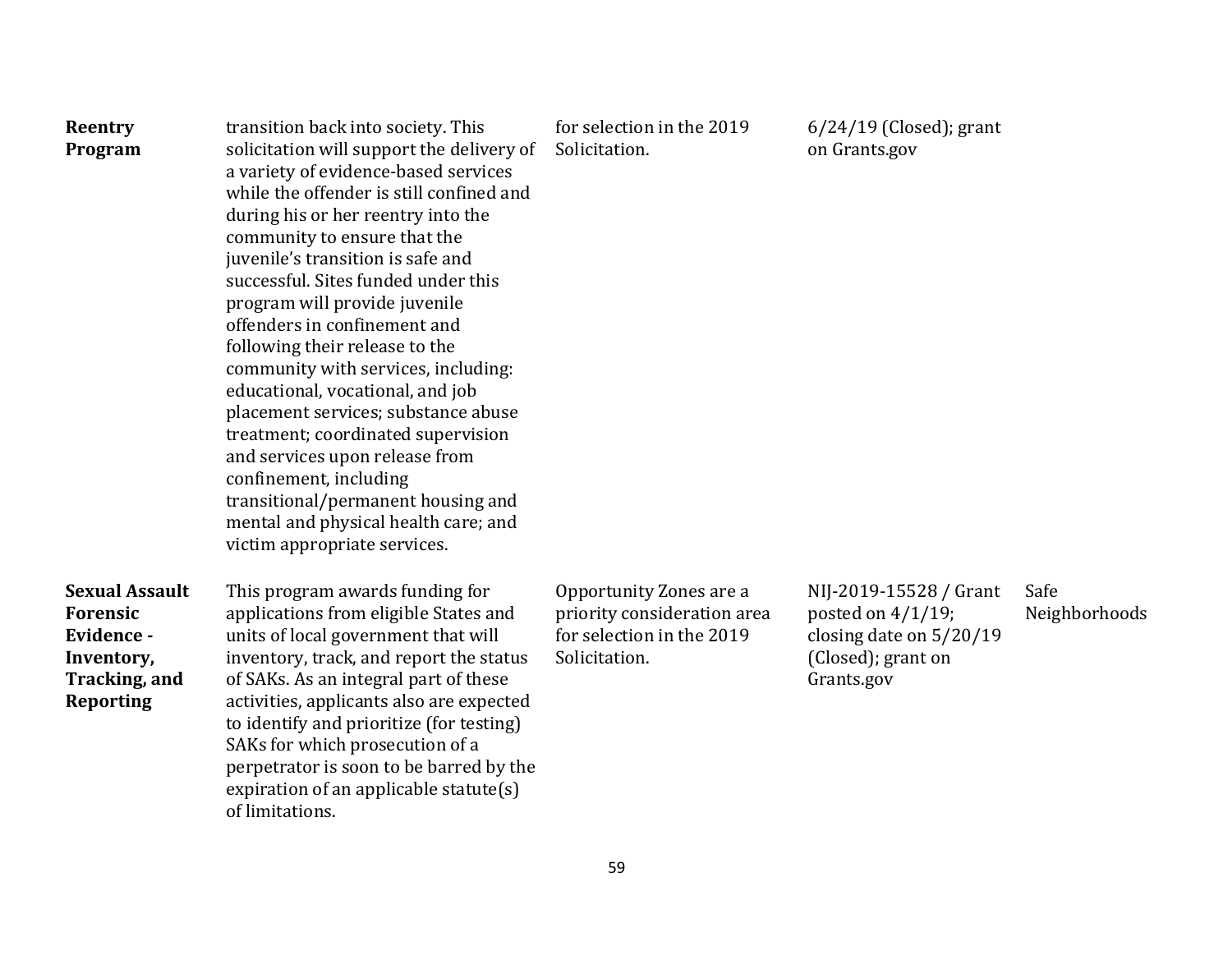| | | | | |
|---|---|---|---|---|
| **Reentry Program** | transition back into society. This solicitation will support the delivery of a variety of evidence-based services while the offender is still confined and during his or her reentry into the community to ensure that the juvenile's transition is safe and successful. Sites funded under this program will provide juvenile offenders in confinement and following their release to the community with services, including: educational, vocational, and job placement services; substance abuse treatment; coordinated supervision and services upon release from confinement, including transitional/permanent housing and mental and physical health care; and victim appropriate services. | for selection in the 2019 Solicitation. | 6/24/19 (Closed); grant on Grants.gov | |
| **Sexual Assault Forensic Evidence - Inventory, Tracking, and Reporting** | This program awards funding for applications from eligible States and units of local government that will inventory, track, and report the status of SAKs. As an integral part of these activities, applicants also are expected to identify and prioritize (for testing) SAKs for which prosecution of a perpetrator is soon to be barred by the expiration of an applicable statute(s) of limitations. | Opportunity Zones are a priority consideration area for selection in the 2019 Solicitation. | NIJ-2019-15528 / Grant posted on 4/1/19; closing date on 5/20/19 (Closed); grant on Grants.gov | Safe Neighborhoods |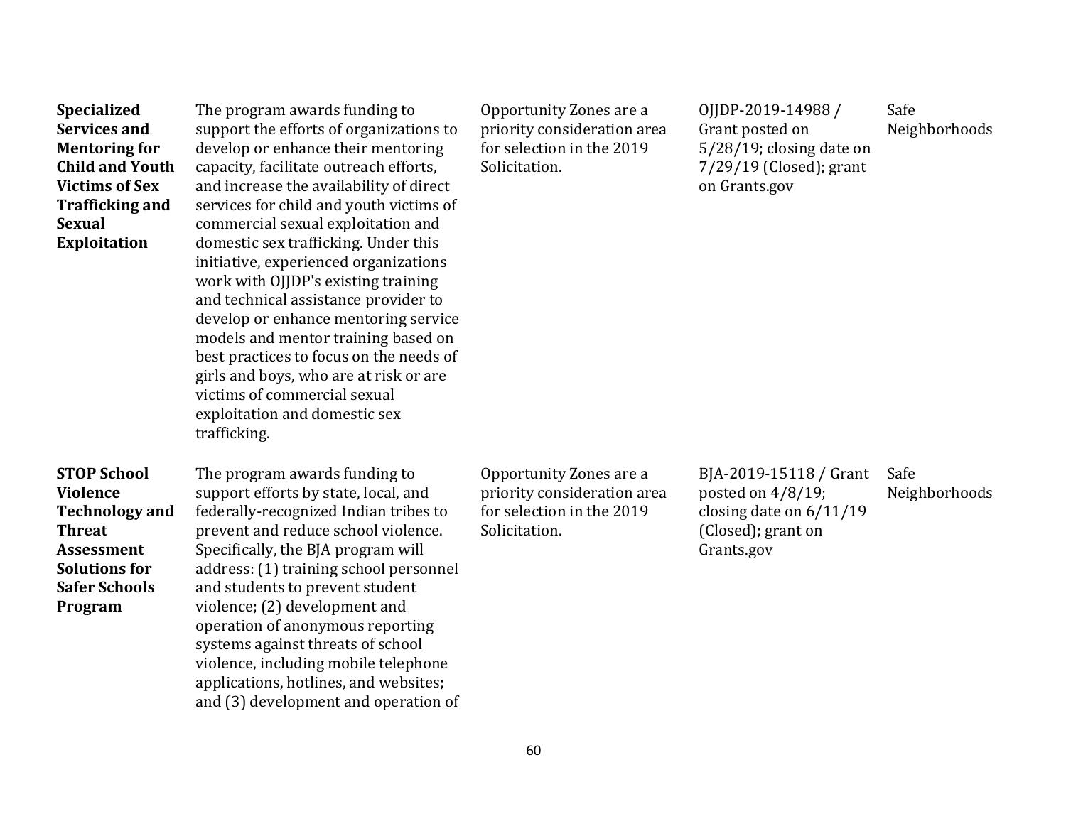| | | | | |
|---|---|---|---|---|
| **Specialized Services and Mentoring for Child and Youth Victims of Sex Trafficking and Sexual Exploitation** | The program awards funding to support the efforts of organizations to develop or enhance their mentoring capacity, facilitate outreach efforts, and increase the availability of direct services for child and youth victims of commercial sexual exploitation and domestic sex trafficking. Under this initiative, experienced organizations work with OJJDP's existing training and technical assistance provider to develop or enhance mentoring service models and mentor training based on best practices to focus on the needs of girls and boys, who are at risk or are victims of commercial sexual exploitation and domestic sex trafficking. | Opportunity Zones are a priority consideration area for selection in the 2019 Solicitation. | OJJDP-2019-14988 / Grant posted on 5/28/19; closing date on 7/29/19 (Closed); grant on Grants.gov | Safe Neighborhoods |
| **STOP School Violence Technology and Threat Assessment Solutions for Safer Schools Program** | The program awards funding to support efforts by state, local, and federally-recognized Indian tribes to prevent and reduce school violence. Specifically, the BJA program will address: (1) training school personnel and students to prevent student violence; (2) development and operation of anonymous reporting systems against threats of school violence, including mobile telephone applications, hotlines, and websites; and (3) development and operation of | Opportunity Zones are a priority consideration area for selection in the 2019 Solicitation. | BJA-2019-15118 / Grant posted on 4/8/19; closing date on 6/11/19 (Closed); grant on Grants.gov | Safe Neighborhoods |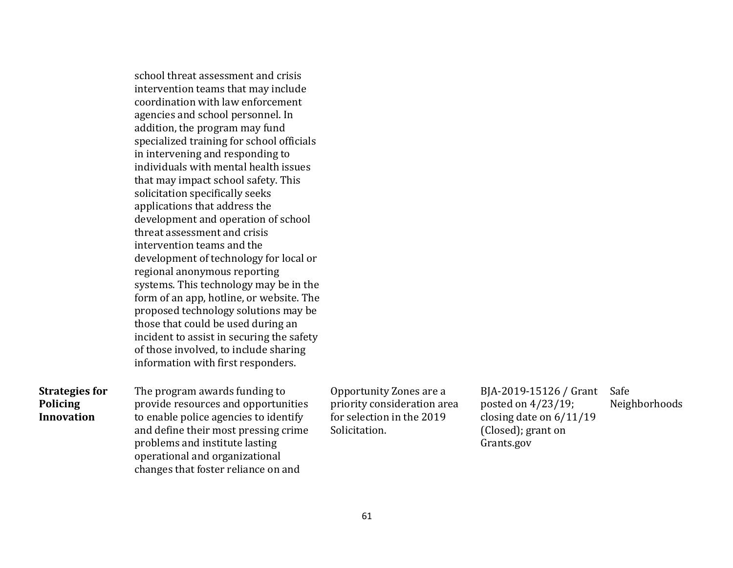| | | | | |
|---|---|---|---|---|
| | school threat assessment and crisis intervention teams that may include coordination with law enforcement agencies and school personnel. In addition, the program may fund specialized training for school officials in intervening and responding to individuals with mental health issues that may impact school safety. This solicitation specifically seeks applications that address the development and operation of school threat assessment and crisis intervention teams and the development of technology for local or regional anonymous reporting systems. This technology may be in the form of an app, hotline, or website. The proposed technology solutions may be those that could be used during an incident to assist in securing the safety of those involved, to include sharing information with first responders. | | | |
| **Strategies for Policing Innovation** | The program awards funding to provide resources and opportunities to enable police agencies to identify and define their most pressing crime problems and institute lasting operational and organizational changes that foster reliance on and | Opportunity Zones are a priority consideration area for selection in the 2019 Solicitation. | BJA-2019-15126 / Grant posted on 4/23/19; closing date on 6/11/19 (Closed); grant on Grants.gov | Safe Neighborhoods |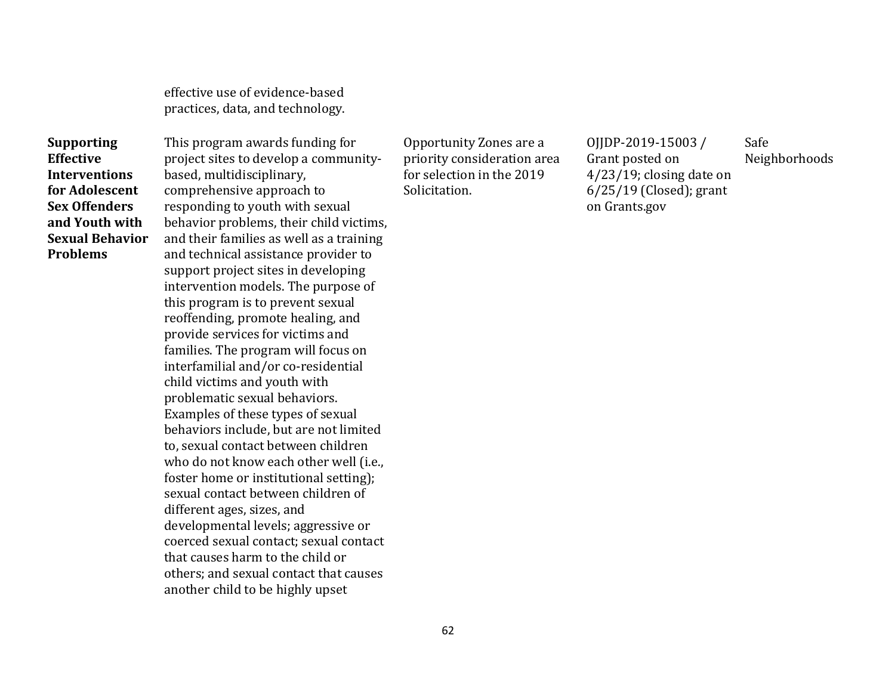| | | | | |
|---|---|---|---|---|
| | effective use of evidence-based practices, data, and technology. | | | |
| **Supporting Effective Interventions for Adolescent Sex Offenders and Youth with Sexual Behavior Problems** | This program awards funding for project sites to develop a community-based, multidisciplinary, comprehensive approach to responding to youth with sexual behavior problems, their child victims, and their families as well as a training and technical assistance provider to support project sites in developing intervention models. The purpose of this program is to prevent sexual reoffending, promote healing, and provide services for victims and families. The program will focus on interfamilial and/or co-residential child victims and youth with problematic sexual behaviors. Examples of these types of sexual behaviors include, but are not limited to, sexual contact between children who do not know each other well (i.e., foster home or institutional setting); sexual contact between children of different ages, sizes, and developmental levels; aggressive or coerced sexual contact; sexual contact that causes harm to the child or others; and sexual contact that causes another child to be highly upset | Opportunity Zones are a priority consideration area for selection in the 2019 Solicitation. | OJJDP-2019-15003 / Grant posted on 4/23/19; closing date on 6/25/19 (Closed); grant on Grants.gov | Safe Neighborhoods |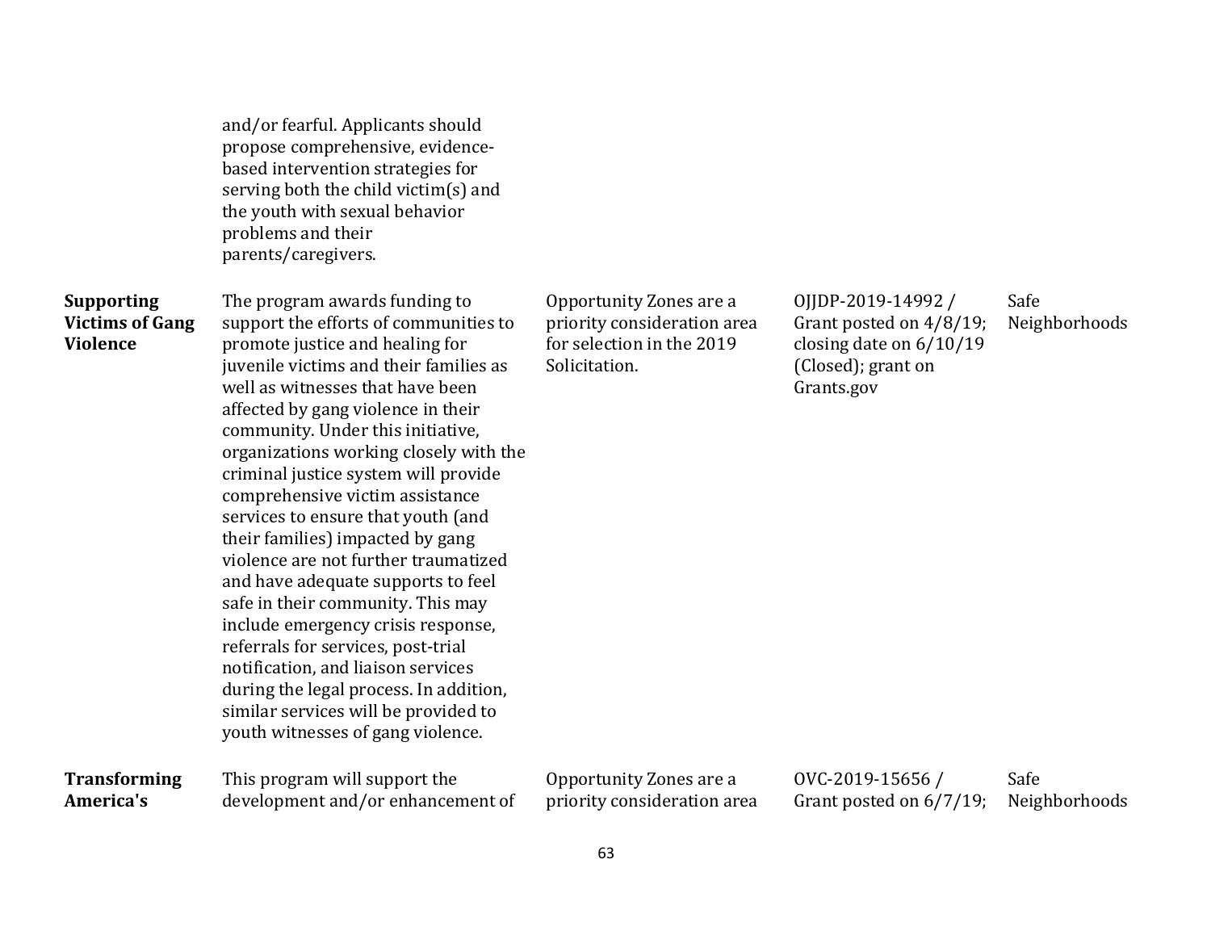| | | | | |
|---|---|---|---|---|
| | and/or fearful. Applicants should propose comprehensive, evidence-based intervention strategies for serving both the child victim(s) and the youth with sexual behavior problems and their parents/caregivers. | | | |
| **Supporting Victims of Gang Violence** | The program awards funding to support the efforts of communities to promote justice and healing for juvenile victims and their families as well as witnesses that have been affected by gang violence in their community. Under this initiative, organizations working closely with the criminal justice system will provide comprehensive victim assistance services to ensure that youth (and their families) impacted by gang violence are not further traumatized and have adequate supports to feel safe in their community. This may include emergency crisis response, referrals for services, post-trial notification, and liaison services during the legal process. In addition, similar services will be provided to youth witnesses of gang violence. | Opportunity Zones are a priority consideration area for selection in the 2019 Solicitation. | OJJDP-2019-14992 / Grant posted on 4/8/19; closing date on 6/10/19 (Closed); grant on Grants.gov | Safe Neighborhoods |
| **Transforming America's** | This program will support the development and/or enhancement of | Opportunity Zones are a priority consideration area | OVC-2019-15656 / Grant posted on 6/7/19; | Safe Neighborhoods |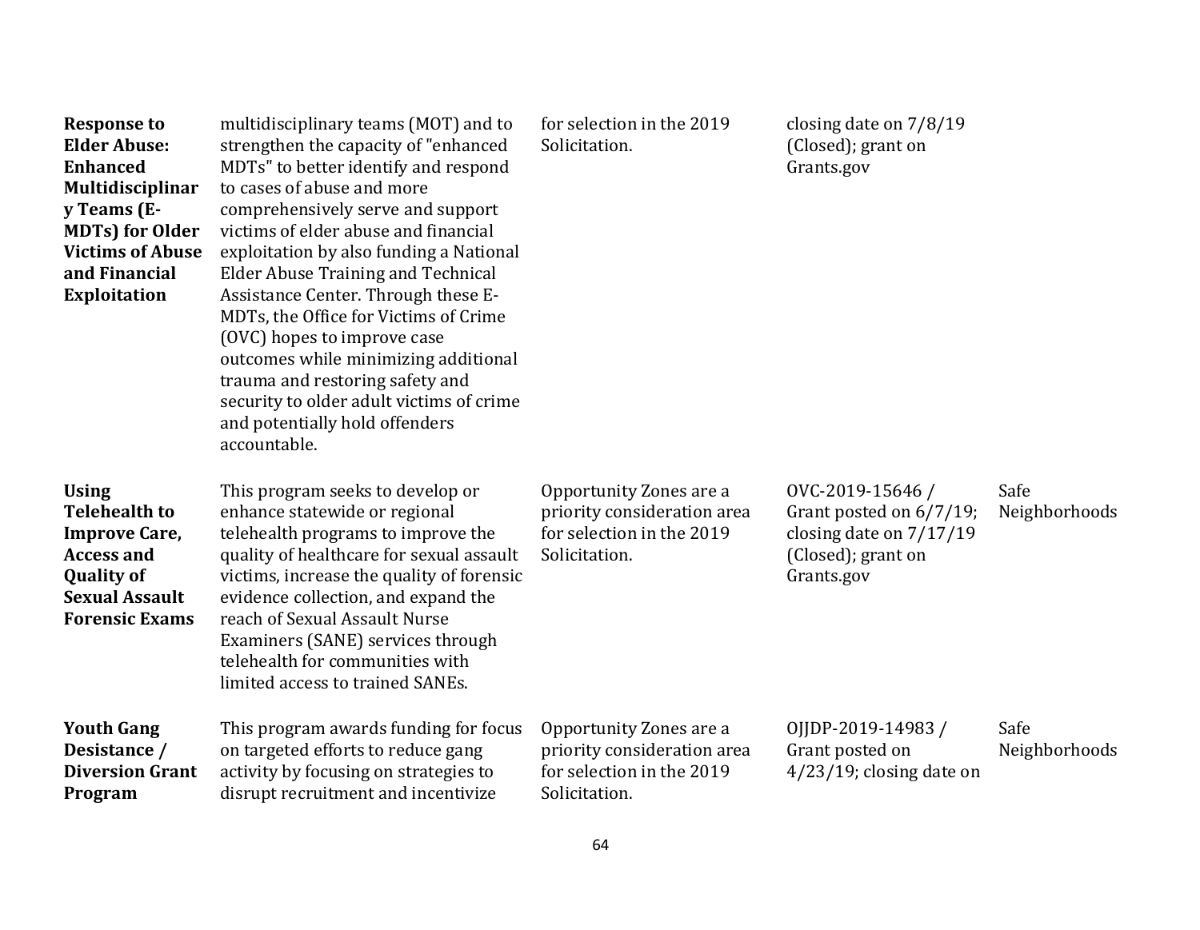| | | | | |
|---|---|---|---|---|
| **Response to Elder Abuse: Enhanced Multidisciplinary Teams (E-MDTs) for Older Victims of Abuse and Financial Exploitation** | multidisciplinary teams (MOT) and to strengthen the capacity of "enhanced MDTs" to better identify and respond to cases of abuse and more comprehensively serve and support victims of elder abuse and financial exploitation by also funding a National Elder Abuse Training and Technical Assistance Center. Through these E-MDTs, the Office for Victims of Crime (OVC) hopes to improve case outcomes while minimizing additional trauma and restoring safety and security to older adult victims of crime and potentially hold offenders accountable. | for selection in the 2019 Solicitation. | closing date on 7/8/19 (Closed); grant on Grants.gov | |
| **Using Telehealth to Improve Care, Access and Quality of Sexual Assault Forensic Exams** | This program seeks to develop or enhance statewide or regional telehealth programs to improve the quality of healthcare for sexual assault victims, increase the quality of forensic evidence collection, and expand the reach of Sexual Assault Nurse Examiners (SANE) services through telehealth for communities with limited access to trained SANEs. | Opportunity Zones are a priority consideration area for selection in the 2019 Solicitation. | OVC-2019-15646 / Grant posted on 6/7/19; closing date on 7/17/19 (Closed); grant on Grants.gov | Safe Neighborhoods |
| **Youth Gang Desistance / Diversion Grant Program** | This program awards funding for focus on targeted efforts to reduce gang activity by focusing on strategies to disrupt recruitment and incentivize | Opportunity Zones are a priority consideration area for selection in the 2019 Solicitation. | OJJDP-2019-14983 / Grant posted on 4/23/19; closing date on | Safe Neighborhoods |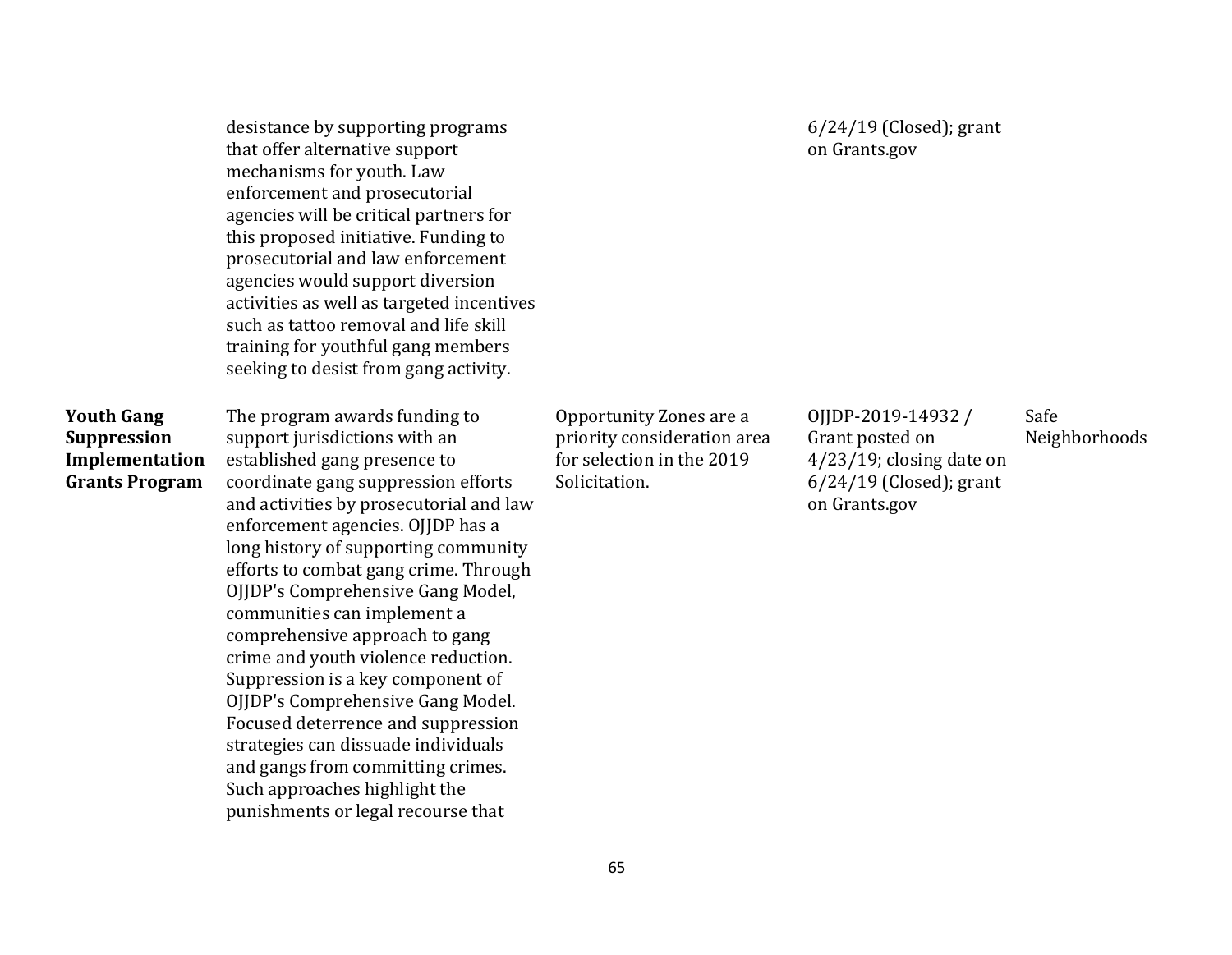| | | | | |
|---|---|---|---|---|
| | desistance by supporting programs that offer alternative support mechanisms for youth. Law enforcement and prosecutorial agencies will be critical partners for this proposed initiative. Funding to prosecutorial and law enforcement agencies would support diversion activities as well as targeted incentives such as tattoo removal and life skill training for youthful gang members seeking to desist from gang activity. | | 6/24/19 (Closed); grant on Grants.gov | |
| **Youth Gang Suppression Implementation Grants Program** | The program awards funding to support jurisdictions with an established gang presence to coordinate gang suppression efforts and activities by prosecutorial and law enforcement agencies. OJJDP has a long history of supporting community efforts to combat gang crime. Through OJJDP's Comprehensive Gang Model, communities can implement a comprehensive approach to gang crime and youth violence reduction. Suppression is a key component of OJJDP's Comprehensive Gang Model. Focused deterrence and suppression strategies can dissuade individuals and gangs from committing crimes. Such approaches highlight the punishments or legal recourse that | Opportunity Zones are a priority consideration area for selection in the 2019 Solicitation. | OJJDP-2019-14932 / Grant posted on 4/23/19; closing date on 6/24/19 (Closed); grant on Grants.gov | Safe Neighborhoods |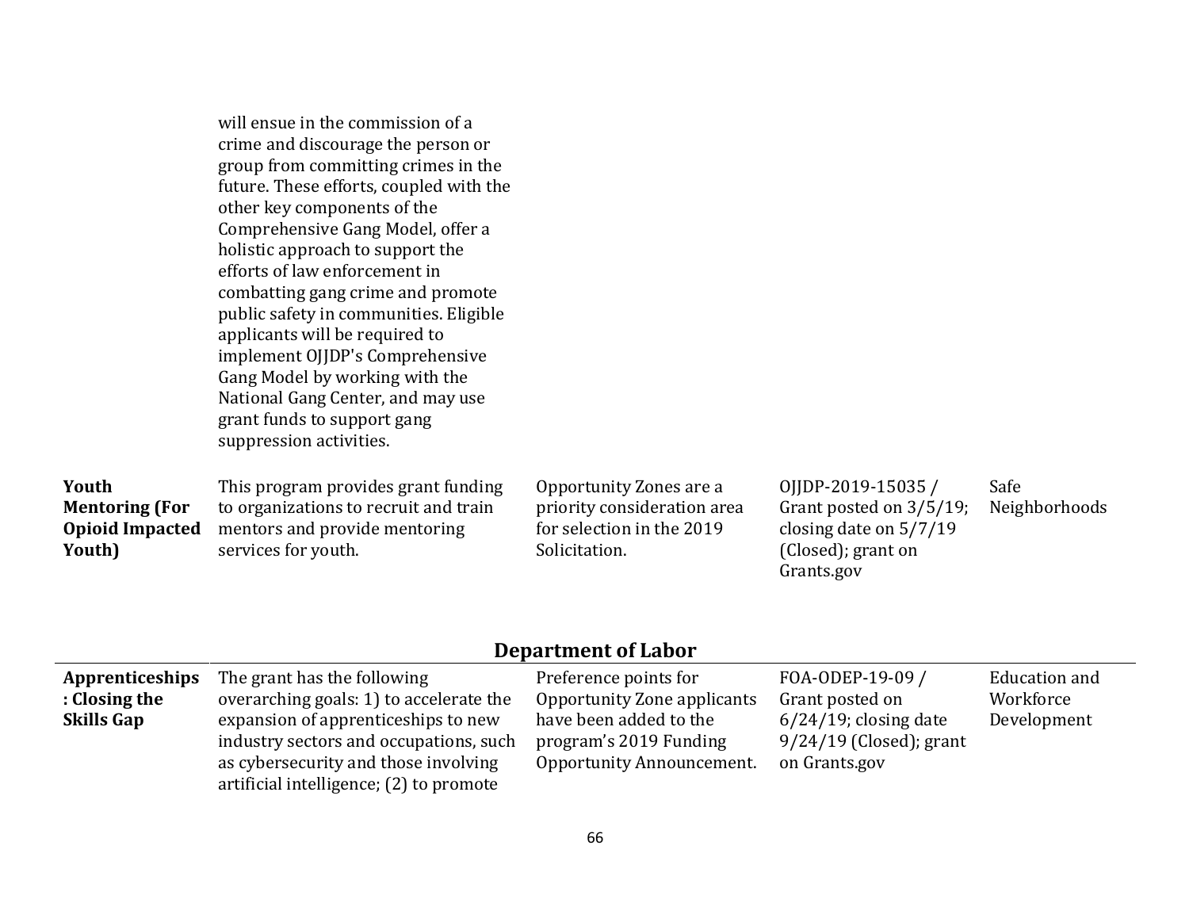| | | | | |
|---|---|---|---|---|
| | will ensue in the commission of a crime and discourage the person or group from committing crimes in the future. These efforts, coupled with the other key components of the Comprehensive Gang Model, offer a holistic approach to support the efforts of law enforcement in combatting gang crime and promote public safety in communities. Eligible applicants will be required to implement OJJDP's Comprehensive Gang Model by working with the National Gang Center, and may use grant funds to support gang suppression activities. | | | |
| **Youth Mentoring (For Opioid Impacted Youth)** | This program provides grant funding to organizations to recruit and train mentors and provide mentoring services for youth. | Opportunity Zones are a priority consideration area for selection in the 2019 Solicitation. | OJJDP-2019-15035 / Grant posted on 3/5/19; closing date on 5/7/19 (Closed); grant on Grants.gov | Safe Neighborhoods |

## Department of Labor

| | | | | |
|---|---|---|---|---|
| **Apprenticeships : Closing the Skills Gap** | The grant has the following overarching goals: 1) to accelerate the expansion of apprenticeships to new industry sectors and occupations, such as cybersecurity and those involving artificial intelligence; (2) to promote | Preference points for Opportunity Zone applicants have been added to the program's 2019 Funding Opportunity Announcement. | FOA-ODEP-19-09 / Grant posted on 6/24/19; closing date 9/24/19 (Closed); grant on Grants.gov | Education and Workforce Development |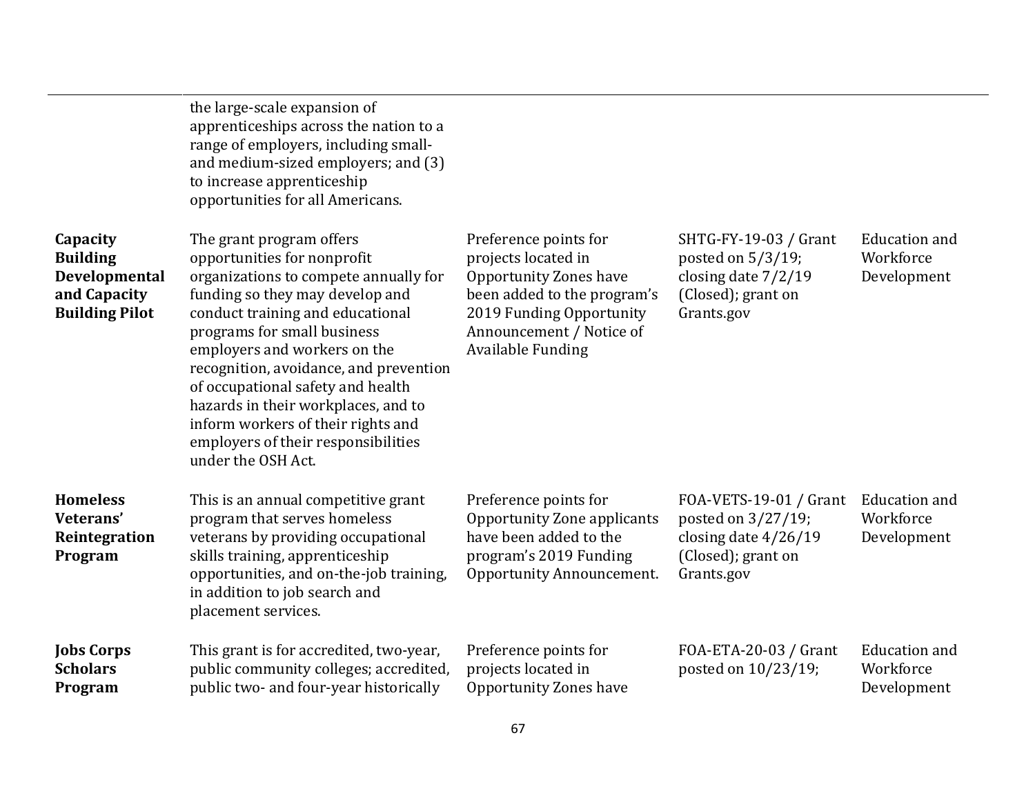| | | | | |
|---|---|---|---|---|
| | the large-scale expansion of apprenticeships across the nation to a range of employers, including small- and medium-sized employers; and (3) to increase apprenticeship opportunities for all Americans. | | | |
| **Capacity Building Developmental and Capacity Building Pilot** | The grant program offers opportunities for nonprofit organizations to compete annually for funding so they may develop and conduct training and educational programs for small business employers and workers on the recognition, avoidance, and prevention of occupational safety and health hazards in their workplaces, and to inform workers of their rights and employers of their responsibilities under the OSH Act. | Preference points for projects located in Opportunity Zones have been added to the program's 2019 Funding Opportunity Announcement / Notice of Available Funding | SHTG-FY-19-03 / Grant posted on 5/3/19; closing date 7/2/19 (Closed); grant on Grants.gov | Education and Workforce Development |
| **Homeless Veterans' Reintegration Program** | This is an annual competitive grant program that serves homeless veterans by providing occupational skills training, apprenticeship opportunities, and on-the-job training, in addition to job search and placement services. | Preference points for Opportunity Zone applicants have been added to the program's 2019 Funding Opportunity Announcement. | FOA-VETS-19-01 / Grant posted on 3/27/19; closing date 4/26/19 (Closed); grant on Grants.gov | Education and Workforce Development |
| **Jobs Corps Scholars Program** | This grant is for accredited, two-year, public community colleges; accredited, public two- and four-year historically | Preference points for projects located in Opportunity Zones have | FOA-ETA-20-03 / Grant posted on 10/23/19; | Education and Workforce Development |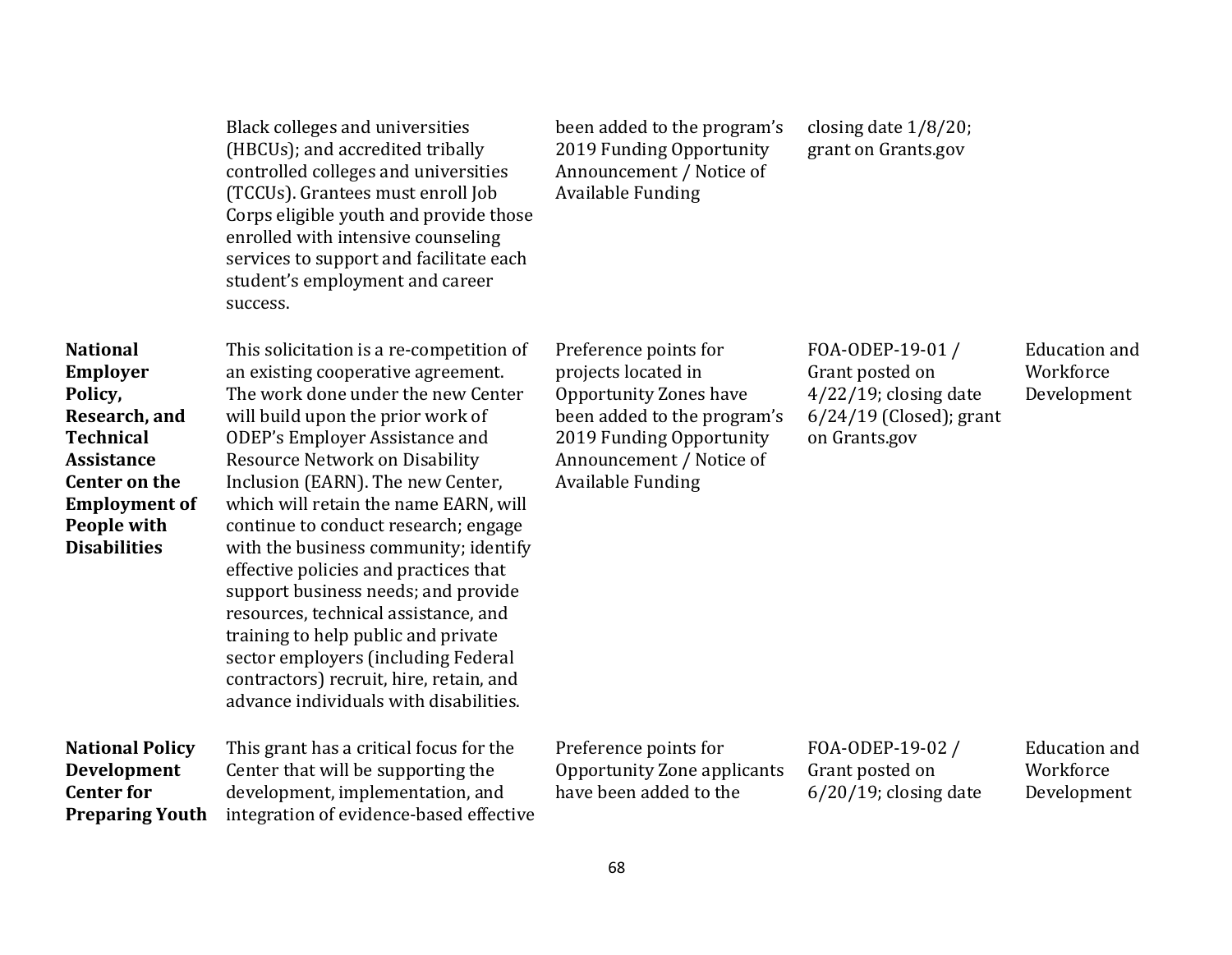| | | | | |
|---|---|---|---|---|
| | Black colleges and universities (HBCUs); and accredited tribally controlled colleges and universities (TCCUs). Grantees must enroll Job Corps eligible youth and provide those enrolled with intensive counseling services to support and facilitate each student's employment and career success. | been added to the program's 2019 Funding Opportunity Announcement / Notice of Available Funding | closing date 1/8/20; grant on Grants.gov | |
| **National Employer Policy, Research, and Technical Assistance Center on the Employment of People with Disabilities** | This solicitation is a re-competition of an existing cooperative agreement. The work done under the new Center will build upon the prior work of ODEP's Employer Assistance and Resource Network on Disability Inclusion (EARN). The new Center, which will retain the name EARN, will continue to conduct research; engage with the business community; identify effective policies and practices that support business needs; and provide resources, technical assistance, and training to help public and private sector employers (including Federal contractors) recruit, hire, retain, and advance individuals with disabilities. | Preference points for projects located in Opportunity Zones have been added to the program's 2019 Funding Opportunity Announcement / Notice of Available Funding | FOA-ODEP-19-01 / Grant posted on 4/22/19; closing date 6/24/19 (Closed); grant on Grants.gov | Education and Workforce Development |
| **National Policy Development Center for Preparing Youth** | This grant has a critical focus for the Center that will be supporting the development, implementation, and integration of evidence-based effective | Preference points for Opportunity Zone applicants have been added to the | FOA-ODEP-19-02 / Grant posted on 6/20/19; closing date | Education and Workforce Development |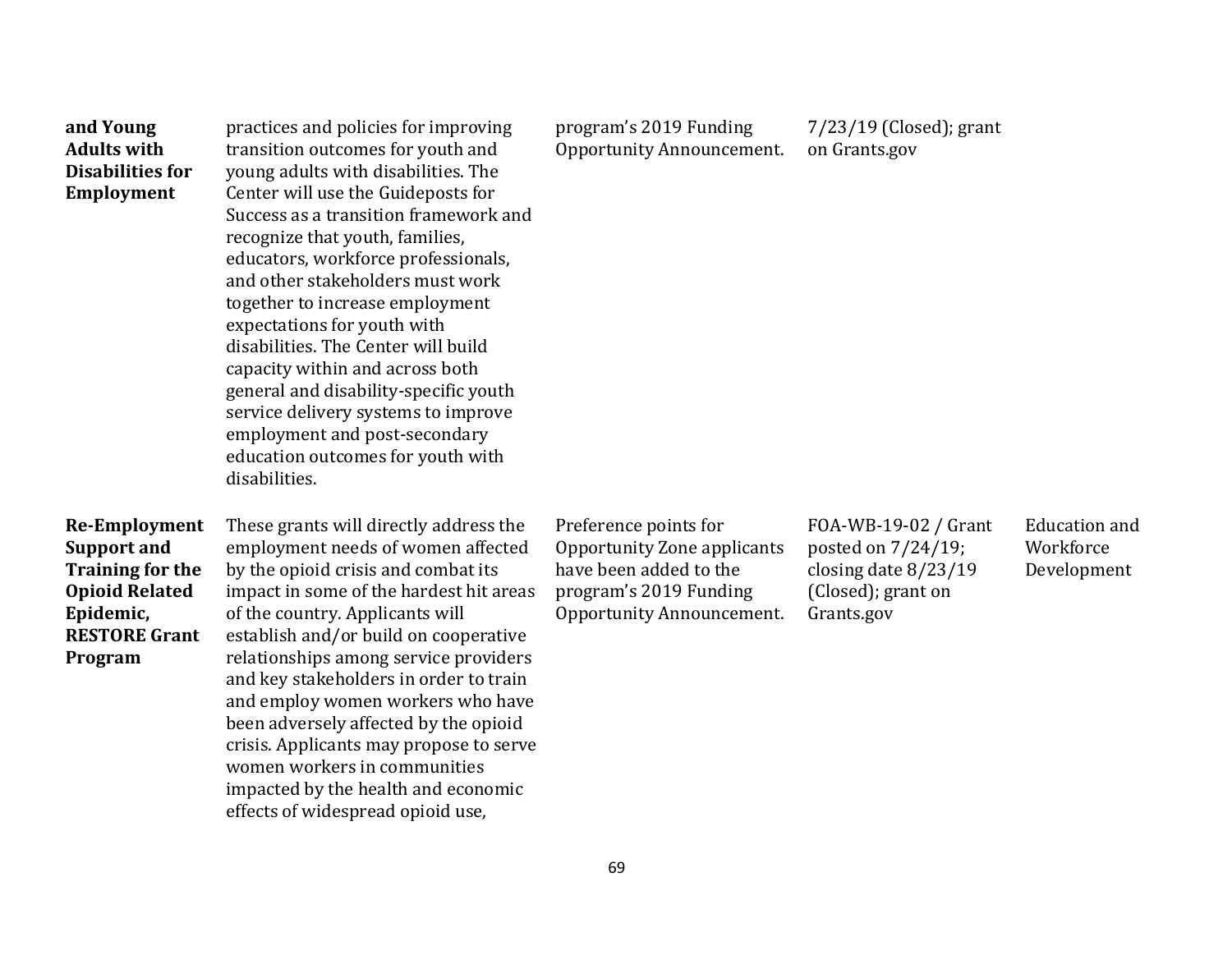| | | | | |
|---|---|---|---|---|
| **and Young Adults with Disabilities for Employment** | practices and policies for improving transition outcomes for youth and young adults with disabilities. The Center will use the Guideposts for Success as a transition framework and recognize that youth, families, educators, workforce professionals, and other stakeholders must work together to increase employment expectations for youth with disabilities. The Center will build capacity within and across both general and disability-specific youth service delivery systems to improve employment and post-secondary education outcomes for youth with disabilities. | program's 2019 Funding Opportunity Announcement. | 7/23/19 (Closed); grant on Grants.gov | |
| **Re-Employment Support and Training for the Opioid Related Epidemic, RESTORE Grant Program** | These grants will directly address the employment needs of women affected by the opioid crisis and combat its impact in some of the hardest hit areas of the country. Applicants will establish and/or build on cooperative relationships among service providers and key stakeholders in order to train and employ women workers who have been adversely affected by the opioid crisis. Applicants may propose to serve women workers in communities impacted by the health and economic effects of widespread opioid use, | Preference points for Opportunity Zone applicants have been added to the program's 2019 Funding Opportunity Announcement. | FOA-WB-19-02 / Grant posted on 7/24/19; closing date 8/23/19 (Closed); grant on Grants.gov | Education and Workforce Development |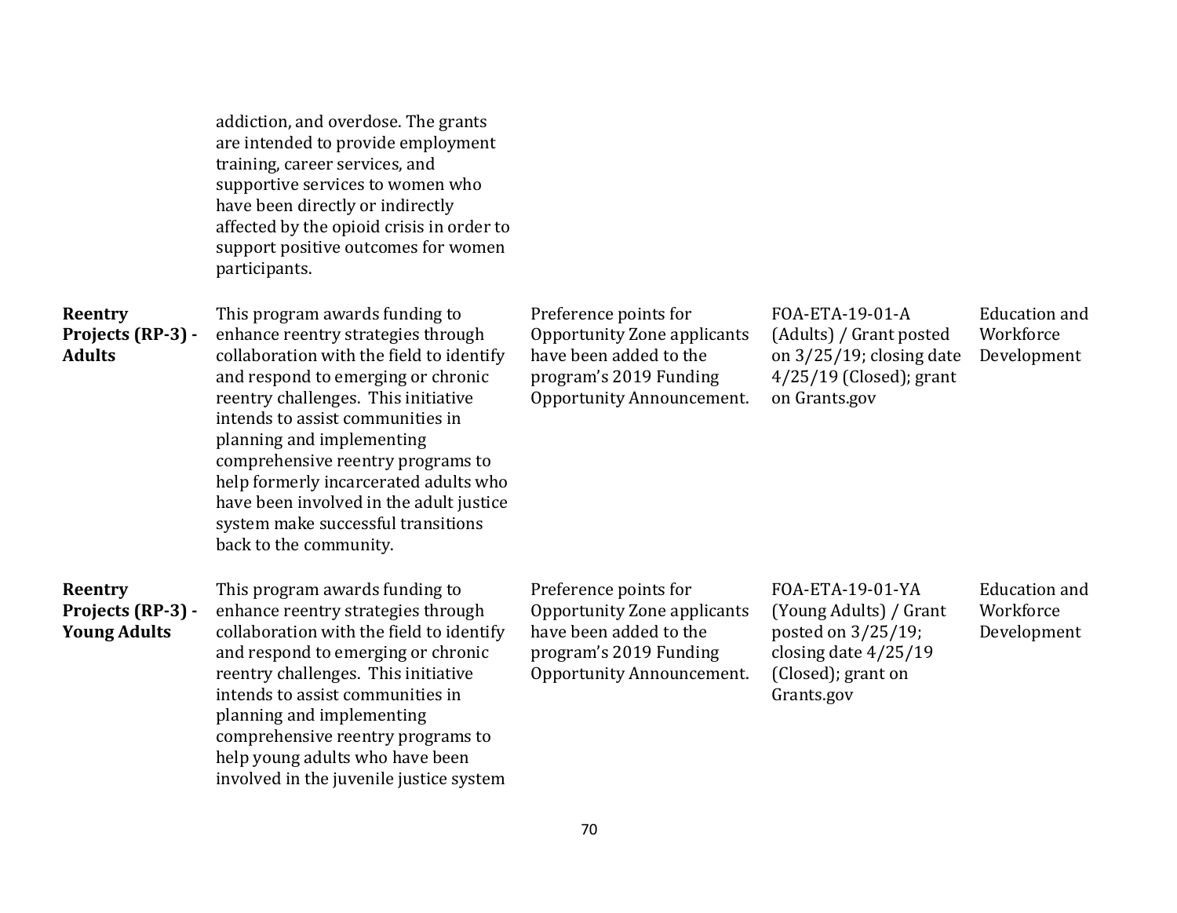| | | | | |
|---|---|---|---|---|
| | addiction, and overdose. The grants are intended to provide employment training, career services, and supportive services to women who have been directly or indirectly affected by the opioid crisis in order to support positive outcomes for women participants. | | | |
| **Reentry Projects (RP-3) - Adults** | This program awards funding to enhance reentry strategies through collaboration with the field to identify and respond to emerging or chronic reentry challenges. This initiative intends to assist communities in planning and implementing comprehensive reentry programs to help formerly incarcerated adults who have been involved in the adult justice system make successful transitions back to the community. | Preference points for Opportunity Zone applicants have been added to the program's 2019 Funding Opportunity Announcement. | FOA-ETA-19-01-A (Adults) / Grant posted on 3/25/19; closing date 4/25/19 (Closed); grant on Grants.gov | Education and Workforce Development |
| **Reentry Projects (RP-3) - Young Adults** | This program awards funding to enhance reentry strategies through collaboration with the field to identify and respond to emerging or chronic reentry challenges. This initiative intends to assist communities in planning and implementing comprehensive reentry programs to help young adults who have been involved in the juvenile justice system | Preference points for Opportunity Zone applicants have been added to the program's 2019 Funding Opportunity Announcement. | FOA-ETA-19-01-YA (Young Adults) / Grant posted on 3/25/19; closing date 4/25/19 (Closed); grant on Grants.gov | Education and Workforce Development |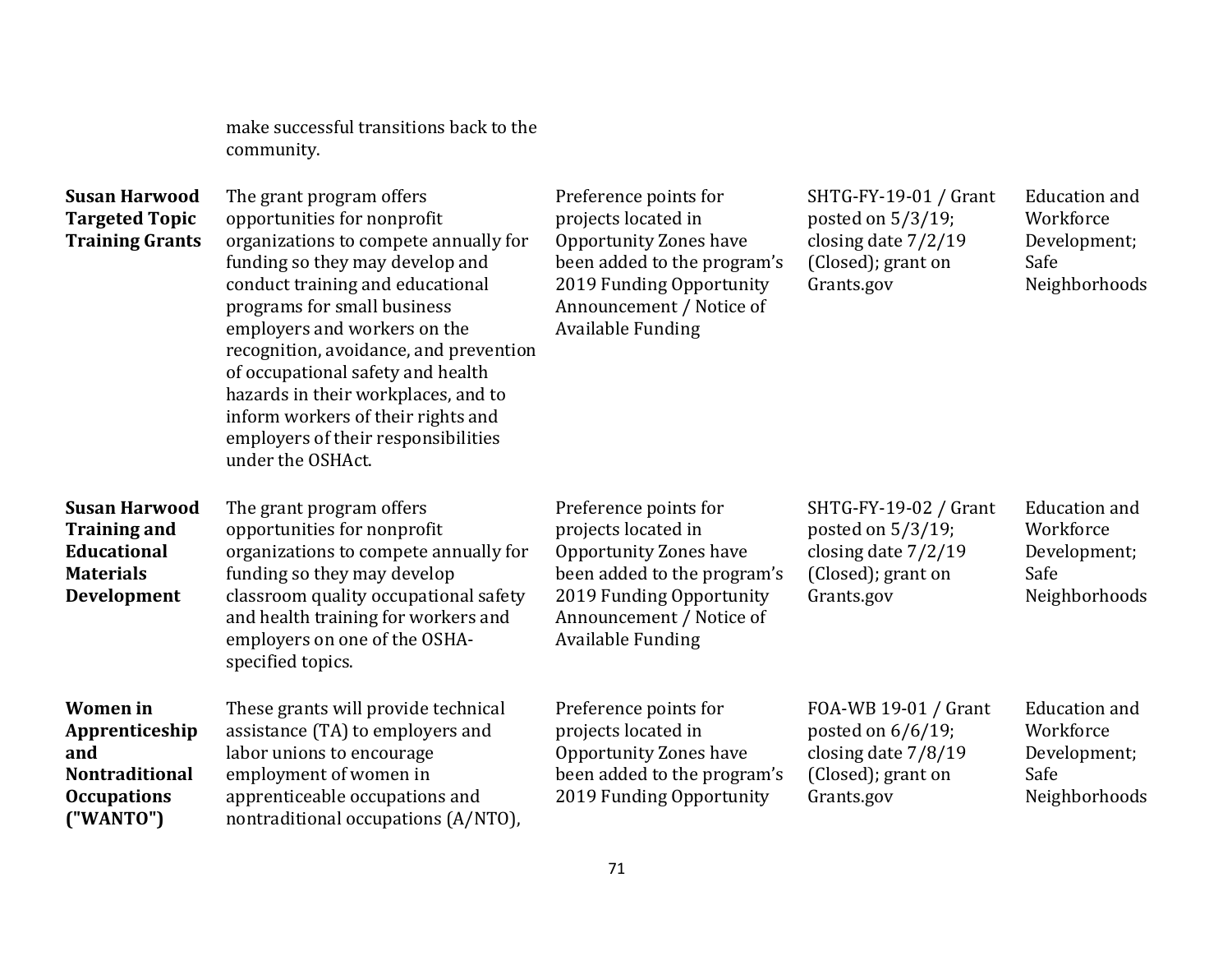| | | | | |
|---|---|---|---|---|
| | make successful transitions back to the community. | | | |
| **Susan Harwood Targeted Topic Training Grants** | The grant program offers opportunities for nonprofit organizations to compete annually for funding so they may develop and conduct training and educational programs for small business employers and workers on the recognition, avoidance, and prevention of occupational safety and health hazards in their workplaces, and to inform workers of their rights and employers of their responsibilities under the OSHAct. | Preference points for projects located in Opportunity Zones have been added to the program's 2019 Funding Opportunity Announcement / Notice of Available Funding | SHTG-FY-19-01 / Grant posted on 5/3/19; closing date 7/2/19 (Closed); grant on Grants.gov | Education and Workforce Development; Safe Neighborhoods |
| **Susan Harwood Training and Educational Materials Development** | The grant program offers opportunities for nonprofit organizations to compete annually for funding so they may develop classroom quality occupational safety and health training for workers and employers on one of the OSHA-specified topics. | Preference points for projects located in Opportunity Zones have been added to the program's 2019 Funding Opportunity Announcement / Notice of Available Funding | SHTG-FY-19-02 / Grant posted on 5/3/19; closing date 7/2/19 (Closed); grant on Grants.gov | Education and Workforce Development; Safe Neighborhoods |
| **Women in Apprenticeship and Nontraditional Occupations ("WANTO")** | These grants will provide technical assistance (TA) to employers and labor unions to encourage employment of women in apprenticeable occupations and nontraditional occupations (A/NTO), | Preference points for projects located in Opportunity Zones have been added to the program's 2019 Funding Opportunity | FOA-WB 19-01 / Grant posted on 6/6/19; closing date 7/8/19 (Closed); grant on Grants.gov | Education and Workforce Development; Safe Neighborhoods |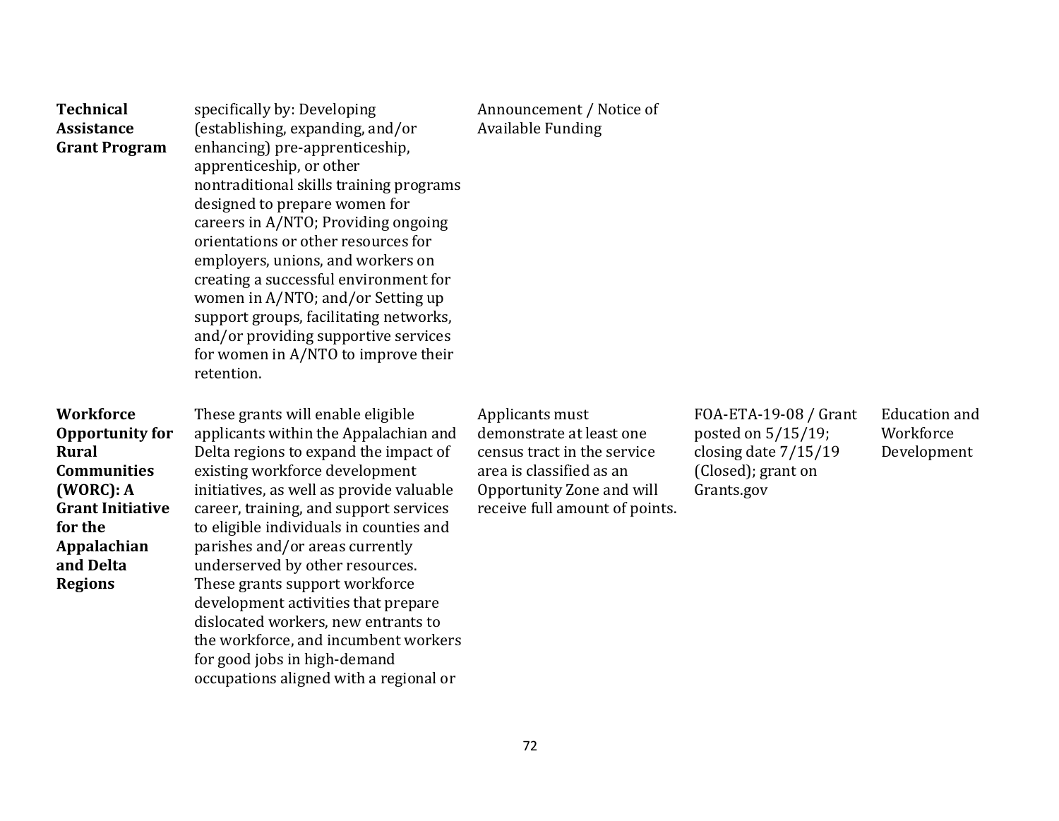| | | | | |
|---|---|---|---|---|
| **Technical Assistance Grant Program** | specifically by: Developing (establishing, expanding, and/or enhancing) pre-apprenticeship, apprenticeship, or other nontraditional skills training programs designed to prepare women for careers in A/NTO; Providing ongoing orientations or other resources for employers, unions, and workers on creating a successful environment for women in A/NTO; and/or Setting up support groups, facilitating networks, and/or providing supportive services for women in A/NTO to improve their retention. | Announcement / Notice of Available Funding | | |
| **Workforce Opportunity for Rural Communities (WORC): A Grant Initiative for the Appalachian and Delta Regions** | These grants will enable eligible applicants within the Appalachian and Delta regions to expand the impact of existing workforce development initiatives, as well as provide valuable career, training, and support services to eligible individuals in counties and parishes and/or areas currently underserved by other resources. These grants support workforce development activities that prepare dislocated workers, new entrants to the workforce, and incumbent workers for good jobs in high-demand occupations aligned with a regional or | Applicants must demonstrate at least one census tract in the service area is classified as an Opportunity Zone and will receive full amount of points. | FOA-ETA-19-08 / Grant posted on 5/15/19; closing date 7/15/19 (Closed); grant on Grants.gov | Education and Workforce Development |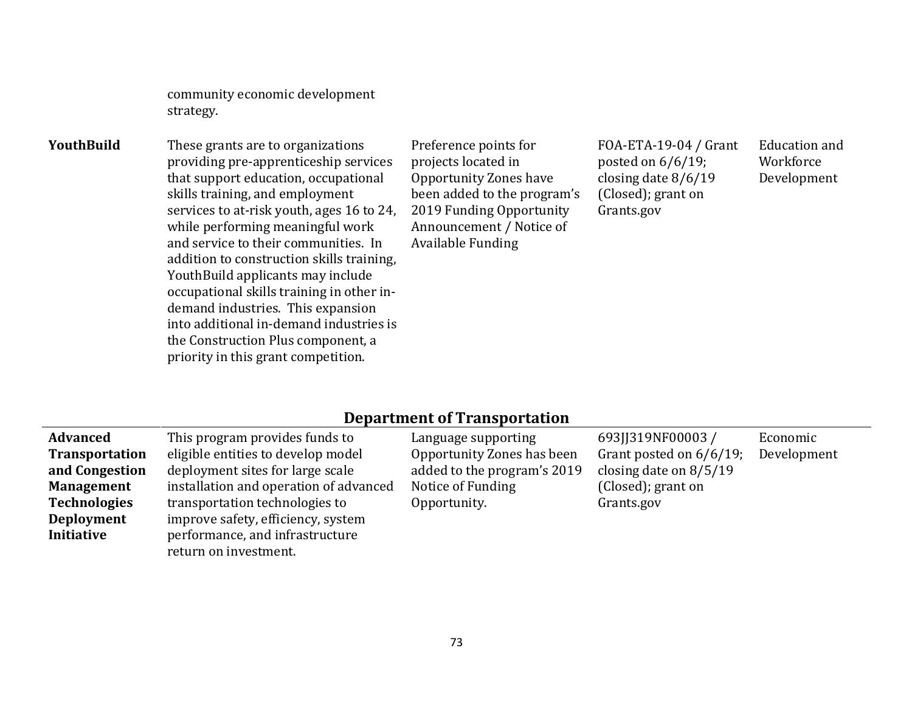| | | | | |
|---|---|---|---|---|
| | community economic development strategy. | | | |
| **YouthBuild** | These grants are to organizations providing pre-apprenticeship services that support education, occupational skills training, and employment services to at-risk youth, ages 16 to 24, while performing meaningful work and service to their communities. In addition to construction skills training, YouthBuild applicants may include occupational skills training in other in-demand industries. This expansion into additional in-demand industries is the Construction Plus component, a priority in this grant competition. | Preference points for projects located in Opportunity Zones have been added to the program's 2019 Funding Opportunity Announcement / Notice of Available Funding | FOA-ETA-19-04 / Grant posted on 6/6/19; closing date 8/6/19 (Closed); grant on Grants.gov | Education and Workforce Development |

## Department of Transportation

| | | | | |
|---|---|---|---|---|
| **Advanced Transportation and Congestion Management Technologies Deployment Initiative** | This program provides funds to eligible entities to develop model deployment sites for large scale installation and operation of advanced transportation technologies to improve safety, efficiency, system performance, and infrastructure return on investment. | Language supporting Opportunity Zones has been added to the program's 2019 Notice of Funding Opportunity. | 693JJ319NF00003 / Grant posted on 6/6/19; closing date on 8/5/19 (Closed); grant on Grants.gov | Economic Development |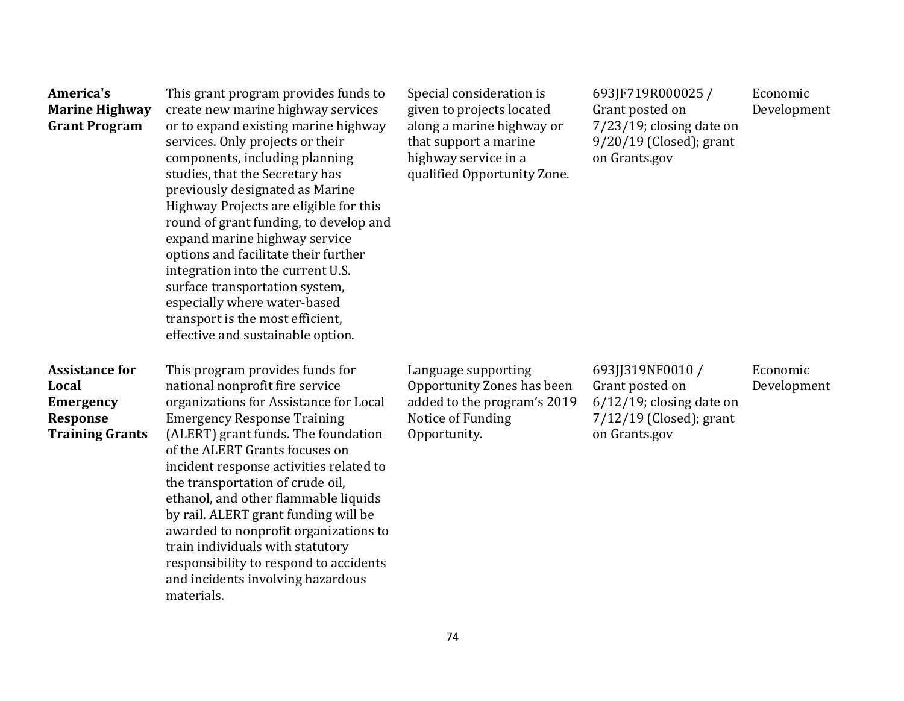| | | | | |
|---|---|---|---|---|
| **America's Marine Highway Grant Program** | This grant program provides funds to create new marine highway services or to expand existing marine highway services. Only projects or their components, including planning studies, that the Secretary has previously designated as Marine Highway Projects are eligible for this round of grant funding, to develop and expand marine highway service options and facilitate their further integration into the current U.S. surface transportation system, especially where water-based transport is the most efficient, effective and sustainable option. | Special consideration is given to projects located along a marine highway or that support a marine highway service in a qualified Opportunity Zone. | 693JF719R000025 / Grant posted on 7/23/19; closing date on 9/20/19 (Closed); grant on Grants.gov | Economic Development |
| **Assistance for Local Emergency Response Training Grants** | This program provides funds for national nonprofit fire service organizations for Assistance for Local Emergency Response Training (ALERT) grant funds. The foundation of the ALERT Grants focuses on incident response activities related to the transportation of crude oil, ethanol, and other flammable liquids by rail. ALERT grant funding will be awarded to nonprofit organizations to train individuals with statutory responsibility to respond to accidents and incidents involving hazardous materials. | Language supporting Opportunity Zones has been added to the program's 2019 Notice of Funding Opportunity. | 693JJ319NF0010 / Grant posted on 6/12/19; closing date on 7/12/19 (Closed); grant on Grants.gov | Economic Development |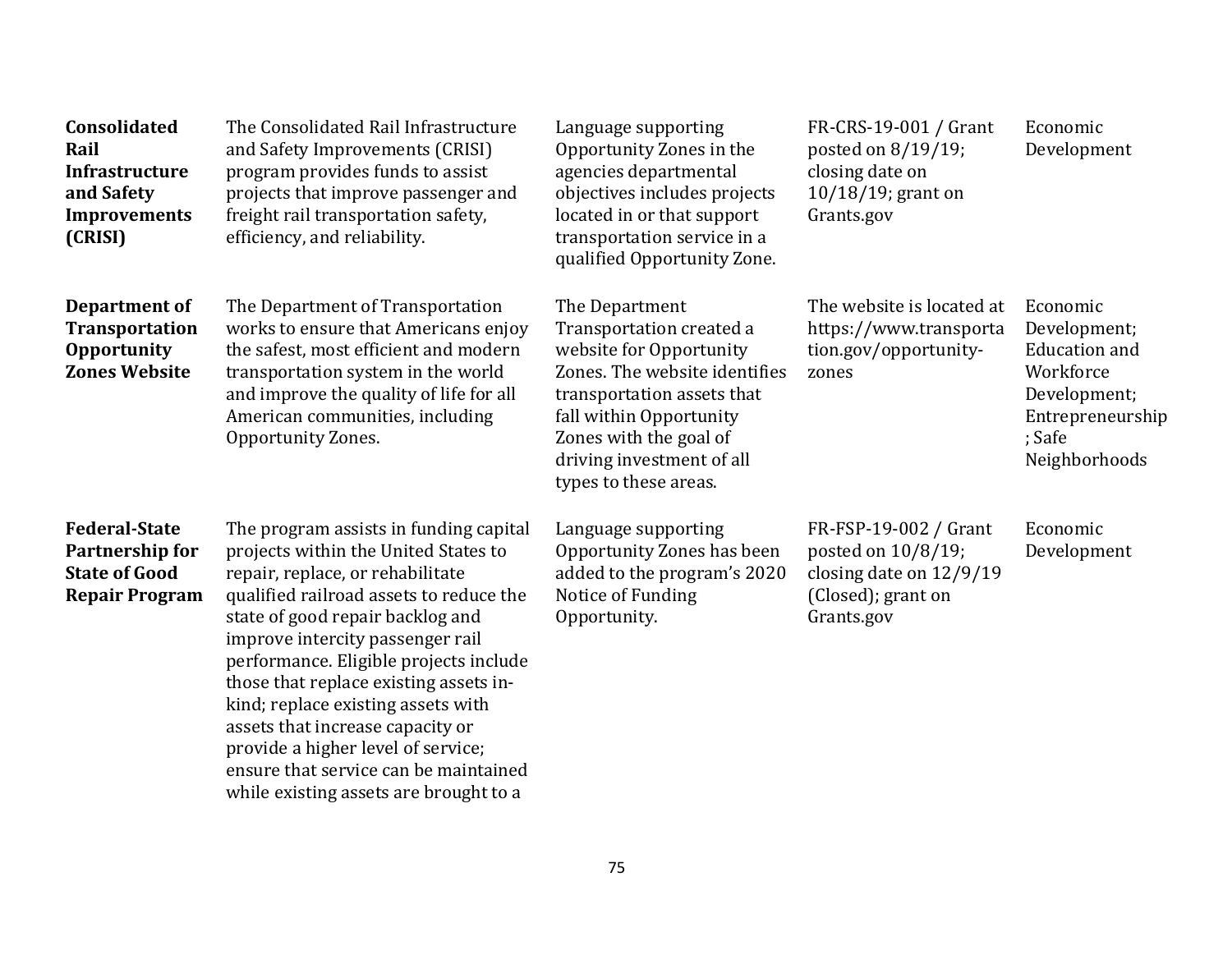| | | | | |
|---|---|---|---|---|
| **Consolidated Rail Infrastructure and Safety Improvements (CRISI)** | The Consolidated Rail Infrastructure and Safety Improvements (CRISI) program provides funds to assist projects that improve passenger and freight rail transportation safety, efficiency, and reliability. | Language supporting Opportunity Zones in the agencies departmental objectives includes projects located in or that support transportation service in a qualified Opportunity Zone. | FR-CRS-19-001 / Grant posted on 8/19/19; closing date on 10/18/19; grant on Grants.gov | Economic Development |
| **Department of Transportation Opportunity Zones Website** | The Department of Transportation works to ensure that Americans enjoy the safest, most efficient and modern transportation system in the world and improve the quality of life for all American communities, including Opportunity Zones. | The Department Transportation created a website for Opportunity Zones. The website identifies transportation assets that fall within Opportunity Zones with the goal of driving investment of all types to these areas. | The website is located at https://www.transportation.gov/opportunity-zones | Economic Development; Education and Workforce Development; Entrepreneurship; Safe Neighborhoods |
| **Federal-State Partnership for State of Good Repair Program** | The program assists in funding capital projects within the United States to repair, replace, or rehabilitate qualified railroad assets to reduce the state of good repair backlog and improve intercity passenger rail performance. Eligible projects include those that replace existing assets in-kind; replace existing assets with assets that increase capacity or provide a higher level of service; ensure that service can be maintained while existing assets are brought to a | Language supporting Opportunity Zones has been added to the program's 2020 Notice of Funding Opportunity. | FR-FSP-19-002 / Grant posted on 10/8/19; closing date on 12/9/19 (Closed); grant on Grants.gov | Economic Development |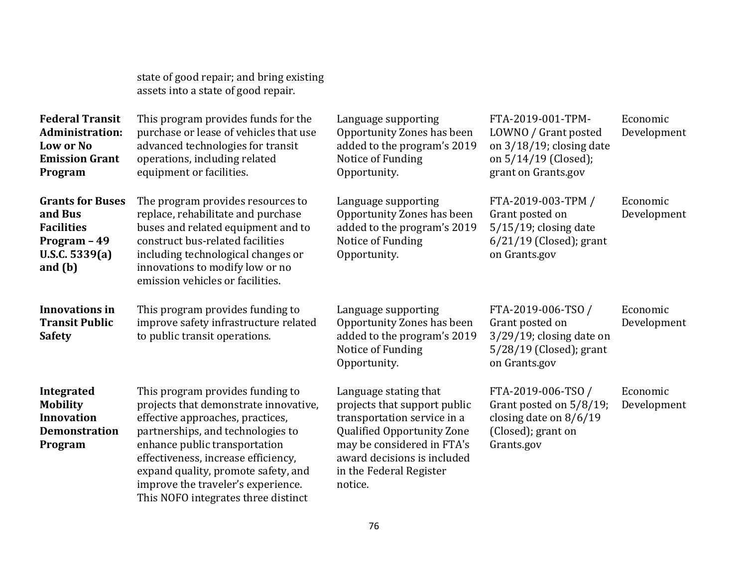| | | | | |
|---|---|---|---|---|
| | state of good repair; and bring existing assets into a state of good repair. | | | |
| **Federal Transit Administration: Low or No Emission Grant Program** | This program provides funds for the purchase or lease of vehicles that use advanced technologies for transit operations, including related equipment or facilities. | Language supporting Opportunity Zones has been added to the program's 2019 Notice of Funding Opportunity. | FTA-2019-001-TPM-LOWNO / Grant posted on 3/18/19; closing date on 5/14/19 (Closed); grant on Grants.gov | Economic Development |
| **Grants for Buses and Bus Facilities Program – 49 U.S.C. 5339(a) and (b)** | The program provides resources to replace, rehabilitate and purchase buses and related equipment and to construct bus-related facilities including technological changes or innovations to modify low or no emission vehicles or facilities. | Language supporting Opportunity Zones has been added to the program's 2019 Notice of Funding Opportunity. | FTA-2019-003-TPM / Grant posted on 5/15/19; closing date 6/21/19 (Closed); grant on Grants.gov | Economic Development |
| **Innovations in Transit Public Safety** | This program provides funding to improve safety infrastructure related to public transit operations. | Language supporting Opportunity Zones has been added to the program's 2019 Notice of Funding Opportunity. | FTA-2019-006-TSO / Grant posted on 3/29/19; closing date on 5/28/19 (Closed); grant on Grants.gov | Economic Development |
| **Integrated Mobility Innovation Demonstration Program** | This program provides funding to projects that demonstrate innovative, effective approaches, practices, partnerships, and technologies to enhance public transportation effectiveness, increase efficiency, expand quality, promote safety, and improve the traveler's experience. This NOFO integrates three distinct | Language stating that projects that support public transportation service in a Qualified Opportunity Zone may be considered in FTA's award decisions is included in the Federal Register notice. | FTA-2019-006-TSO / Grant posted on 5/8/19; closing date on 8/6/19 (Closed); grant on Grants.gov | Economic Development |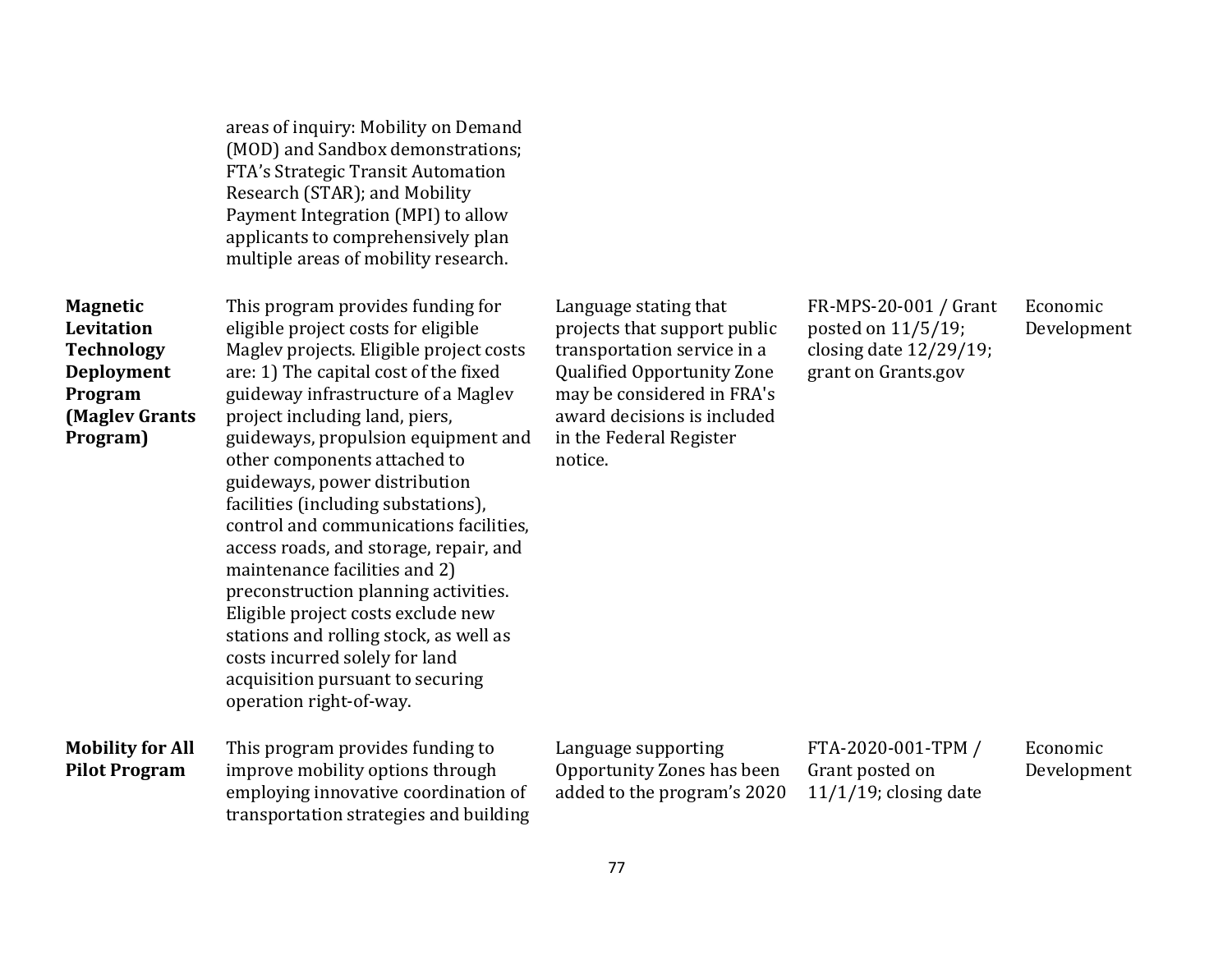| | | | | |
|---|---|---|---|---|
| | areas of inquiry: Mobility on Demand (MOD) and Sandbox demonstrations; FTA's Strategic Transit Automation Research (STAR); and Mobility Payment Integration (MPI) to allow applicants to comprehensively plan multiple areas of mobility research. | | | |
| **Magnetic Levitation Technology Deployment Program (Maglev Grants Program)** | This program provides funding for eligible project costs for eligible Maglev projects. Eligible project costs are: 1) The capital cost of the fixed guideway infrastructure of a Maglev project including land, piers, guideways, propulsion equipment and other components attached to guideways, power distribution facilities (including substations), control and communications facilities, access roads, and storage, repair, and maintenance facilities and 2) preconstruction planning activities. Eligible project costs exclude new stations and rolling stock, as well as costs incurred solely for land acquisition pursuant to securing operation right-of-way. | Language stating that projects that support public transportation service in a Qualified Opportunity Zone may be considered in FRA's award decisions is included in the Federal Register notice. | FR-MPS-20-001 / Grant posted on 11/5/19; closing date 12/29/19; grant on Grants.gov | Economic Development |
| **Mobility for All Pilot Program** | This program provides funding to improve mobility options through employing innovative coordination of transportation strategies and building | Language supporting Opportunity Zones has been added to the program's 2020 | FTA-2020-001-TPM / Grant posted on 11/1/19; closing date | Economic Development |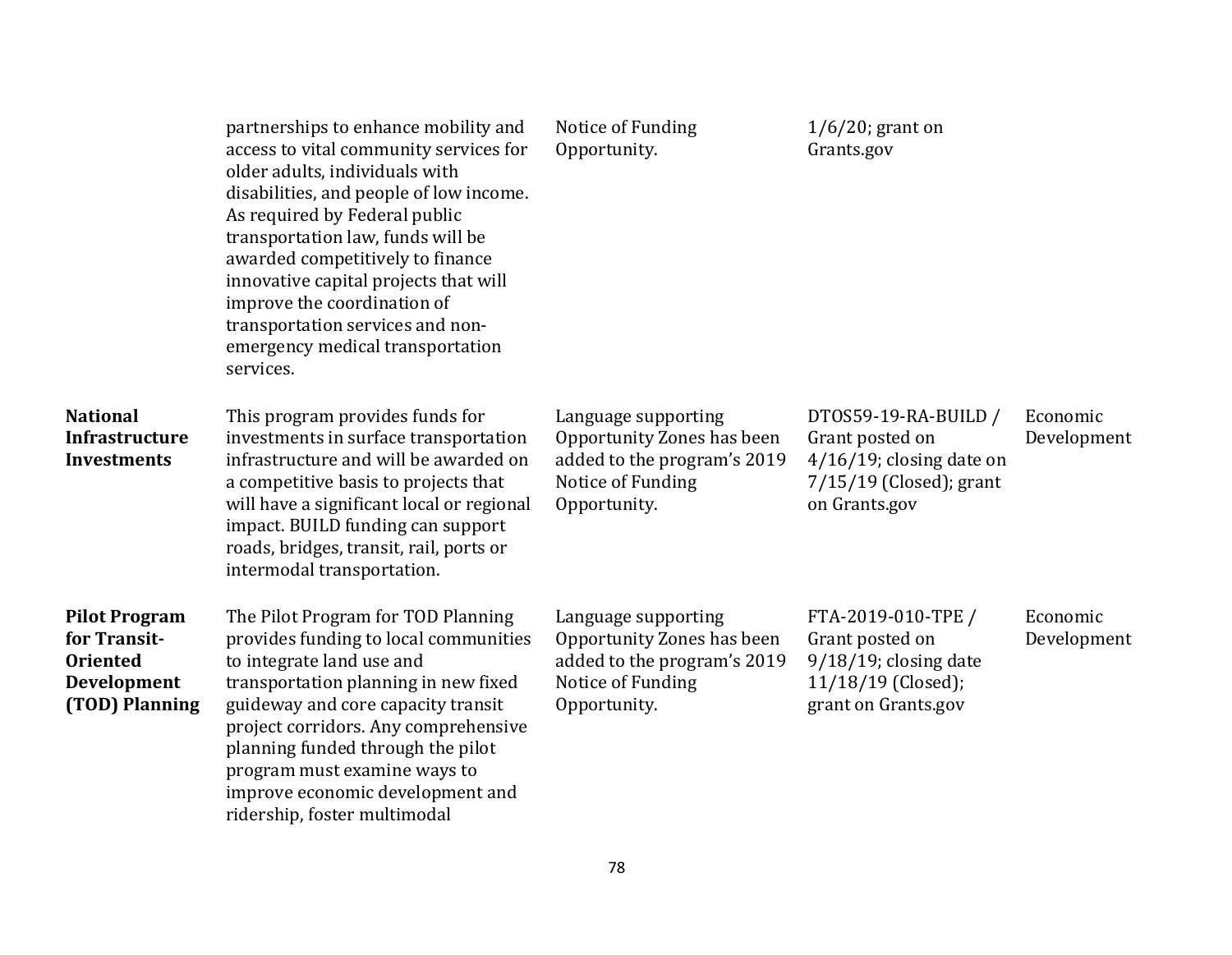| | | | | |
|---|---|---|---|---|
| | partnerships to enhance mobility and access to vital community services for older adults, individuals with disabilities, and people of low income. As required by Federal public transportation law, funds will be awarded competitively to finance innovative capital projects that will improve the coordination of transportation services and non-emergency medical transportation services. | Notice of Funding Opportunity. | 1/6/20; grant on Grants.gov | |
| **National Infrastructure Investments** | This program provides funds for investments in surface transportation infrastructure and will be awarded on a competitive basis to projects that will have a significant local or regional impact. BUILD funding can support roads, bridges, transit, rail, ports or intermodal transportation. | Language supporting Opportunity Zones has been added to the program's 2019 Notice of Funding Opportunity. | DTOS59-19-RA-BUILD / Grant posted on 4/16/19; closing date on 7/15/19 (Closed); grant on Grants.gov | Economic Development |
| **Pilot Program for Transit-Oriented Development (TOD) Planning** | The Pilot Program for TOD Planning provides funding to local communities to integrate land use and transportation planning in new fixed guideway and core capacity transit project corridors. Any comprehensive planning funded through the pilot program must examine ways to improve economic development and ridership, foster multimodal | Language supporting Opportunity Zones has been added to the program's 2019 Notice of Funding Opportunity. | FTA-2019-010-TPE / Grant posted on 9/18/19; closing date 11/18/19 (Closed); grant on Grants.gov | Economic Development |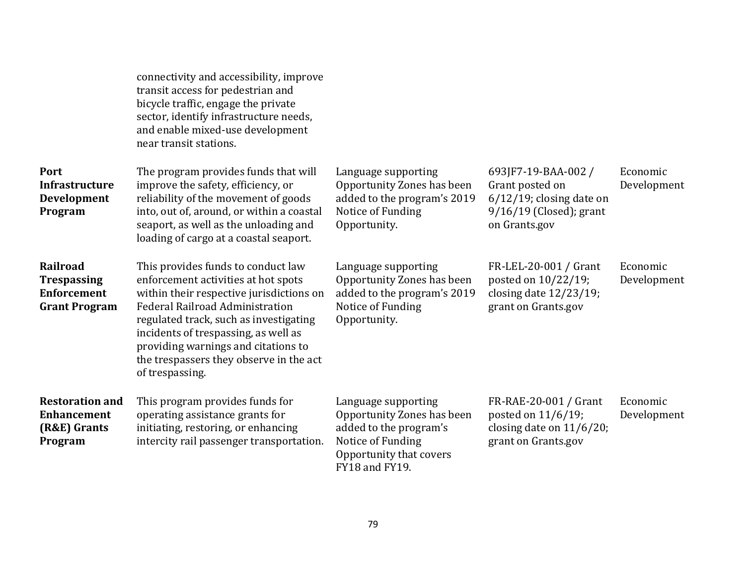| | | | | |
|---|---|---|---|---|
| | connectivity and accessibility, improve transit access for pedestrian and bicycle traffic, engage the private sector, identify infrastructure needs, and enable mixed-use development near transit stations. | | | |
| **Port Infrastructure Development Program** | The program provides funds that will improve the safety, efficiency, or reliability of the movement of goods into, out of, around, or within a coastal seaport, as well as the unloading and loading of cargo at a coastal seaport. | Language supporting Opportunity Zones has been added to the program's 2019 Notice of Funding Opportunity. | 693JF7-19-BAA-002 / Grant posted on 6/12/19; closing date on 9/16/19 (Closed); grant on Grants.gov | Economic Development |
| **Railroad Trespassing Enforcement Grant Program** | This provides funds to conduct law enforcement activities at hot spots within their respective jurisdictions on Federal Railroad Administration regulated track, such as investigating incidents of trespassing, as well as providing warnings and citations to the trespassers they observe in the act of trespassing. | Language supporting Opportunity Zones has been added to the program's 2019 Notice of Funding Opportunity. | FR-LEL-20-001 / Grant posted on 10/22/19; closing date 12/23/19; grant on Grants.gov | Economic Development |
| **Restoration and Enhancement (R&E) Grants Program** | This program provides funds for operating assistance grants for initiating, restoring, or enhancing intercity rail passenger transportation. | Language supporting Opportunity Zones has been added to the program's Notice of Funding Opportunity that covers FY18 and FY19. | FR-RAE-20-001 / Grant posted on 11/6/19; closing date on 11/6/20; grant on Grants.gov | Economic Development |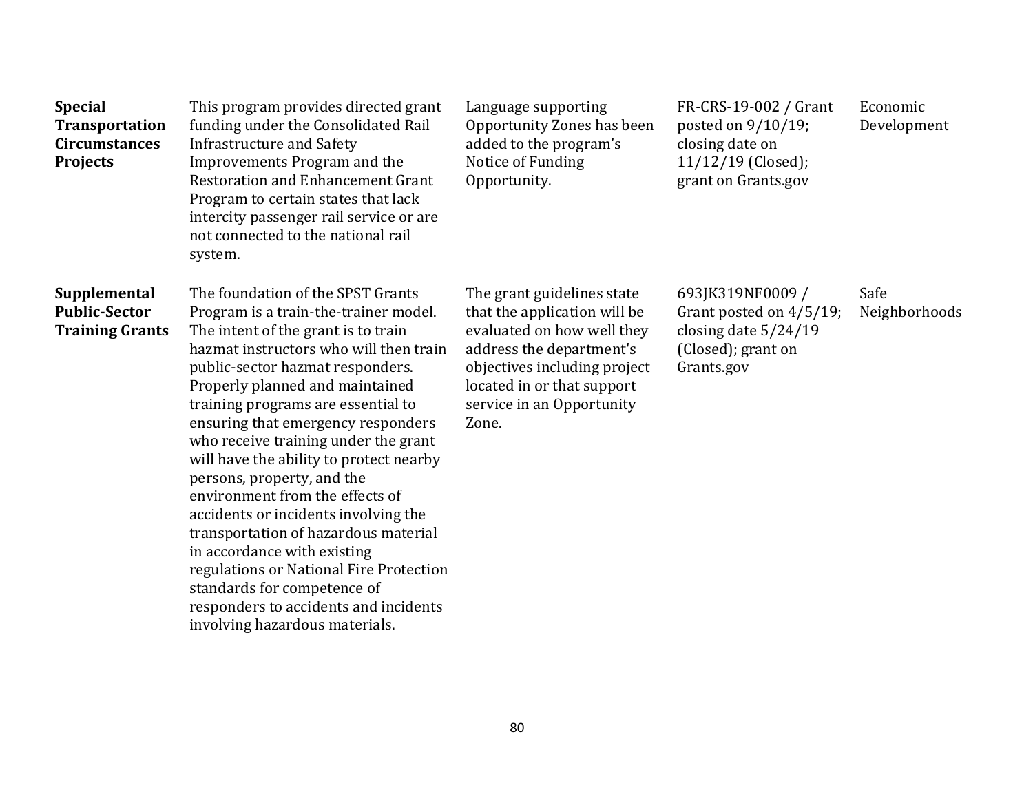| | | | | |
|---|---|---|---|---|
| **Special Transportation Circumstances Projects** | This program provides directed grant funding under the Consolidated Rail Infrastructure and Safety Improvements Program and the Restoration and Enhancement Grant Program to certain states that lack intercity passenger rail service or are not connected to the national rail system. | Language supporting Opportunity Zones has been added to the program's Notice of Funding Opportunity. | FR-CRS-19-002 / Grant posted on 9/10/19; closing date on 11/12/19 (Closed); grant on Grants.gov | Economic Development |
| **Supplemental Public-Sector Training Grants** | The foundation of the SPST Grants Program is a train-the-trainer model. The intent of the grant is to train hazmat instructors who will then train public-sector hazmat responders. Properly planned and maintained training programs are essential to ensuring that emergency responders who receive training under the grant will have the ability to protect nearby persons, property, and the environment from the effects of accidents or incidents involving the transportation of hazardous material in accordance with existing regulations or National Fire Protection standards for competence of responders to accidents and incidents involving hazardous materials. | The grant guidelines state that the application will be evaluated on how well they address the department's objectives including project located in or that support service in an Opportunity Zone. | 693JK319NF0009 / Grant posted on 4/5/19; closing date 5/24/19 (Closed); grant on Grants.gov | Safe Neighborhoods |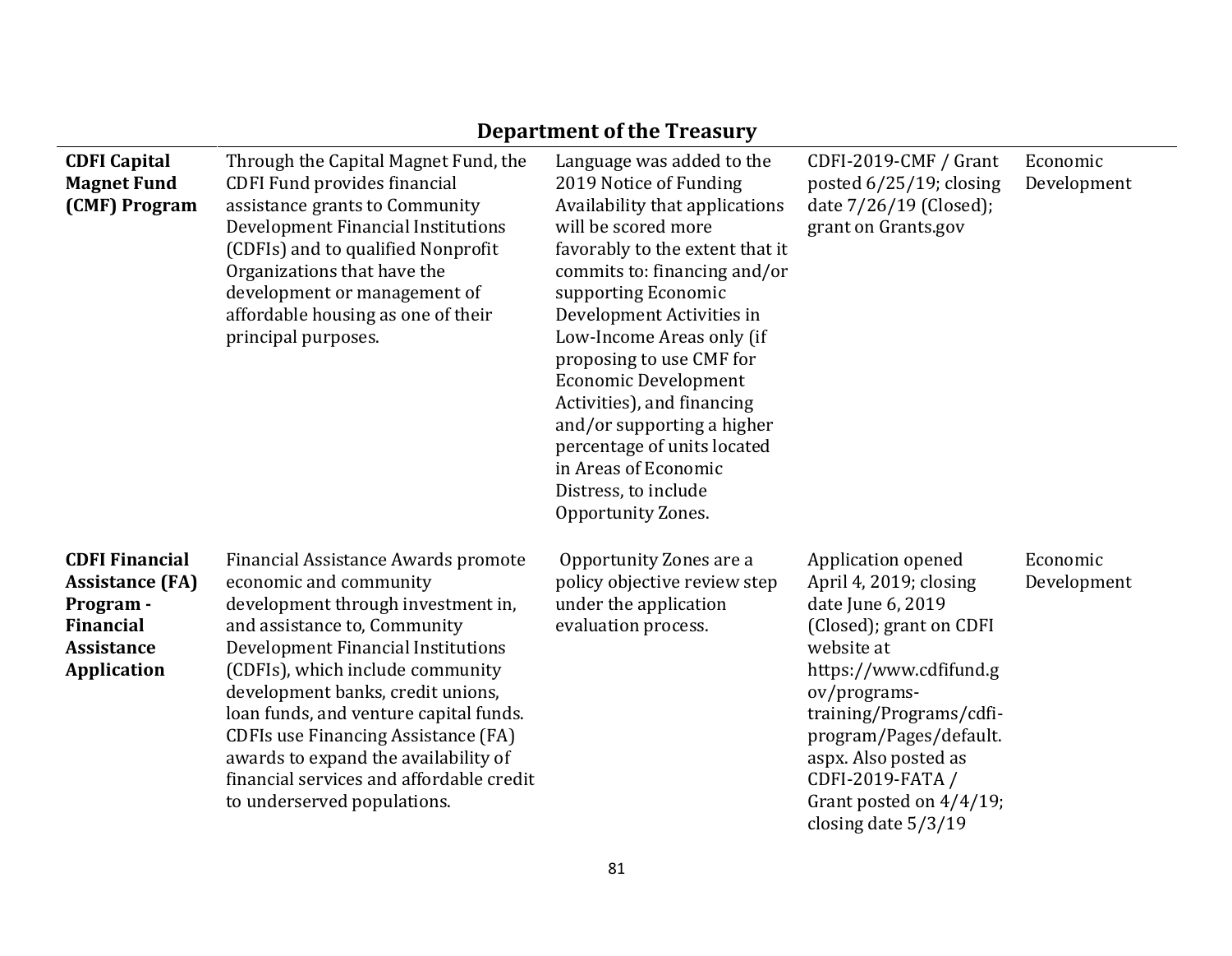## Department of the Treasury

| | | | | |
|---|---|---|---|---|
| **CDFI Capital Magnet Fund (CMF) Program** | Through the Capital Magnet Fund, the CDFI Fund provides financial assistance grants to Community Development Financial Institutions (CDFIs) and to qualified Nonprofit Organizations that have the development or management of affordable housing as one of their principal purposes. | Language was added to the 2019 Notice of Funding Availability that applications will be scored more favorably to the extent that it commits to: financing and/or supporting Economic Development Activities in Low-Income Areas only (if proposing to use CMF for Economic Development Activities), and financing and/or supporting a higher percentage of units located in Areas of Economic Distress, to include Opportunity Zones. | CDFI-2019-CMF / Grant posted 6/25/19; closing date 7/26/19 (Closed); grant on Grants.gov | Economic Development |
| **CDFI Financial Assistance (FA) Program - Financial Assistance Application** | Financial Assistance Awards promote economic and community development through investment in, and assistance to, Community Development Financial Institutions (CDFIs), which include community development banks, credit unions, loan funds, and venture capital funds. CDFIs use Financing Assistance (FA) awards to expand the availability of financial services and affordable credit to underserved populations. | Opportunity Zones are a policy objective review step under the application evaluation process. | Application opened April 4, 2019; closing date June 6, 2019 (Closed); grant on CDFI website at https://www.cdfifund.gov/programs-training/Programs/cdfi-program/Pages/default.aspx. Also posted as CDFI-2019-FATA / Grant posted on 4/4/19; closing date 5/3/19 | Economic Development |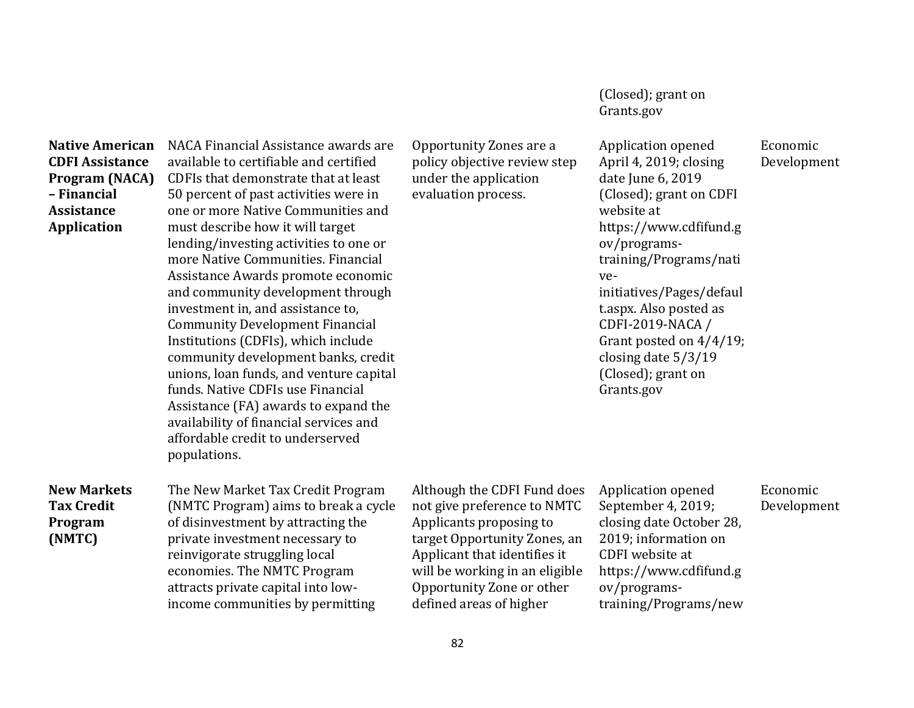| | | | | |
|---|---|---|---|---|
| | | | (Closed); grant on Grants.gov | |
| **Native American CDFI Assistance Program (NACA) – Financial Assistance Application** | NACA Financial Assistance awards are available to certifiable and certified CDFIs that demonstrate that at least 50 percent of past activities were in one or more Native Communities and must describe how it will target lending/investing activities to one or more Native Communities. Financial Assistance Awards promote economic and community development through investment in, and assistance to, Community Development Financial Institutions (CDFIs), which include community development banks, credit unions, loan funds, and venture capital funds. Native CDFIs use Financial Assistance (FA) awards to expand the availability of financial services and affordable credit to underserved populations. | Opportunity Zones are a policy objective review step under the application evaluation process. | Application opened April 4, 2019; closing date June 6, 2019 (Closed); grant on CDFI website at https://www.cdfifund.gov/programs-training/Programs/native-initiatives/Pages/default.aspx. Also posted as CDFI-2019-NACA / Grant posted on 4/4/19; closing date 5/3/19 (Closed); grant on Grants.gov | Economic Development |
| **New Markets Tax Credit Program (NMTC)** | The New Market Tax Credit Program (NMTC Program) aims to break a cycle of disinvestment by attracting the private investment necessary to reinvigorate struggling local economies. The NMTC Program attracts private capital into low-income communities by permitting | Although the CDFI Fund does not give preference to NMTC Applicants proposing to target Opportunity Zones, an Applicant that identifies it will be working in an eligible Opportunity Zone or other defined areas of higher | Application opened September 4, 2019; closing date October 28, 2019; information on CDFI website at https://www.cdfifund.gov/programs-training/Programs/new | Economic Development |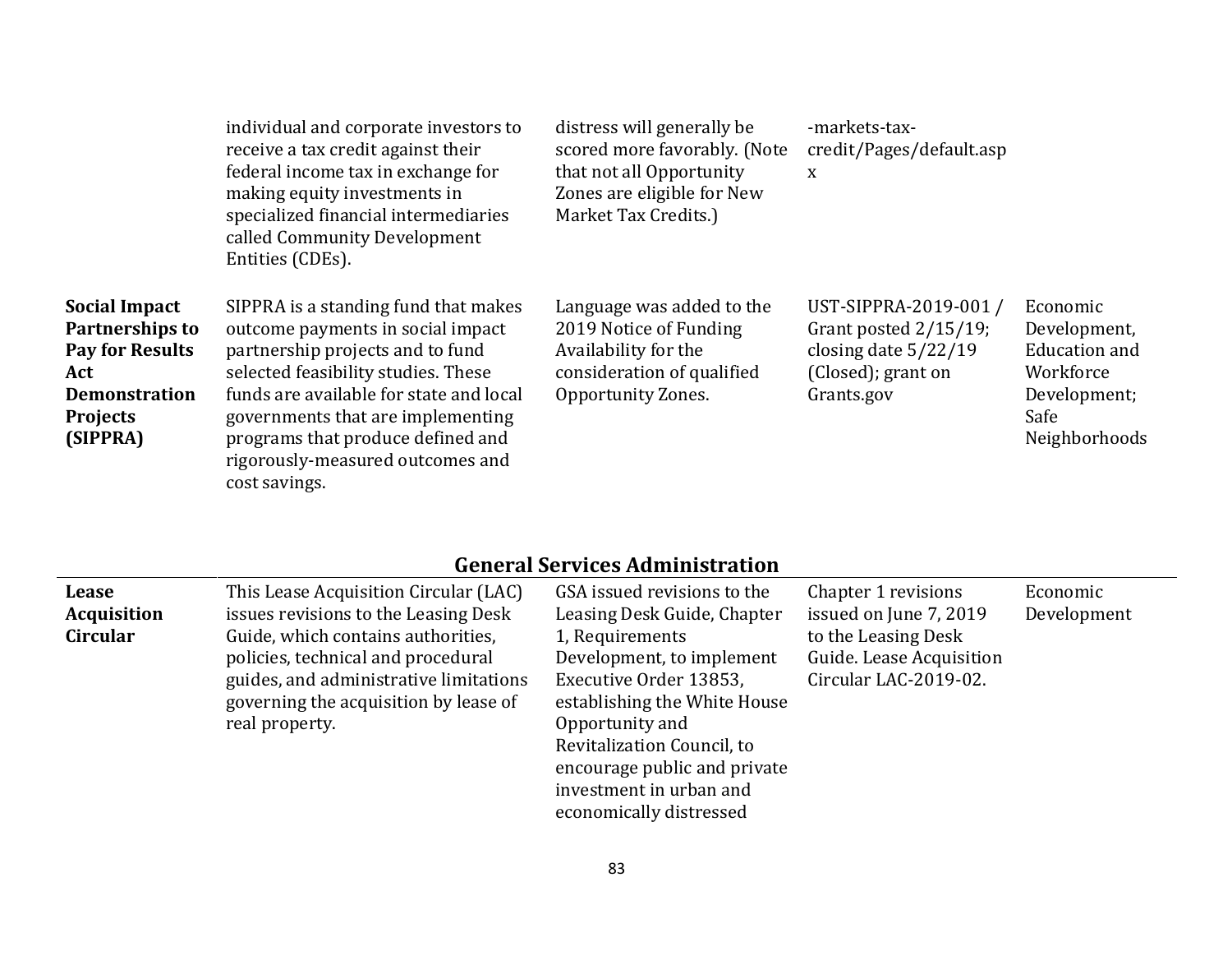| | | | | |
|---|---|---|---|---|
| | individual and corporate investors to receive a tax credit against their federal income tax in exchange for making equity investments in specialized financial intermediaries called Community Development Entities (CDEs). | distress will generally be scored more favorably. (Note that not all Opportunity Zones are eligible for New Market Tax Credits.) | -markets-tax-credit/Pages/default.aspx | |
| **Social Impact Partnerships to Pay for Results Act Demonstration Projects (SIPPRA)** | SIPPRA is a standing fund that makes outcome payments in social impact partnership projects and to fund selected feasibility studies. These funds are available for state and local governments that are implementing programs that produce defined and rigorously-measured outcomes and cost savings. | Language was added to the 2019 Notice of Funding Availability for the consideration of qualified Opportunity Zones. | UST-SIPPRA-2019-001 / Grant posted 2/15/19; closing date 5/22/19 (Closed); grant on Grants.gov | Economic Development, Education and Workforce Development; Safe Neighborhoods |

## General Services Administration

| | | | | |
|---|---|---|---|---|
| **Lease Acquisition Circular** | This Lease Acquisition Circular (LAC) issues revisions to the Leasing Desk Guide, which contains authorities, policies, technical and procedural guides, and administrative limitations governing the acquisition by lease of real property. | GSA issued revisions to the Leasing Desk Guide, Chapter 1, Requirements Development, to implement Executive Order 13853, establishing the White House Opportunity and Revitalization Council, to encourage public and private investment in urban and economically distressed | Chapter 1 revisions issued on June 7, 2019 to the Leasing Desk Guide. Lease Acquisition Circular LAC-2019-02. | Economic Development |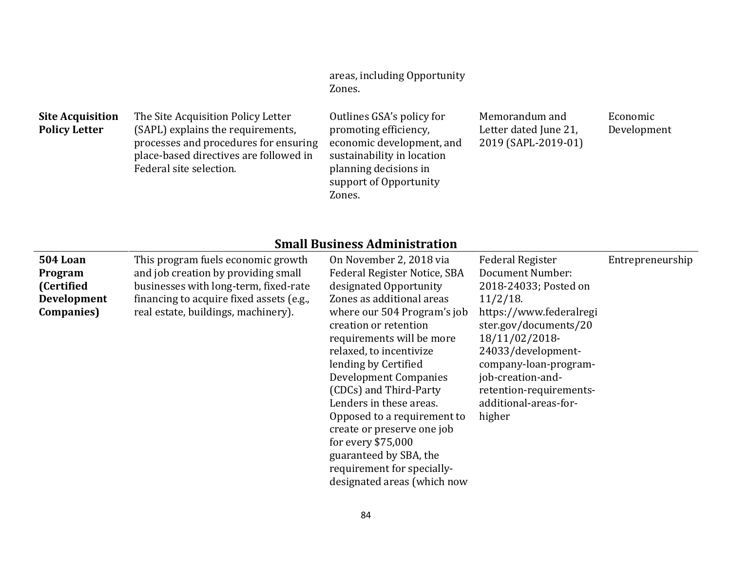| | | | | |
|---|---|---|---|---|
| | | areas, including Opportunity Zones. | | |
| **Site Acquisition Policy Letter** | The Site Acquisition Policy Letter (SAPL) explains the requirements, processes and procedures for ensuring place-based directives are followed in Federal site selection. | Outlines GSA's policy for promoting efficiency, economic development, and sustainability in location planning decisions in support of Opportunity Zones. | Memorandum and Letter dated June 21, 2019 (SAPL-2019-01) | Economic Development |

## Small Business Administration

| | | | | |
|---|---|---|---|---|
| **504 Loan Program (Certified Development Companies)** | This program fuels economic growth and job creation by providing small businesses with long-term, fixed-rate financing to acquire fixed assets (e.g., real estate, buildings, machinery). | On November 2, 2018 via Federal Register Notice, SBA designated Opportunity Zones as additional areas where our 504 Program's job creation or retention requirements will be more relaxed, to incentivize lending by Certified Development Companies (CDCs) and Third-Party Lenders in these areas. Opposed to a requirement to create or preserve one job for every $75,000 guaranteed by SBA, the requirement for specially-designated areas (which now | Federal Register Document Number: 2018-24033; Posted on 11/2/18. https://www.federalregister.gov/documents/2018/11/02/2018-24033/development-company-loan-program-job-creation-and-retention-requirements-additional-areas-for-higher | Entrepreneurship |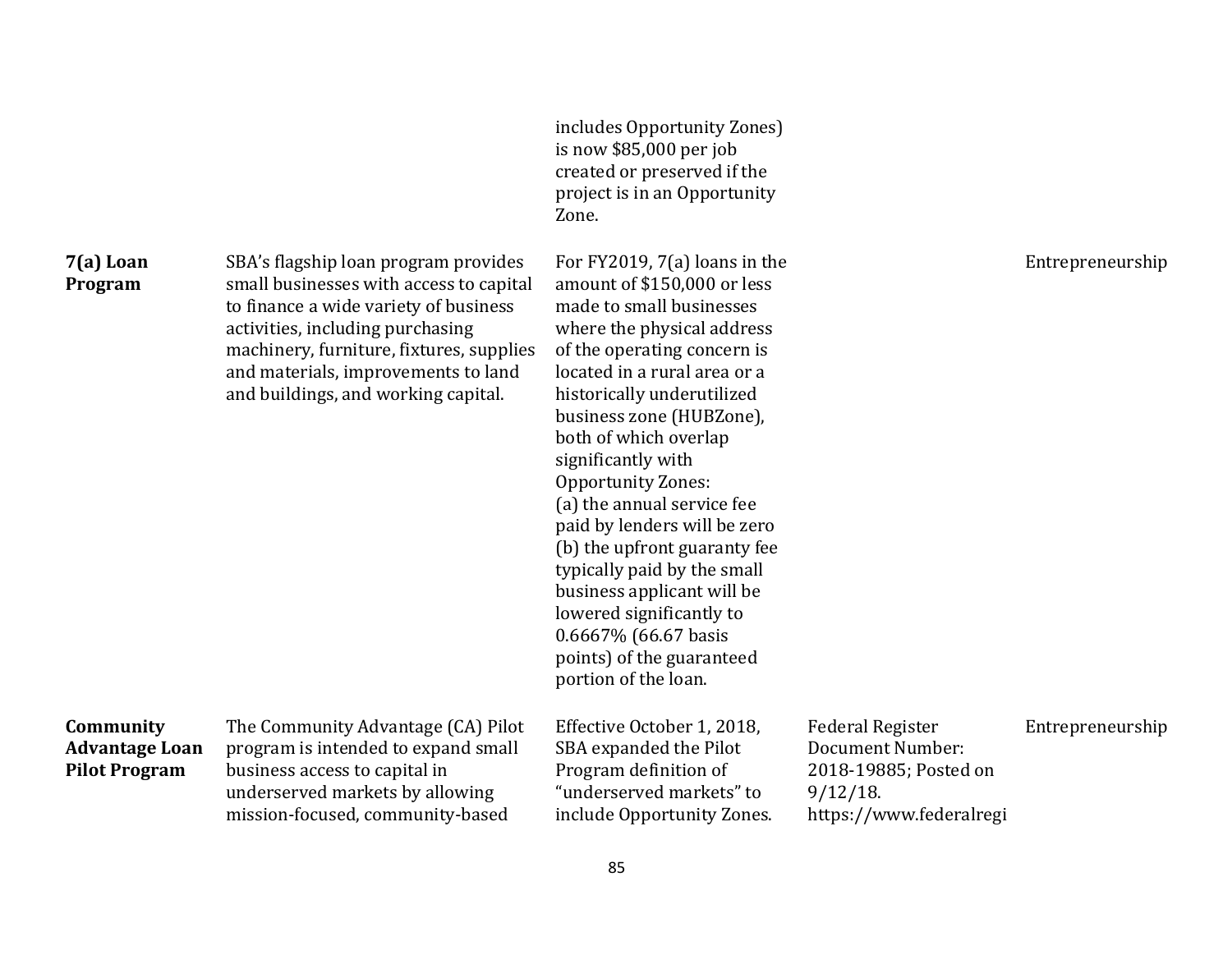| | | | | |
|---|---|---|---|---|
| | | includes Opportunity Zones) is now $85,000 per job created or preserved if the project is in an Opportunity Zone. | | |
| **7(a) Loan Program** | SBA's flagship loan program provides small businesses with access to capital to finance a wide variety of business activities, including purchasing machinery, furniture, fixtures, supplies and materials, improvements to land and buildings, and working capital. | For FY2019, 7(a) loans in the amount of $150,000 or less made to small businesses where the physical address of the operating concern is located in a rural area or a historically underutilized business zone (HUBZone), both of which overlap significantly with Opportunity Zones:<br>(a) the annual service fee paid by lenders will be zero<br>(b) the upfront guaranty fee typically paid by the small business applicant will be lowered significantly to 0.6667% (66.67 basis points) of the guaranteed portion of the loan. | | Entrepreneurship |
| **Community Advantage Loan Pilot Program** | The Community Advantage (CA) Pilot program is intended to expand small business access to capital in underserved markets by allowing mission-focused, community-based | Effective October 1, 2018, SBA expanded the Pilot Program definition of "underserved markets" to include Opportunity Zones. | Federal Register Document Number: 2018-19885; Posted on 9/12/18. https://www.federalregi | Entrepreneurship |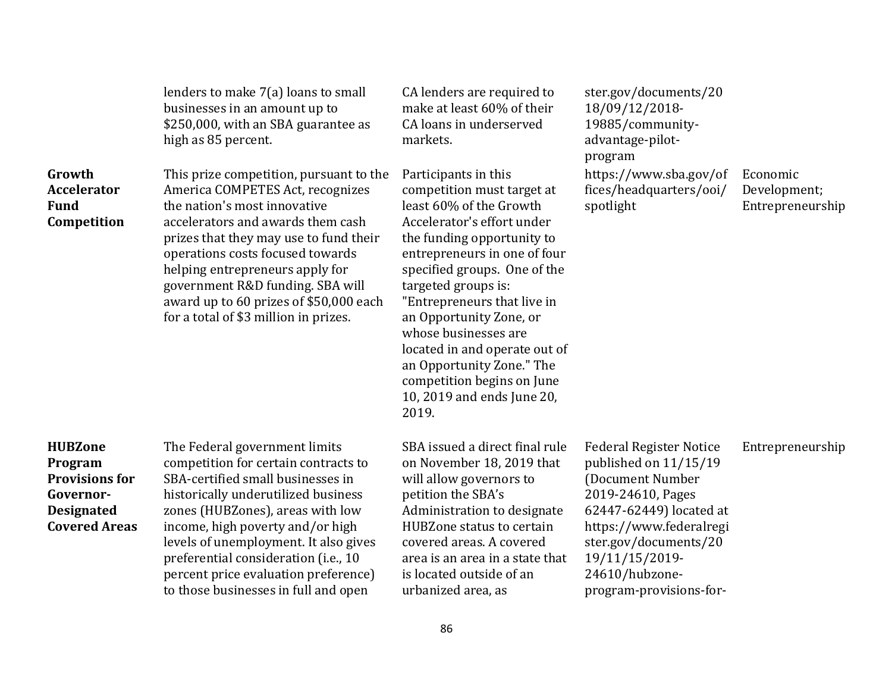| | | | | |
|---|---|---|---|---|
| | lenders to make 7(a) loans to small businesses in an amount up to $250,000, with an SBA guarantee as high as 85 percent. | CA lenders are required to make at least 60% of their CA loans in underserved markets. | ster.gov/documents/2018/09/12/2018-19885/community-advantage-pilot-program | |
| **Growth Accelerator Fund Competition** | This prize competition, pursuant to the America COMPETES Act, recognizes the nation's most innovative accelerators and awards them cash prizes that they may use to fund their operations costs focused towards helping entrepreneurs apply for government R&D funding. SBA will award up to 60 prizes of $50,000 each for a total of $3 million in prizes. | Participants in this competition must target at least 60% of the Growth Accelerator's effort under the funding opportunity to entrepreneurs in one of four specified groups. One of the targeted groups is: "Entrepreneurs that live in an Opportunity Zone, or whose businesses are located in and operate out of an Opportunity Zone." The competition begins on June 10, 2019 and ends June 20, 2019. | https://www.sba.gov/offices/headquarters/ooi/spotlight | Economic Development; Entrepreneurship |
| **HUBZone Program Provisions for Governor-Designated Covered Areas** | The Federal government limits competition for certain contracts to SBA-certified small businesses in historically underutilized business zones (HUBZones), areas with low income, high poverty and/or high levels of unemployment. It also gives preferential consideration (i.e., 10 percent price evaluation preference) to those businesses in full and open | SBA issued a direct final rule on November 18, 2019 that will allow governors to petition the SBA's Administration to designate HUBZone status to certain covered areas. A covered area is an area in a state that is located outside of an urbanized area, as | Federal Register Notice published on 11/15/19 (Document Number 2019-24610, Pages 62447-62449) located at https://www.federalregister.gov/documents/2019/11/15/2019-24610/hubzone-program-provisions-for- | Entrepreneurship |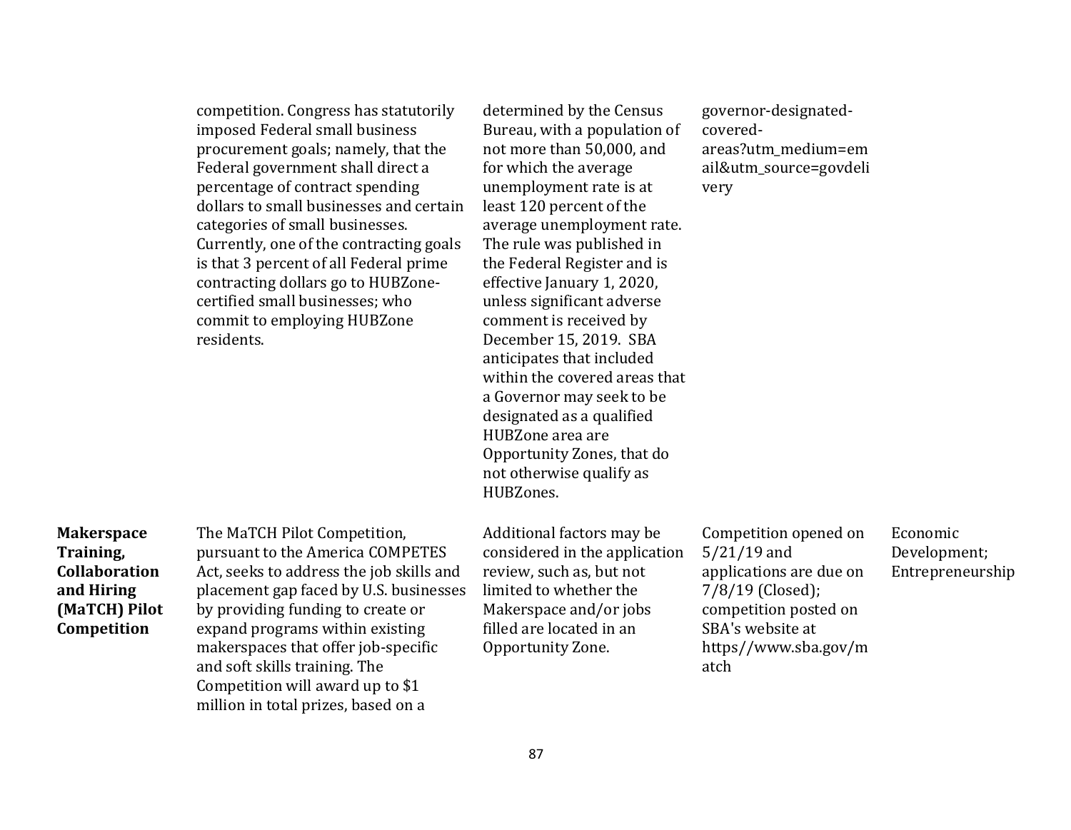| | | | | |
|---|---|---|---|---|
| | competition. Congress has statutorily imposed Federal small business procurement goals; namely, that the Federal government shall direct a percentage of contract spending dollars to small businesses and certain categories of small businesses. Currently, one of the contracting goals is that 3 percent of all Federal prime contracting dollars go to HUBZone-certified small businesses; who commit to employing HUBZone residents. | determined by the Census Bureau, with a population of not more than 50,000, and for which the average unemployment rate is at least 120 percent of the average unemployment rate. The rule was published in the Federal Register and is effective January 1, 2020, unless significant adverse comment is received by December 15, 2019. SBA anticipates that included within the covered areas that a Governor may seek to be designated as a qualified HUBZone area are Opportunity Zones, that do not otherwise qualify as HUBZones. | governor-designated-covered-areas?utm_medium=email&utm_source=govdelivery | |
| **Makerspace Training, Collaboration and Hiring (MaTCH) Pilot Competition** | The MaTCH Pilot Competition, pursuant to the America COMPETES Act, seeks to address the job skills and placement gap faced by U.S. businesses by providing funding to create or expand programs within existing makerspaces that offer job-specific and soft skills training. The Competition will award up to $1 million in total prizes, based on a | Additional factors may be considered in the application review, such as, but not limited to whether the Makerspace and/or jobs filled are located in an Opportunity Zone. | Competition opened on 5/21/19 and applications are due on 7/8/19 (Closed); competition posted on SBA's website at https//www.sba.gov/match | Economic Development; Entrepreneurship |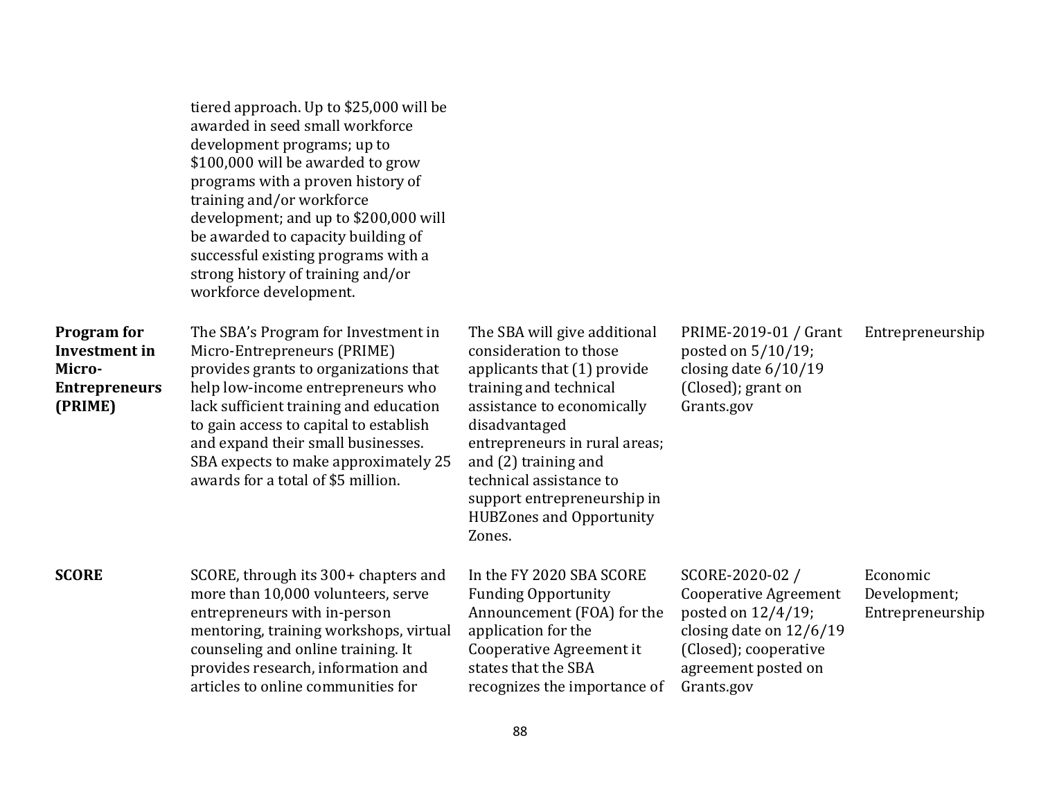| | | | | |
|---|---|---|---|---|
| | tiered approach. Up to $25,000 will be awarded in seed small workforce development programs; up to $100,000 will be awarded to grow programs with a proven history of training and/or workforce development; and up to $200,000 will be awarded to capacity building of successful existing programs with a strong history of training and/or workforce development. | | | |
| **Program for Investment in Micro-Entrepreneurs (PRIME)** | The SBA's Program for Investment in Micro-Entrepreneurs (PRIME) provides grants to organizations that help low-income entrepreneurs who lack sufficient training and education to gain access to capital to establish and expand their small businesses. SBA expects to make approximately 25 awards for a total of $5 million. | The SBA will give additional consideration to those applicants that (1) provide training and technical assistance to economically disadvantaged entrepreneurs in rural areas; and (2) training and technical assistance to support entrepreneurship in HUBZones and Opportunity Zones. | PRIME-2019-01 / Grant posted on 5/10/19; closing date 6/10/19 (Closed); grant on Grants.gov | Entrepreneurship |
| **SCORE** | SCORE, through its 300+ chapters and more than 10,000 volunteers, serve entrepreneurs with in-person mentoring, training workshops, virtual counseling and online training. It provides research, information and articles to online communities for | In the FY 2020 SBA SCORE Funding Opportunity Announcement (FOA) for the application for the Cooperative Agreement it states that the SBA recognizes the importance of | SCORE-2020-02 / Cooperative Agreement posted on 12/4/19; closing date on 12/6/19 (Closed); cooperative agreement posted on Grants.gov | Economic Development; Entrepreneurship |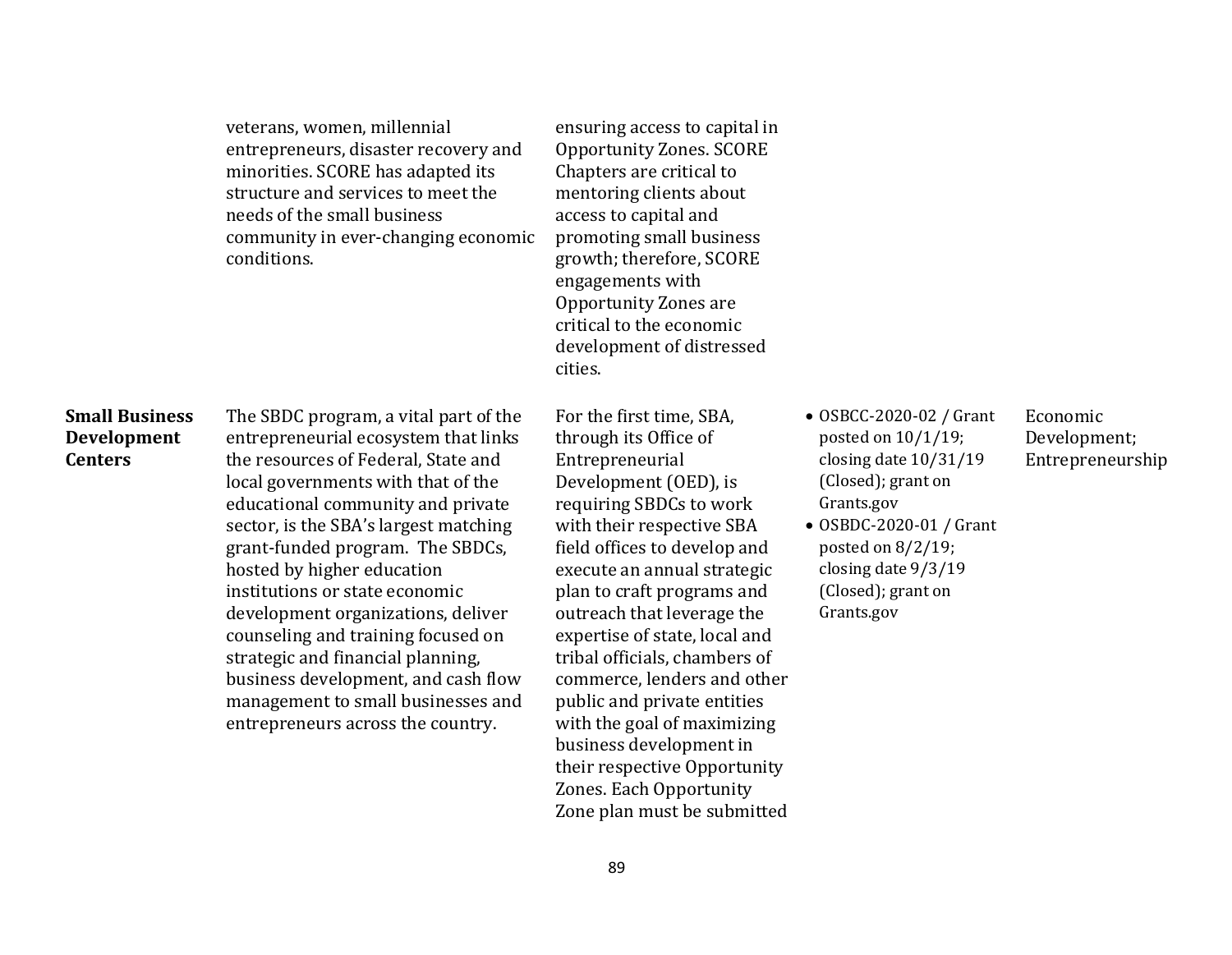| | | | | |
|---|---|---|---|---|
| | veterans, women, millennial entrepreneurs, disaster recovery and minorities. SCORE has adapted its structure and services to meet the needs of the small business community in ever-changing economic conditions. | ensuring access to capital in Opportunity Zones. SCORE Chapters are critical to mentoring clients about access to capital and promoting small business growth; therefore, SCORE engagements with Opportunity Zones are critical to the economic development of distressed cities. | | |
| **Small Business Development Centers** | The SBDC program, a vital part of the entrepreneurial ecosystem that links the resources of Federal, State and local governments with that of the educational community and private sector, is the SBA's largest matching grant-funded program. The SBDCs, hosted by higher education institutions or state economic development organizations, deliver counseling and training focused on strategic and financial planning, business development, and cash flow management to small businesses and entrepreneurs across the country. | For the first time, SBA, through its Office of Entrepreneurial Development (OED), is requiring SBDCs to work with their respective SBA field offices to develop and execute an annual strategic plan to craft programs and outreach that leverage the expertise of state, local and tribal officials, chambers of commerce, lenders and other public and private entities with the goal of maximizing business development in their respective Opportunity Zones. Each Opportunity Zone plan must be submitted | • OSBCC-2020-02 / Grant posted on 10/1/19; closing date 10/31/19 (Closed); grant on Grants.gov<br>• OSBDC-2020-01 / Grant posted on 8/2/19; closing date 9/3/19 (Closed); grant on Grants.gov | Economic Development; Entrepreneurship |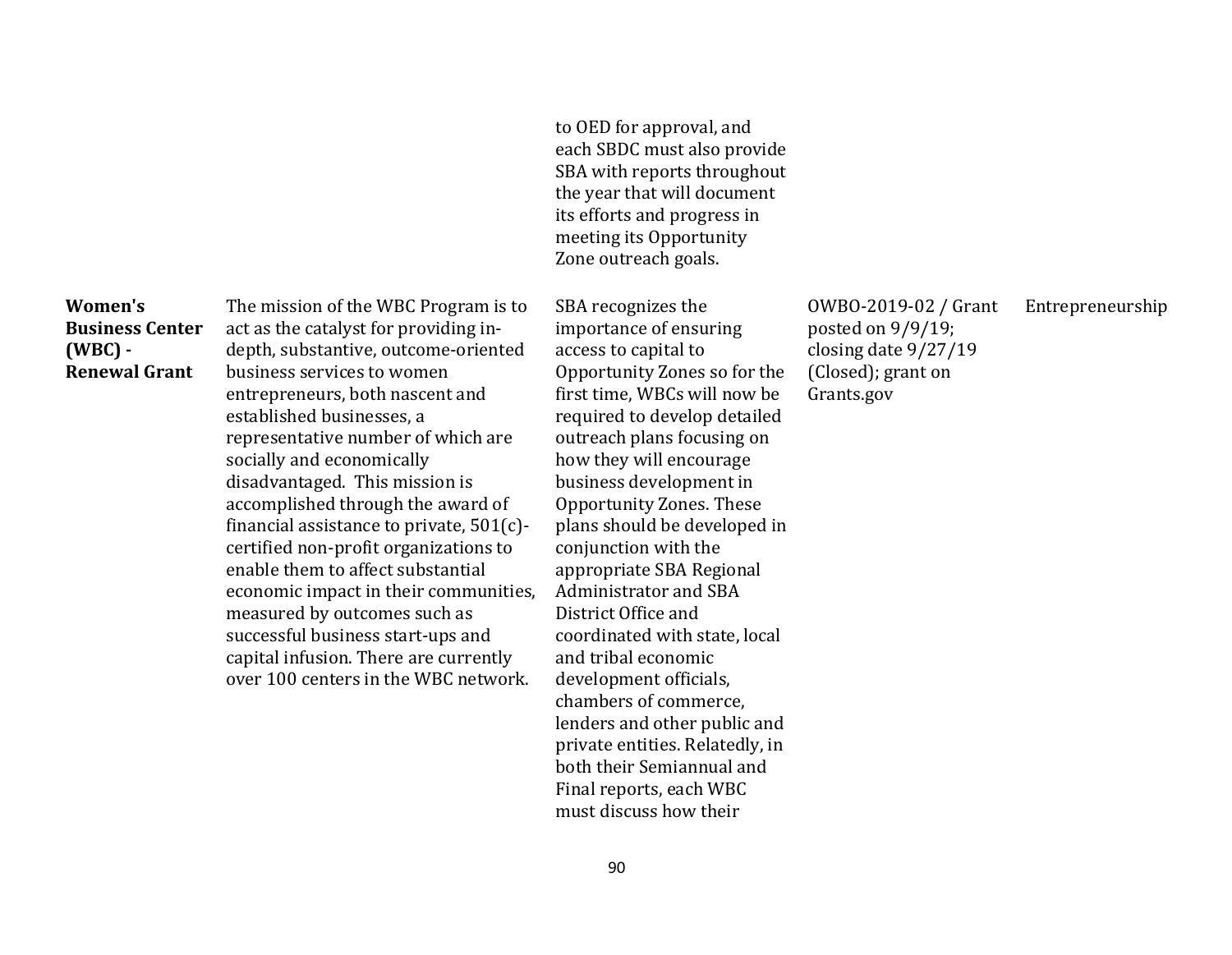| | | | | |
|---|---|---|---|---|
| | | to OED for approval, and each SBDC must also provide SBA with reports throughout the year that will document its efforts and progress in meeting its Opportunity Zone outreach goals. | | |
| **Women's Business Center (WBC) - Renewal Grant** | The mission of the WBC Program is to act as the catalyst for providing in-depth, substantive, outcome-oriented business services to women entrepreneurs, both nascent and established businesses, a representative number of which are socially and economically disadvantaged. This mission is accomplished through the award of financial assistance to private, 501(c)-certified non-profit organizations to enable them to affect substantial economic impact in their communities, measured by outcomes such as successful business start-ups and capital infusion. There are currently over 100 centers in the WBC network. | SBA recognizes the importance of ensuring access to capital to Opportunity Zones so for the first time, WBCs will now be required to develop detailed outreach plans focusing on how they will encourage business development in Opportunity Zones. These plans should be developed in conjunction with the appropriate SBA Regional Administrator and SBA District Office and coordinated with state, local and tribal economic development officials, chambers of commerce, lenders and other public and private entities. Relatedly, in both their Semiannual and Final reports, each WBC must discuss how their | OWBO-2019-02 / Grant posted on 9/9/19; closing date 9/27/19 (Closed); grant on Grants.gov | Entrepreneurship |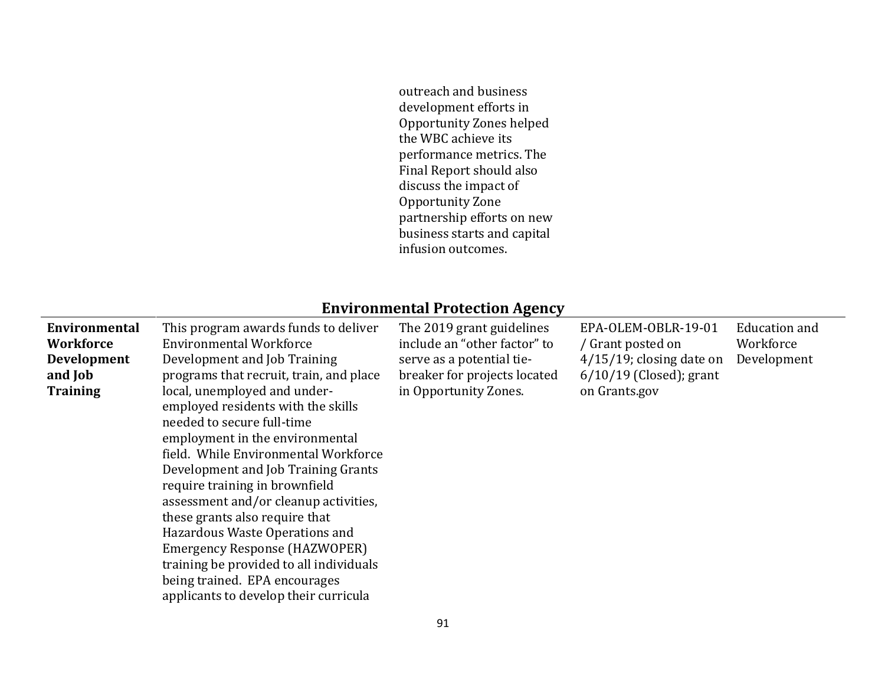| | | outreach and business development efforts in Opportunity Zones helped the WBC achieve its performance metrics. The Final Report should also discuss the impact of Opportunity Zone partnership efforts on new business starts and capital infusion outcomes. | | |
|---|---|---|---|---|

## Environmental Protection Agency

| | | | | |
|---|---|---|---|---|
| **Environmental Workforce Development and Job Training** | This program awards funds to deliver Environmental Workforce Development and Job Training programs that recruit, train, and place local, unemployed and under-employed residents with the skills needed to secure full-time employment in the environmental field. While Environmental Workforce Development and Job Training Grants require training in brownfield assessment and/or cleanup activities, these grants also require that Hazardous Waste Operations and Emergency Response (HAZWOPER) training be provided to all individuals being trained. EPA encourages applicants to develop their curricula | The 2019 grant guidelines include an "other factor" to serve as a potential tie-breaker for projects located in Opportunity Zones. | EPA-OLEM-OBLR-19-01 / Grant posted on 4/15/19; closing date on 6/10/19 (Closed); grant on Grants.gov | Education and Workforce Development |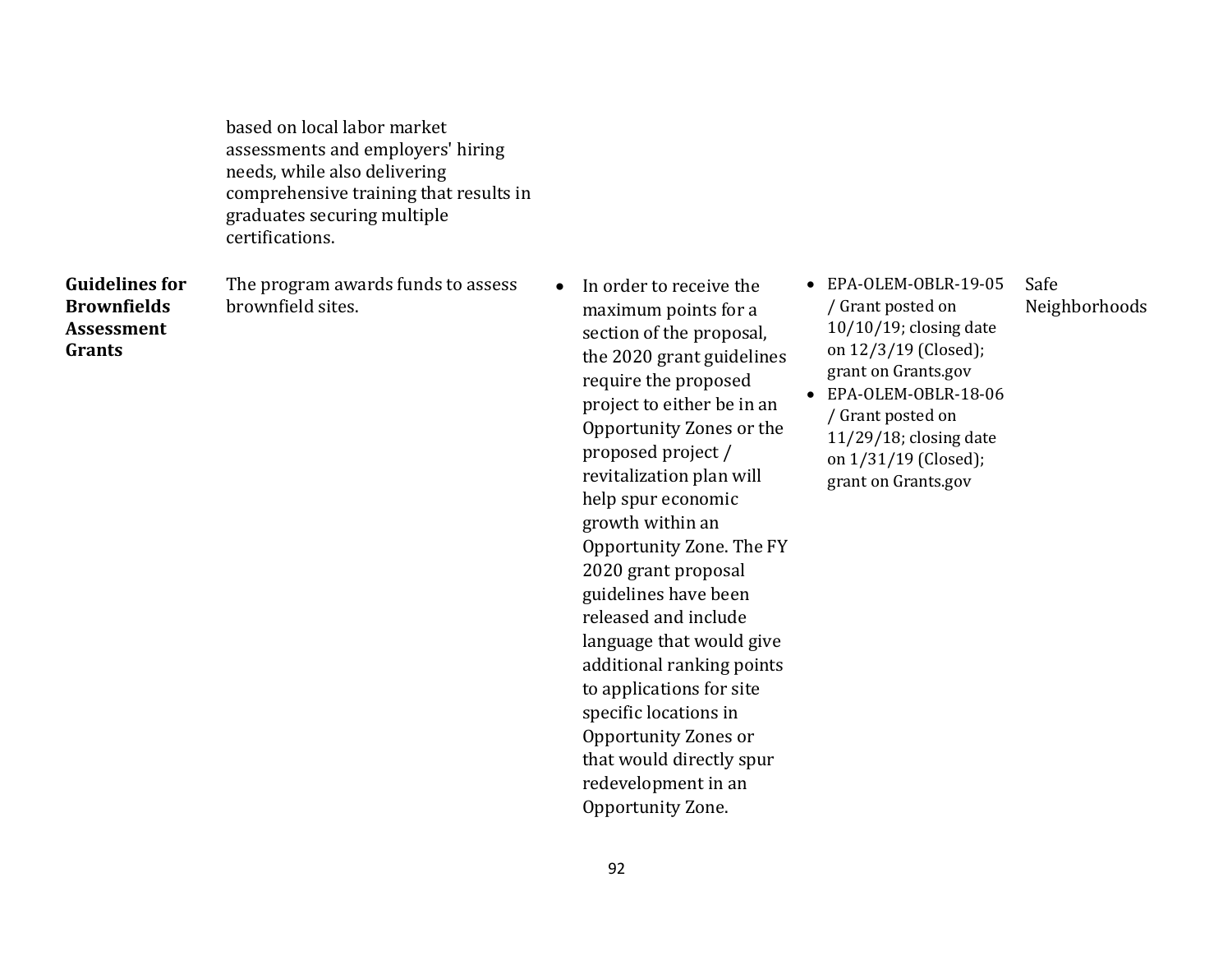| | | | | |
|---|---|---|---|---|
| | based on local labor market assessments and employers' hiring needs, while also delivering comprehensive training that results in graduates securing multiple certifications. | | | |
| **Guidelines for Brownfields Assessment Grants** | The program awards funds to assess brownfield sites. | • In order to receive the maximum points for a section of the proposal, the 2020 grant guidelines require the proposed project to either be in an Opportunity Zones or the proposed project / revitalization plan will help spur economic growth within an Opportunity Zone. The FY 2020 grant proposal guidelines have been released and include language that would give additional ranking points to applications for site specific locations in Opportunity Zones or that would directly spur redevelopment in an Opportunity Zone. | • EPA-OLEM-OBLR-19-05 / Grant posted on 10/10/19; closing date on 12/3/19 (Closed); grant on Grants.gov<br>• EPA-OLEM-OBLR-18-06 / Grant posted on 11/29/18; closing date on 1/31/19 (Closed); grant on Grants.gov | Safe Neighborhoods |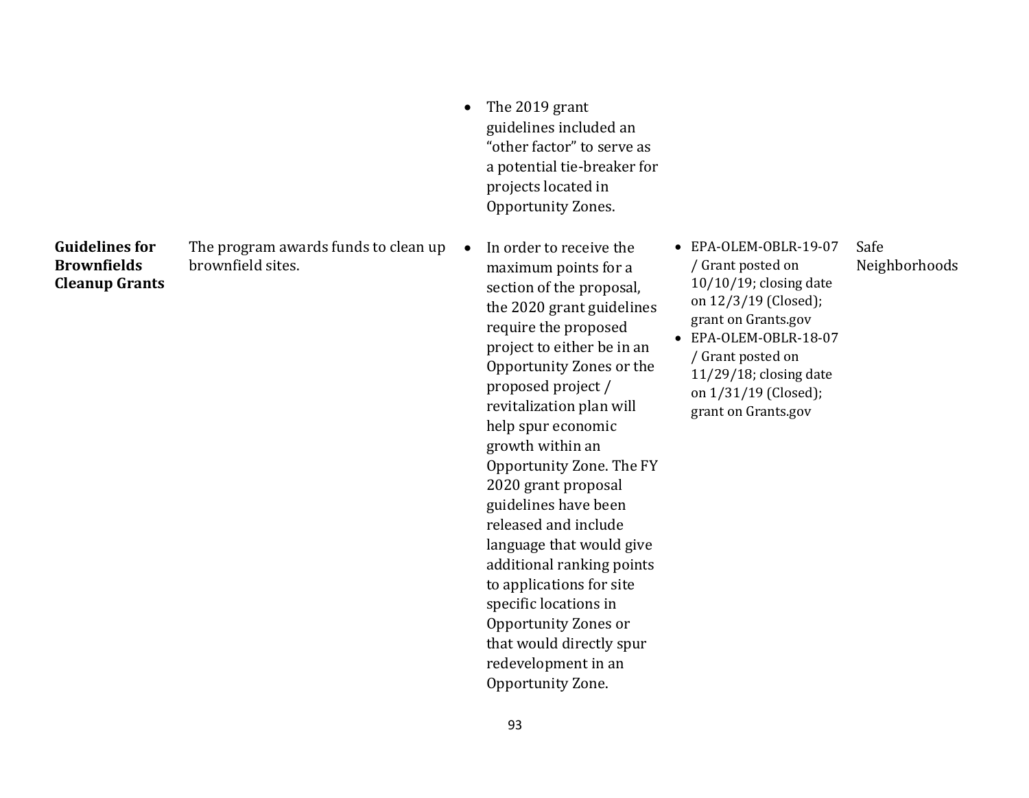| | | | | |
|---|---|---|---|---|
| | | • The 2019 grant guidelines included an “other factor” to serve as a potential tie-breaker for projects located in Opportunity Zones. | | |
| **Guidelines for Brownfields Cleanup Grants** | The program awards funds to clean up brownfield sites. | • In order to receive the maximum points for a section of the proposal, the 2020 grant guidelines require the proposed project to either be in an Opportunity Zones or the proposed project / revitalization plan will help spur economic growth within an Opportunity Zone. The FY 2020 grant proposal guidelines have been released and include language that would give additional ranking points to applications for site specific locations in Opportunity Zones or that would directly spur redevelopment in an Opportunity Zone. | • EPA-OLEM-OBLR-19-07 / Grant posted on 10/10/19; closing date on 12/3/19 (Closed); grant on Grants.gov<br>• EPA-OLEM-OBLR-18-07 / Grant posted on 11/29/18; closing date on 1/31/19 (Closed); grant on Grants.gov | Safe Neighborhoods |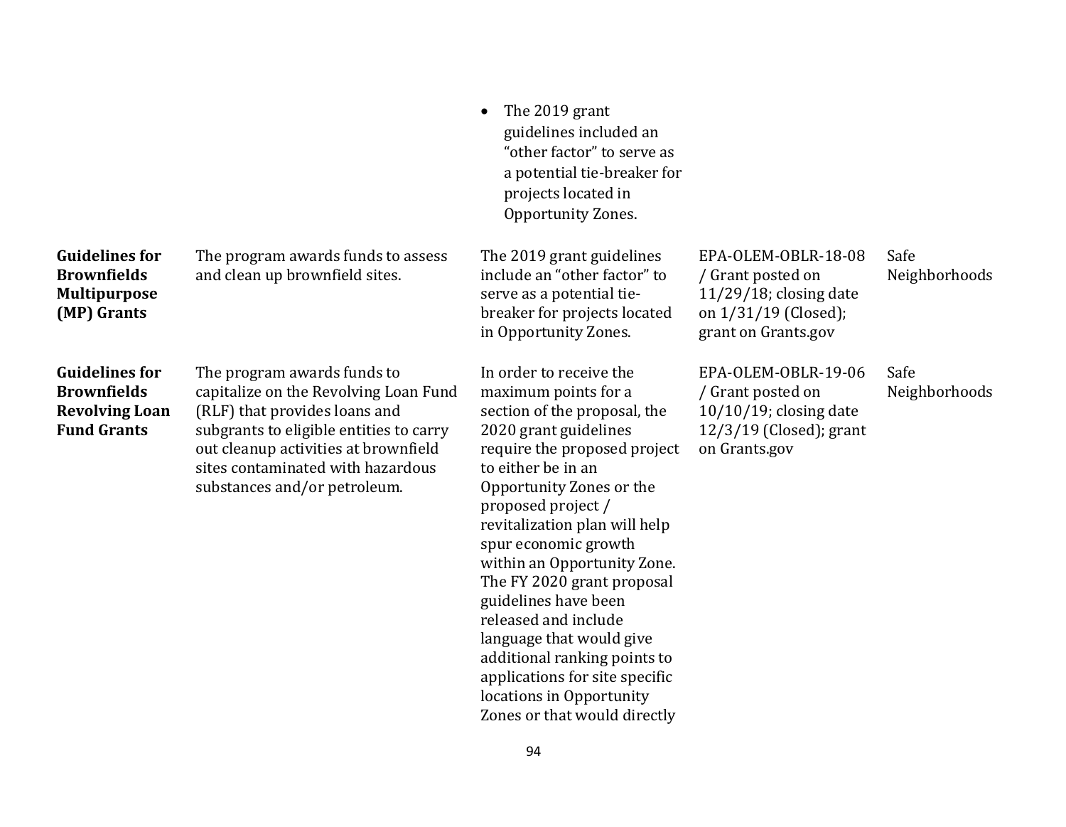| | | • The 2019 grant guidelines included an "other factor" to serve as a potential tie-breaker for projects located in Opportunity Zones. | | |
|---|---|---|---|---|
| **Guidelines for Brownfields Multipurpose (MP) Grants** | The program awards funds to assess and clean up brownfield sites. | The 2019 grant guidelines include an "other factor" to serve as a potential tie-breaker for projects located in Opportunity Zones. | EPA-OLEM-OBLR-18-08 / Grant posted on 11/29/18; closing date on 1/31/19 (Closed); grant on Grants.gov | Safe Neighborhoods |
| **Guidelines for Brownfields Revolving Loan Fund Grants** | The program awards funds to capitalize on the Revolving Loan Fund (RLF) that provides loans and subgrants to eligible entities to carry out cleanup activities at brownfield sites contaminated with hazardous substances and/or petroleum. | In order to receive the maximum points for a section of the proposal, the 2020 grant guidelines require the proposed project to either be in an Opportunity Zones or the proposed project / revitalization plan will help spur economic growth within an Opportunity Zone. The FY 2020 grant proposal guidelines have been released and include language that would give additional ranking points to applications for site specific locations in Opportunity Zones or that would directly | EPA-OLEM-OBLR-19-06 / Grant posted on 10/10/19; closing date 12/3/19 (Closed); grant on Grants.gov | Safe Neighborhoods |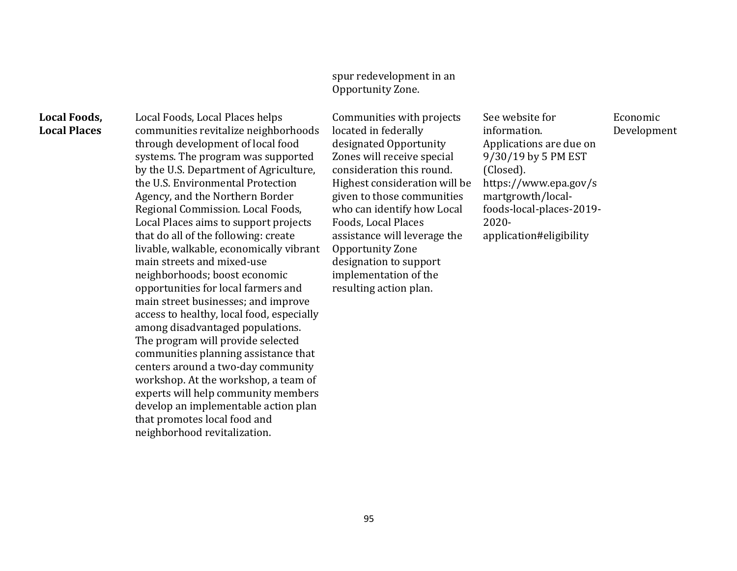| | | spur redevelopment in an Opportunity Zone. | | |
|---|---|---|---|---|
| **Local Foods, Local Places** | Local Foods, Local Places helps communities revitalize neighborhoods through development of local food systems. The program was supported by the U.S. Department of Agriculture, the U.S. Environmental Protection Agency, and the Northern Border Regional Commission. Local Foods, Local Places aims to support projects that do all of the following: create livable, walkable, economically vibrant main streets and mixed-use neighborhoods; boost economic opportunities for local farmers and main street businesses; and improve access to healthy, local food, especially among disadvantaged populations. The program will provide selected communities planning assistance that centers around a two-day community workshop. At the workshop, a team of experts will help community members develop an implementable action plan that promotes local food and neighborhood revitalization. | Communities with projects located in federally designated Opportunity Zones will receive special consideration this round. Highest consideration will be given to those communities who can identify how Local Foods, Local Places assistance will leverage the Opportunity Zone designation to support implementation of the resulting action plan. | See website for information. Applications are due on 9/30/19 by 5 PM EST (Closed). https://www.epa.gov/smartgrowth/local-foods-local-places-2019-2020-application#eligibility | Economic Development |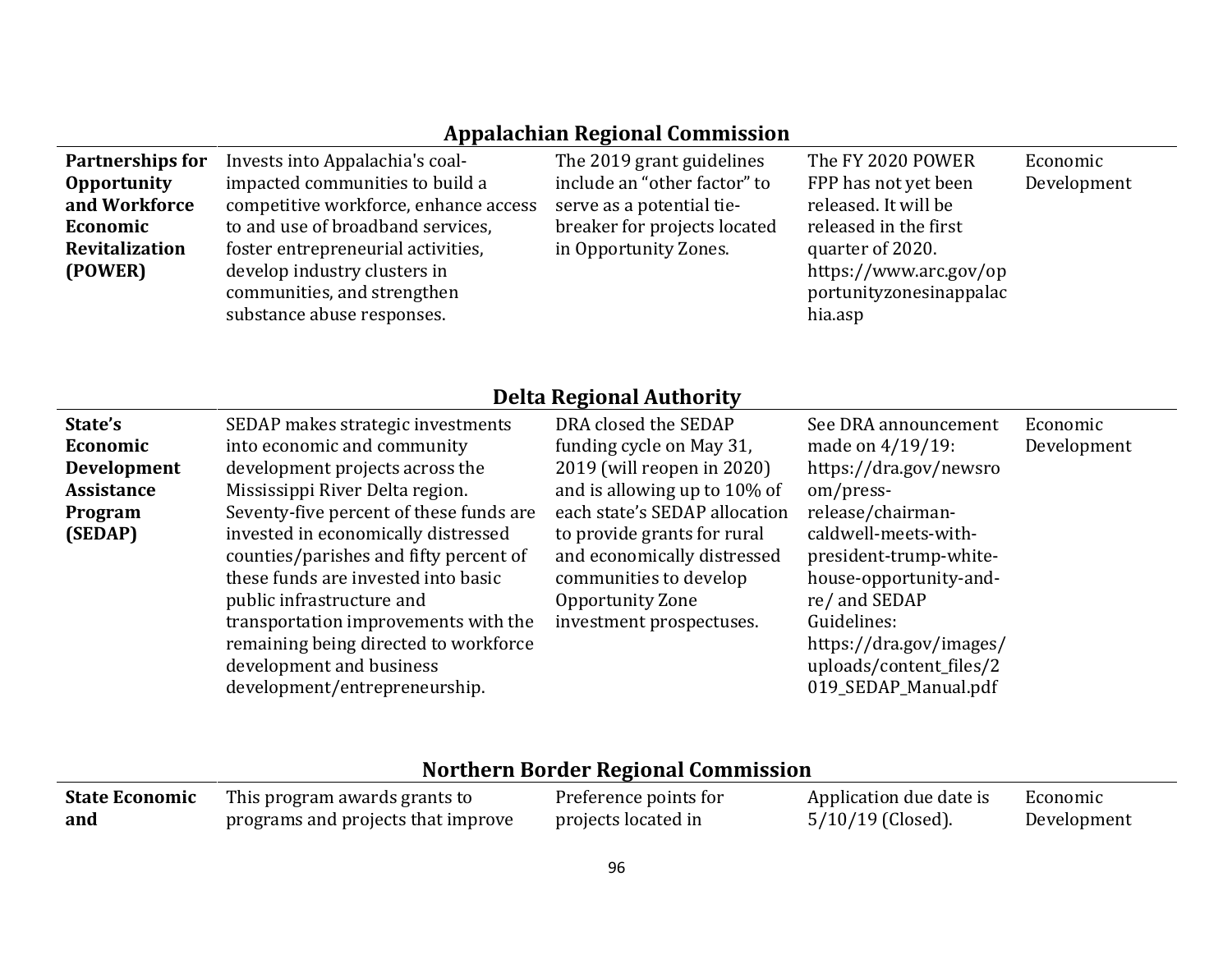## Appalachian Regional Commission

| | | | | |
|---|---|---|---|---|
| **Partnerships for Opportunity and Workforce Economic Revitalization (POWER)** | Invests into Appalachia's coal-impacted communities to build a competitive workforce, enhance access to and use of broadband services, foster entrepreneurial activities, develop industry clusters in communities, and strengthen substance abuse responses. | The 2019 grant guidelines include an "other factor" to serve as a potential tie-breaker for projects located in Opportunity Zones. | The FY 2020 POWER FPP has not yet been released. It will be released in the first quarter of 2020. https://www.arc.gov/opportunityzonesinappalachia.asp | Economic Development |

## Delta Regional Authority

| | | | | |
|---|---|---|---|---|
| **State's Economic Development Assistance Program (SEDAP)** | SEDAP makes strategic investments into economic and community development projects across the Mississippi River Delta region. Seventy-five percent of these funds are invested in economically distressed counties/parishes and fifty percent of these funds are invested into basic public infrastructure and transportation improvements with the remaining being directed to workforce development and business development/entrepreneurship. | DRA closed the SEDAP funding cycle on May 31, 2019 (will reopen in 2020) and is allowing up to 10% of each state's SEDAP allocation to provide grants for rural and economically distressed communities to develop Opportunity Zone investment prospectuses. | See DRA announcement made on 4/19/19: https://dra.gov/newsroom/press-release/chairman-caldwell-meets-with-president-trump-white-house-opportunity-and-re/ and SEDAP Guidelines: https://dra.gov/images/uploads/content_files/2019_SEDAP_Manual.pdf | Economic Development |

## Northern Border Regional Commission

| | | | | |
|---|---|---|---|---|
| **State Economic and** | This program awards grants to programs and projects that improve | Preference points for projects located in | Application due date is 5/10/19 (Closed). | Economic Development |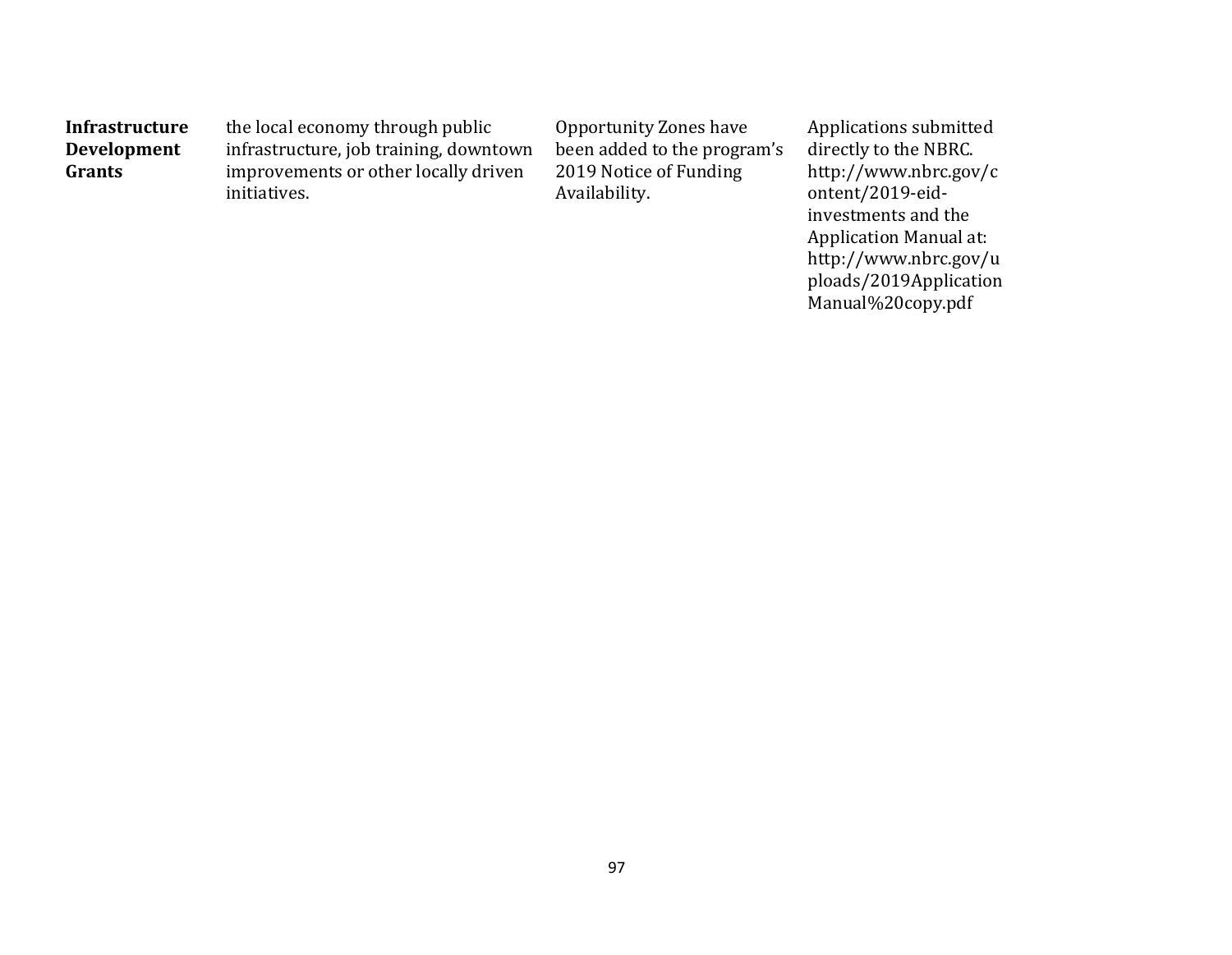| | | | |
|---|---|---|---|
| **Infrastructure Development Grants** | the local economy through public infrastructure, job training, downtown improvements or other locally driven initiatives. | Opportunity Zones have been added to the program's 2019 Notice of Funding Availability. | Applications submitted directly to the NBRC. http://www.nbrc.gov/content/2019-eid-investments and the Application Manual at: http://www.nbrc.gov/uploads/2019Application Manual%20copy.pdf |